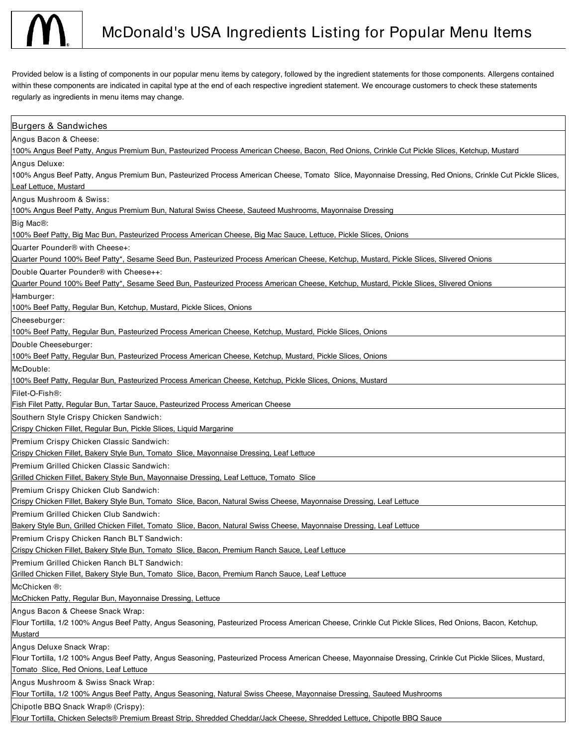# McDonald's USA Ingredients Listing for Popular Menu Items

Provided below is a listing of components in our popular menu items by category, followed by the ingredient statements for those components. Allergens contained within these components are indicated in capital type at the end of each respective ingredient statement. We encourage customers to check these statements regularly as ingredients in menu items may change.

## Burgers & Sandwiches

**Angus Bacon & Cheese:**
100% Angus Beef Patty, Angus Premium Bun, Pasteurized Process American Cheese, Bacon, Red Onions, Crinkle Cut Pickle Slices, Ketchup, Mustard

**Angus Deluxe:**
100% Angus Beef Patty, Angus Premium Bun, Pasteurized Process American Cheese, Tomato Slice, Mayonnaise Dressing, Red Onions, Crinkle Cut Pickle Slices, Leaf Lettuce, Mustard

**Angus Mushroom & Swiss:**
100% Angus Beef Patty, Angus Premium Bun, Natural Swiss Cheese, Sauteed Mushrooms, Mayonnaise Dressing

**Big Mac®:**
100% Beef Patty, Big Mac Bun, Pasteurized Process American Cheese, Big Mac Sauce, Lettuce, Pickle Slices, Onions

**Quarter Pounder® with Cheese+:**
Quarter Pound 100% Beef Patty*, Sesame Seed Bun, Pasteurized Process American Cheese, Ketchup, Mustard, Pickle Slices, Slivered Onions

**Double Quarter Pounder® with Cheese++:**
Quarter Pound 100% Beef Patty*, Sesame Seed Bun, Pasteurized Process American Cheese, Ketchup, Mustard, Pickle Slices, Slivered Onions

**Hamburger:**
100% Beef Patty, Regular Bun, Ketchup, Mustard, Pickle Slices, Onions

**Cheeseburger:**
100% Beef Patty, Regular Bun, Pasteurized Process American Cheese, Ketchup, Mustard, Pickle Slices, Onions

**Double Cheeseburger:**
100% Beef Patty, Regular Bun, Pasteurized Process American Cheese, Ketchup, Mustard, Pickle Slices, Onions

**McDouble:**
100% Beef Patty, Regular Bun, Pasteurized Process American Cheese, Ketchup, Pickle Slices, Onions, Mustard

**Filet-O-Fish®:**
Fish Filet Patty, Regular Bun, Tartar Sauce, Pasteurized Process American Cheese

**Southern Style Crispy Chicken Sandwich:**
Crispy Chicken Fillet, Regular Bun, Pickle Slices, Liquid Margarine

**Premium Crispy Chicken Classic Sandwich:**
Crispy Chicken Fillet, Bakery Style Bun, Tomato Slice, Mayonnaise Dressing, Leaf Lettuce

**Premium Grilled Chicken Classic Sandwich:**
Grilled Chicken Fillet, Bakery Style Bun, Mayonnaise Dressing, Leaf Lettuce, Tomato Slice

**Premium Crispy Chicken Club Sandwich:**
Crispy Chicken Fillet, Bakery Style Bun, Tomato Slice, Bacon, Natural Swiss Cheese, Mayonnaise Dressing, Leaf Lettuce

**Premium Grilled Chicken Club Sandwich:**
Bakery Style Bun, Grilled Chicken Fillet, Tomato Slice, Bacon, Natural Swiss Cheese, Mayonnaise Dressing, Leaf Lettuce

**Premium Crispy Chicken Ranch BLT Sandwich:**
Crispy Chicken Fillet, Bakery Style Bun, Tomato Slice, Bacon, Premium Ranch Sauce, Leaf Lettuce

**Premium Grilled Chicken Ranch BLT Sandwich:**
Grilled Chicken Fillet, Bakery Style Bun, Tomato Slice, Bacon, Premium Ranch Sauce, Leaf Lettuce

**McChicken ®:**
McChicken Patty, Regular Bun, Mayonnaise Dressing, Lettuce

**Angus Bacon & Cheese Snack Wrap:**
Flour Tortilla, 1/2 100% Angus Beef Patty, Angus Seasoning, Pasteurized Process American Cheese, Crinkle Cut Pickle Slices, Red Onions, Bacon, Ketchup, Mustard

**Angus Deluxe Snack Wrap:**
Flour Tortilla, 1/2 100% Angus Beef Patty, Angus Seasoning, Pasteurized Process American Cheese, Mayonnaise Dressing, Crinkle Cut Pickle Slices, Mustard, Tomato Slice, Red Onions, Leaf Lettuce

**Angus Mushroom & Swiss Snack Wrap:**
Flour Tortilla, 1/2 100% Angus Beef Patty, Angus Seasoning, Natural Swiss Cheese, Mayonnaise Dressing, Sauteed Mushrooms

**Chipotle BBQ Snack Wrap® (Crispy):**
Flour Tortilla, Chicken Selects® Premium Breast Strip, Shredded Cheddar/Jack Cheese, Shredded Lettuce, Chipotle BBQ Sauce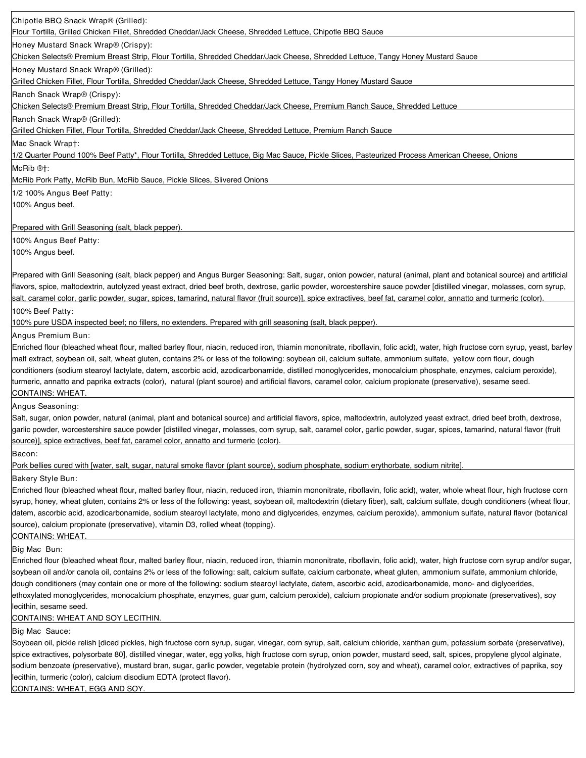Chipotle BBQ Snack Wrap® (Grilled):
Flour Tortilla, Grilled Chicken Fillet, Shredded Cheddar/Jack Cheese, Shredded Lettuce, Chipotle BBQ Sauce

Honey Mustard Snack Wrap® (Crispy):
Chicken Selects® Premium Breast Strip, Flour Tortilla, Shredded Cheddar/Jack Cheese, Shredded Lettuce, Tangy Honey Mustard Sauce

Honey Mustard Snack Wrap® (Grilled):
Grilled Chicken Fillet, Flour Tortilla, Shredded Cheddar/Jack Cheese, Shredded Lettuce, Tangy Honey Mustard Sauce

Ranch Snack Wrap® (Crispy):
Chicken Selects® Premium Breast Strip, Flour Tortilla, Shredded Cheddar/Jack Cheese, Premium Ranch Sauce, Shredded Lettuce

Ranch Snack Wrap® (Grilled):
Grilled Chicken Fillet, Flour Tortilla, Shredded Cheddar/Jack Cheese, Shredded Lettuce, Premium Ranch Sauce

Mac Snack Wrap†:
1/2 Quarter Pound 100% Beef Patty*, Flour Tortilla, Shredded Lettuce, Big Mac Sauce, Pickle Slices, Pasteurized Process American Cheese, Onions

McRib ®†:
McRib Pork Patty, McRib Bun, McRib Sauce, Pickle Slices, Slivered Onions

1/2 100% Angus Beef Patty:
100% Angus beef.

Prepared with Grill Seasoning (salt, black pepper).

100% Angus Beef Patty:
100% Angus beef.

Prepared with Grill Seasoning (salt, black pepper) and Angus Burger Seasoning: Salt, sugar, onion powder, natural (animal, plant and botanical source) and artificial flavors, spice, maltodextrin, autolyzed yeast extract, dried beef broth, dextrose, garlic powder, worcestershire sauce powder [distilled vinegar, molasses, corn syrup, salt, caramel color, garlic powder, sugar, spices, tamarind, natural flavor (fruit source)], spice extractives, beef fat, caramel color, annatto and turmeric (color).

100% Beef Patty:
100% pure USDA inspected beef; no fillers, no extenders. Prepared with grill seasoning (salt, black pepper).

Angus Premium Bun:
Enriched flour (bleached wheat flour, malted barley flour, niacin, reduced iron, thiamin mononitrate, riboflavin, folic acid), water, high fructose corn syrup, yeast, barley malt extract, soybean oil, salt, wheat gluten, contains 2% or less of the following: soybean oil, calcium sulfate, ammonium sulfate, yellow corn flour, dough conditioners (sodium stearoyl lactylate, datem, ascorbic acid, azodicarbonamide, distilled monoglycerides, monocalcium phosphate, enzymes, calcium peroxide), turmeric, annatto and paprika extracts (color), natural (plant source) and artificial flavors, caramel color, calcium propionate (preservative), sesame seed.
CONTAINS: WHEAT.

Angus Seasoning:
Salt, sugar, onion powder, natural (animal, plant and botanical source) and artificial flavors, spice, maltodextrin, autolyzed yeast extract, dried beef broth, dextrose, garlic powder, worcestershire sauce powder [distilled vinegar, molasses, corn syrup, salt, caramel color, garlic powder, sugar, spices, tamarind, natural flavor (fruit source)], spice extractives, beef fat, caramel color, annatto and turmeric (color).

Bacon:
Pork bellies cured with [water, salt, sugar, natural smoke flavor (plant source), sodium phosphate, sodium erythorbate, sodium nitrite].

Bakery Style Bun:
Enriched flour (bleached wheat flour, malted barley flour, niacin, reduced iron, thiamin mononitrate, riboflavin, folic acid), water, whole wheat flour, high fructose corn syrup, honey, wheat gluten, contains 2% or less of the following: yeast, soybean oil, maltodextrin (dietary fiber), salt, calcium sulfate, dough conditioners (wheat flour, datem, ascorbic acid, azodicarbonamide, sodium stearoyl lactylate, mono and diglycerides, enzymes, calcium peroxide), ammonium sulfate, natural flavor (botanical source), calcium propionate (preservative), vitamin D3, rolled wheat (topping).
CONTAINS: WHEAT.

Big Mac Bun:
Enriched flour (bleached wheat flour, malted barley flour, niacin, reduced iron, thiamin mononitrate, riboflavin, folic acid), water, high fructose corn syrup and/or sugar, soybean oil and/or canola oil, contains 2% or less of the following: salt, calcium sulfate, calcium carbonate, wheat gluten, ammonium sulfate, ammonium chloride, dough conditioners (may contain one or more of the following: sodium stearoyl lactylate, datem, ascorbic acid, azodicarbonamide, mono- and diglycerides, ethoxylated monoglycerides, monocalcium phosphate, enzymes, guar gum, calcium peroxide), calcium propionate and/or sodium propionate (preservatives), soy lecithin, sesame seed.
CONTAINS: WHEAT AND SOY LECITHIN.

Big Mac Sauce:
Soybean oil, pickle relish [diced pickles, high fructose corn syrup, sugar, vinegar, corn syrup, salt, calcium chloride, xanthan gum, potassium sorbate (preservative), spice extractives, polysorbate 80], distilled vinegar, water, egg yolks, high fructose corn syrup, onion powder, mustard seed, salt, spices, propylene glycol alginate, sodium benzoate (preservative), mustard bran, sugar, garlic powder, vegetable protein (hydrolyzed corn, soy and wheat), caramel color, extractives of paprika, soy lecithin, turmeric (color), calcium disodium EDTA (protect flavor).
CONTAINS: WHEAT, EGG AND SOY.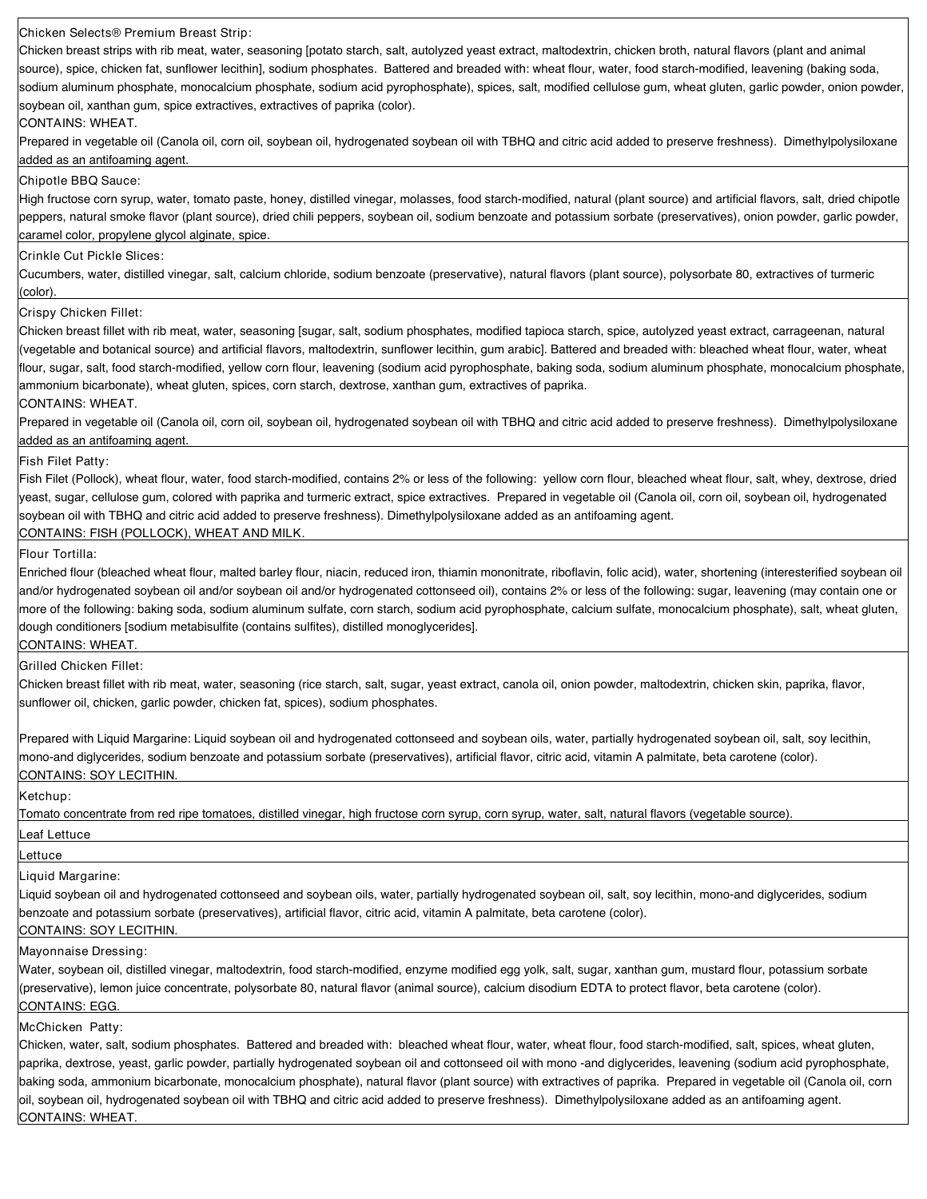Chicken Selects® Premium Breast Strip:

Chicken breast strips with rib meat, water, seasoning [potato starch, salt, autolyzed yeast extract, maltodextrin, chicken broth, natural flavors (plant and animal source), spice, chicken fat, sunflower lecithin], sodium phosphates. Battered and breaded with: wheat flour, water, food starch-modified, leavening (baking soda, sodium aluminum phosphate, monocalcium phosphate, sodium acid pyrophosphate), spices, salt, modified cellulose gum, wheat gluten, garlic powder, onion powder, soybean oil, xanthan gum, spice extractives, extractives of paprika (color).

CONTAINS: WHEAT.

Prepared in vegetable oil (Canola oil, corn oil, soybean oil, hydrogenated soybean oil with TBHQ and citric acid added to preserve freshness). Dimethylpolysiloxane added as an antifoaming agent.

Chipotle BBQ Sauce:

High fructose corn syrup, water, tomato paste, honey, distilled vinegar, molasses, food starch-modified, natural (plant source) and artificial flavors, salt, dried chipotle peppers, natural smoke flavor (plant source), dried chili peppers, soybean oil, sodium benzoate and potassium sorbate (preservatives), onion powder, garlic powder, caramel color, propylene glycol alginate, spice.

Crinkle Cut Pickle Slices:

Cucumbers, water, distilled vinegar, salt, calcium chloride, sodium benzoate (preservative), natural flavors (plant source), polysorbate 80, extractives of turmeric (color).

Crispy Chicken Fillet:

Chicken breast fillet with rib meat, water, seasoning [sugar, salt, sodium phosphates, modified tapioca starch, spice, autolyzed yeast extract, carrageenan, natural (vegetable and botanical source) and artificial flavors, maltodextrin, sunflower lecithin, gum arabic]. Battered and breaded with: bleached wheat flour, water, wheat flour, sugar, salt, food starch-modified, yellow corn flour, leavening (sodium acid pyrophosphate, baking soda, sodium aluminum phosphate, monocalcium phosphate, ammonium bicarbonate), wheat gluten, spices, corn starch, dextrose, xanthan gum, extractives of paprika.

CONTAINS: WHEAT.

Prepared in vegetable oil (Canola oil, corn oil, soybean oil, hydrogenated soybean oil with TBHQ and citric acid added to preserve freshness). Dimethylpolysiloxane added as an antifoaming agent.

Fish Filet Patty:

Fish Filet (Pollock), wheat flour, water, food starch-modified, contains 2% or less of the following: yellow corn flour, bleached wheat flour, salt, whey, dextrose, dried yeast, sugar, cellulose gum, colored with paprika and turmeric extract, spice extractives. Prepared in vegetable oil (Canola oil, corn oil, soybean oil, hydrogenated soybean oil with TBHQ and citric acid added to preserve freshness). Dimethylpolysiloxane added as an antifoaming agent.

CONTAINS: FISH (POLLOCK), WHEAT AND MILK.

Flour Tortilla:

Enriched flour (bleached wheat flour, malted barley flour, niacin, reduced iron, thiamin mononitrate, riboflavin, folic acid), water, shortening (interesterified soybean oil and/or hydrogenated soybean oil and/or soybean oil and/or hydrogenated cottonseed oil), contains 2% or less of the following: sugar, leavening (may contain one or more of the following: baking soda, sodium aluminum sulfate, corn starch, sodium acid pyrophosphate, calcium sulfate, monocalcium phosphate), salt, wheat gluten, dough conditioners [sodium metabisulfite (contains sulfites), distilled monoglycerides].

CONTAINS: WHEAT.

Grilled Chicken Fillet:

Chicken breast fillet with rib meat, water, seasoning (rice starch, salt, sugar, yeast extract, canola oil, onion powder, maltodextrin, chicken skin, paprika, flavor, sunflower oil, chicken, garlic powder, chicken fat, spices), sodium phosphates.

Prepared with Liquid Margarine: Liquid soybean oil and hydrogenated cottonseed and soybean oils, water, partially hydrogenated soybean oil, salt, soy lecithin, mono-and diglycerides, sodium benzoate and potassium sorbate (preservatives), artificial flavor, citric acid, vitamin A palmitate, beta carotene (color).

CONTAINS: SOY LECITHIN.

Ketchup:

Tomato concentrate from red ripe tomatoes, distilled vinegar, high fructose corn syrup, corn syrup, water, salt, natural flavors (vegetable source).

Leaf Lettuce

Lettuce

Liquid Margarine:

Liquid soybean oil and hydrogenated cottonseed and soybean oils, water, partially hydrogenated soybean oil, salt, soy lecithin, mono-and diglycerides, sodium benzoate and potassium sorbate (preservatives), artificial flavor, citric acid, vitamin A palmitate, beta carotene (color).

CONTAINS: SOY LECITHIN.

Mayonnaise Dressing:

Water, soybean oil, distilled vinegar, maltodextrin, food starch-modified, enzyme modified egg yolk, salt, sugar, xanthan gum, mustard flour, potassium sorbate (preservative), lemon juice concentrate, polysorbate 80, natural flavor (animal source), calcium disodium EDTA to protect flavor, beta carotene (color).

CONTAINS: EGG.

McChicken Patty:

Chicken, water, salt, sodium phosphates. Battered and breaded with: bleached wheat flour, water, wheat flour, food starch-modified, salt, spices, wheat gluten, paprika, dextrose, yeast, garlic powder, partially hydrogenated soybean oil and cottonseed oil with mono -and diglycerides, leavening (sodium acid pyrophosphate, baking soda, ammonium bicarbonate, monocalcium phosphate), natural flavor (plant source) with extractives of paprika. Prepared in vegetable oil (Canola oil, corn oil, soybean oil, hydrogenated soybean oil with TBHQ and citric acid added to preserve freshness). Dimethylpolysiloxane added as an antifoaming agent.

CONTAINS: WHEAT.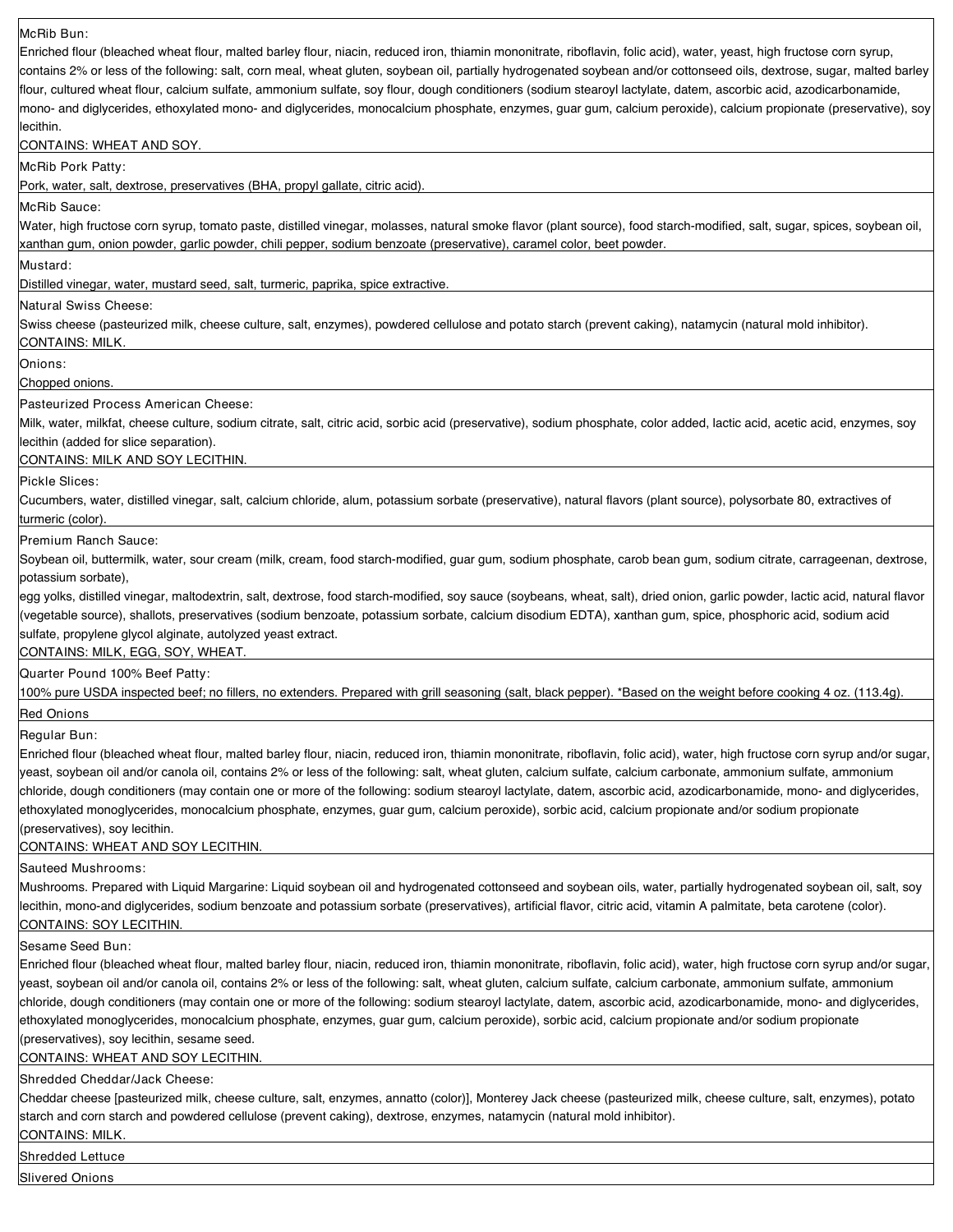McRib Bun:
Enriched flour (bleached wheat flour, malted barley flour, niacin, reduced iron, thiamin mononitrate, riboflavin, folic acid), water, yeast, high fructose corn syrup, contains 2% or less of the following: salt, corn meal, wheat gluten, soybean oil, partially hydrogenated soybean and/or cottonseed oils, dextrose, sugar, malted barley flour, cultured wheat flour, calcium sulfate, ammonium sulfate, soy flour, dough conditioners (sodium stearoyl lactylate, datem, ascorbic acid, azodicarbonamide, mono- and diglycerides, ethoxylated mono- and diglycerides, monocalcium phosphate, enzymes, guar gum, calcium peroxide), calcium propionate (preservative), soy lecithin.
CONTAINS: WHEAT AND SOY.

McRib Pork Patty:
Pork, water, salt, dextrose, preservatives (BHA, propyl gallate, citric acid).

McRib Sauce:
Water, high fructose corn syrup, tomato paste, distilled vinegar, molasses, natural smoke flavor (plant source), food starch-modified, salt, sugar, spices, soybean oil, xanthan gum, onion powder, garlic powder, chili pepper, sodium benzoate (preservative), caramel color, beet powder.

Mustard:
Distilled vinegar, water, mustard seed, salt, turmeric, paprika, spice extractive.

Natural Swiss Cheese:
Swiss cheese (pasteurized milk, cheese culture, salt, enzymes), powdered cellulose and potato starch (prevent caking), natamycin (natural mold inhibitor).
CONTAINS: MILK.

Onions:
Chopped onions.

Pasteurized Process American Cheese:
Milk, water, milkfat, cheese culture, sodium citrate, salt, citric acid, sorbic acid (preservative), sodium phosphate, color added, lactic acid, acetic acid, enzymes, soy lecithin (added for slice separation).
CONTAINS: MILK AND SOY LECITHIN.

Pickle Slices:
Cucumbers, water, distilled vinegar, salt, calcium chloride, alum, potassium sorbate (preservative), natural flavors (plant source), polysorbate 80, extractives of turmeric (color).

Premium Ranch Sauce:
Soybean oil, buttermilk, water, sour cream (milk, cream, food starch-modified, guar gum, sodium phosphate, carob bean gum, sodium citrate, carrageenan, dextrose, potassium sorbate),
egg yolks, distilled vinegar, maltodextrin, salt, dextrose, food starch-modified, soy sauce (soybeans, wheat, salt), dried onion, garlic powder, lactic acid, natural flavor (vegetable source), shallots, preservatives (sodium benzoate, potassium sorbate, calcium disodium EDTA), xanthan gum, spice, phosphoric acid, sodium acid sulfate, propylene glycol alginate, autolyzed yeast extract.
CONTAINS: MILK, EGG, SOY, WHEAT.

Quarter Pound 100% Beef Patty:
100% pure USDA inspected beef; no fillers, no extenders. Prepared with grill seasoning (salt, black pepper). *Based on the weight before cooking 4 oz. (113.4g).

Red Onions

Regular Bun:
Enriched flour (bleached wheat flour, malted barley flour, niacin, reduced iron, thiamin mononitrate, riboflavin, folic acid), water, high fructose corn syrup and/or sugar, yeast, soybean oil and/or canola oil, contains 2% or less of the following: salt, wheat gluten, calcium sulfate, calcium carbonate, ammonium sulfate, ammonium chloride, dough conditioners (may contain one or more of the following: sodium stearoyl lactylate, datem, ascorbic acid, azodicarbonamide, mono- and diglycerides, ethoxylated monoglycerides, monocalcium phosphate, enzymes, guar gum, calcium peroxide), sorbic acid, calcium propionate and/or sodium propionate (preservatives), soy lecithin.
CONTAINS: WHEAT AND SOY LECITHIN.

Sauteed Mushrooms:
Mushrooms. Prepared with Liquid Margarine: Liquid soybean oil and hydrogenated cottonseed and soybean oils, water, partially hydrogenated soybean oil, salt, soy lecithin, mono-and diglycerides, sodium benzoate and potassium sorbate (preservatives), artificial flavor, citric acid, vitamin A palmitate, beta carotene (color).
CONTAINS: SOY LECITHIN.

Sesame Seed Bun:
Enriched flour (bleached wheat flour, malted barley flour, niacin, reduced iron, thiamin mononitrate, riboflavin, folic acid), water, high fructose corn syrup and/or sugar, yeast, soybean oil and/or canola oil, contains 2% or less of the following: salt, wheat gluten, calcium sulfate, calcium carbonate, ammonium sulfate, ammonium chloride, dough conditioners (may contain one or more of the following: sodium stearoyl lactylate, datem, ascorbic acid, azodicarbonamide, mono- and diglycerides, ethoxylated monoglycerides, monocalcium phosphate, enzymes, guar gum, calcium peroxide), sorbic acid, calcium propionate and/or sodium propionate (preservatives), soy lecithin, sesame seed.
CONTAINS: WHEAT AND SOY LECITHIN.

Shredded Cheddar/Jack Cheese:
Cheddar cheese [pasteurized milk, cheese culture, salt, enzymes, annatto (color)], Monterey Jack cheese (pasteurized milk, cheese culture, salt, enzymes), potato starch and corn starch and powdered cellulose (prevent caking), dextrose, enzymes, natamycin (natural mold inhibitor).
CONTAINS: MILK.

Shredded Lettuce

Slivered Onions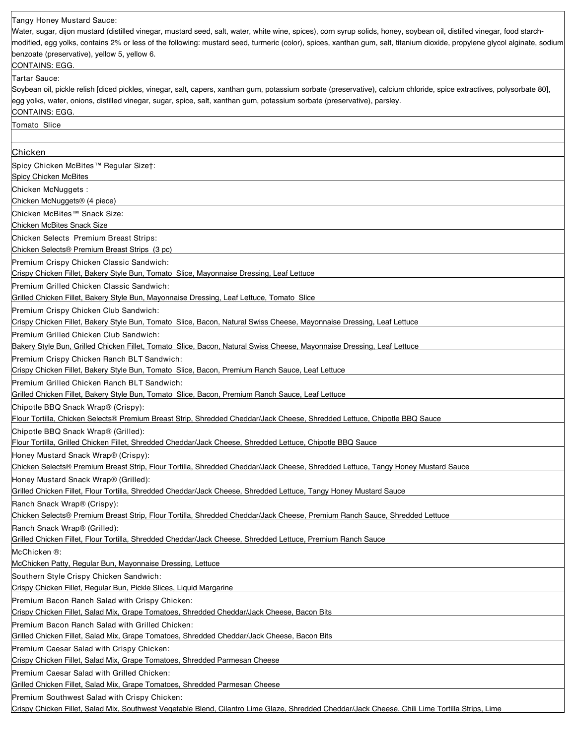Tangy Honey Mustard Sauce:
Water, sugar, dijon mustard (distilled vinegar, mustard seed, salt, water, white wine, spices), corn syrup solids, honey, soybean oil, distilled vinegar, food starch-modified, egg yolks, contains 2% or less of the following: mustard seed, turmeric (color), spices, xanthan gum, salt, titanium dioxide, propylene glycol alginate, sodium benzoate (preservative), yellow 5, yellow 6.
CONTAINS: EGG.

Tartar Sauce:
Soybean oil, pickle relish [diced pickles, vinegar, salt, capers, xanthan gum, potassium sorbate (preservative), calcium chloride, spice extractives, polysorbate 80], egg yolks, water, onions, distilled vinegar, sugar, spice, salt, xanthan gum, potassium sorbate (preservative), parsley.
CONTAINS: EGG.

Tomato Slice

## Chicken

Spicy Chicken McBites™ Regular Size†:
Spicy Chicken McBites

Chicken McNuggets :
Chicken McNuggets® (4 piece)

Chicken McBites™ Snack Size:
Chicken McBites Snack Size

Chicken Selects Premium Breast Strips:
Chicken Selects® Premium Breast Strips (3 pc)

Premium Crispy Chicken Classic Sandwich:
Crispy Chicken Fillet, Bakery Style Bun, Tomato Slice, Mayonnaise Dressing, Leaf Lettuce

Premium Grilled Chicken Classic Sandwich:
Grilled Chicken Fillet, Bakery Style Bun, Mayonnaise Dressing, Leaf Lettuce, Tomato Slice

Premium Crispy Chicken Club Sandwich:
Crispy Chicken Fillet, Bakery Style Bun, Tomato Slice, Bacon, Natural Swiss Cheese, Mayonnaise Dressing, Leaf Lettuce

Premium Grilled Chicken Club Sandwich:
Bakery Style Bun, Grilled Chicken Fillet, Tomato Slice, Bacon, Natural Swiss Cheese, Mayonnaise Dressing, Leaf Lettuce

Premium Crispy Chicken Ranch BLT Sandwich:
Crispy Chicken Fillet, Bakery Style Bun, Tomato Slice, Bacon, Premium Ranch Sauce, Leaf Lettuce

Premium Grilled Chicken Ranch BLT Sandwich:
Grilled Chicken Fillet, Bakery Style Bun, Tomato Slice, Bacon, Premium Ranch Sauce, Leaf Lettuce

Chipotle BBQ Snack Wrap® (Crispy):
Flour Tortilla, Chicken Selects® Premium Breast Strip, Shredded Cheddar/Jack Cheese, Shredded Lettuce, Chipotle BBQ Sauce

Chipotle BBQ Snack Wrap® (Grilled):
Flour Tortilla, Grilled Chicken Fillet, Shredded Cheddar/Jack Cheese, Shredded Lettuce, Chipotle BBQ Sauce

Honey Mustard Snack Wrap® (Crispy):
Chicken Selects® Premium Breast Strip, Flour Tortilla, Shredded Cheddar/Jack Cheese, Shredded Lettuce, Tangy Honey Mustard Sauce

Honey Mustard Snack Wrap® (Grilled):
Grilled Chicken Fillet, Flour Tortilla, Shredded Cheddar/Jack Cheese, Shredded Lettuce, Tangy Honey Mustard Sauce

Ranch Snack Wrap® (Crispy):
Chicken Selects® Premium Breast Strip, Flour Tortilla, Shredded Cheddar/Jack Cheese, Premium Ranch Sauce, Shredded Lettuce

Ranch Snack Wrap® (Grilled):
Grilled Chicken Fillet, Flour Tortilla, Shredded Cheddar/Jack Cheese, Shredded Lettuce, Premium Ranch Sauce

McChicken ®:
McChicken Patty, Regular Bun, Mayonnaise Dressing, Lettuce

Southern Style Crispy Chicken Sandwich:
Crispy Chicken Fillet, Regular Bun, Pickle Slices, Liquid Margarine

Premium Bacon Ranch Salad with Crispy Chicken:
Crispy Chicken Fillet, Salad Mix, Grape Tomatoes, Shredded Cheddar/Jack Cheese, Bacon Bits

Premium Bacon Ranch Salad with Grilled Chicken:
Grilled Chicken Fillet, Salad Mix, Grape Tomatoes, Shredded Cheddar/Jack Cheese, Bacon Bits

Premium Caesar Salad with Crispy Chicken:
Crispy Chicken Fillet, Salad Mix, Grape Tomatoes, Shredded Parmesan Cheese

Premium Caesar Salad with Grilled Chicken:
Grilled Chicken Fillet, Salad Mix, Grape Tomatoes, Shredded Parmesan Cheese

Premium Southwest Salad with Crispy Chicken:
Crispy Chicken Fillet, Salad Mix, Southwest Vegetable Blend, Cilantro Lime Glaze, Shredded Cheddar/Jack Cheese, Chili Lime Tortilla Strips, Lime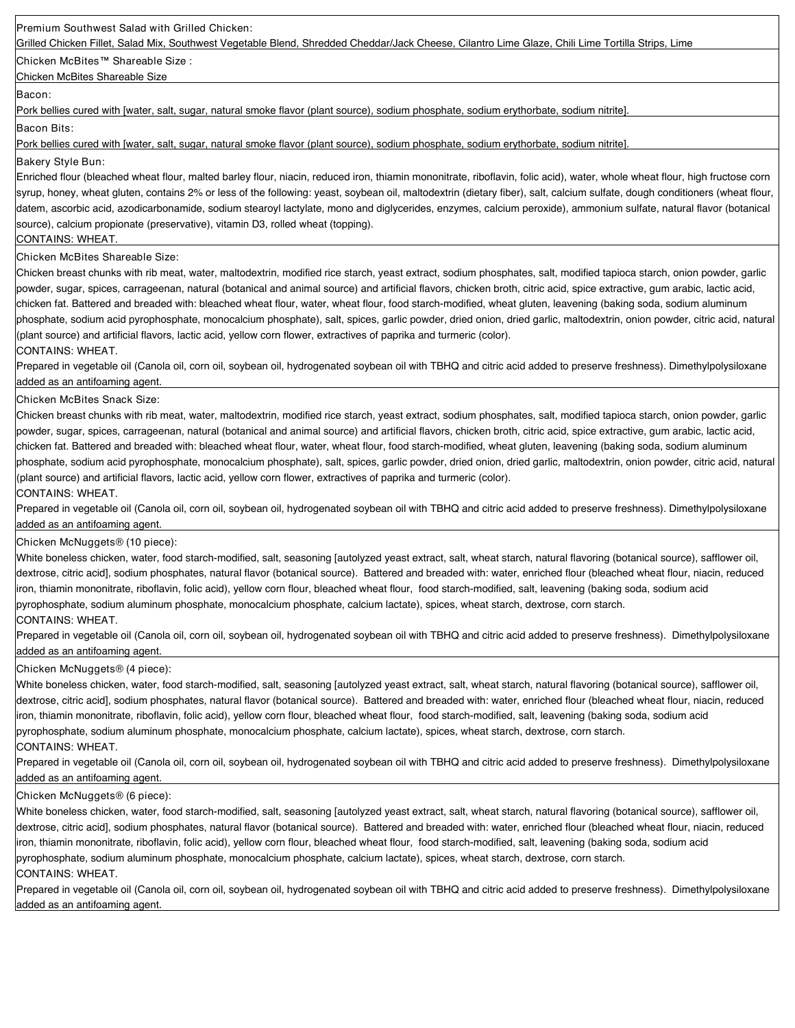Premium Southwest Salad with Grilled Chicken:

Grilled Chicken Fillet, Salad Mix, Southwest Vegetable Blend, Shredded Cheddar/Jack Cheese, Cilantro Lime Glaze, Chili Lime Tortilla Strips, Lime

Chicken McBites™ Shareable Size :

Chicken McBites Shareable Size

Bacon:

Pork bellies cured with [water, salt, sugar, natural smoke flavor (plant source), sodium phosphate, sodium erythorbate, sodium nitrite].

Bacon Bits:

Pork bellies cured with [water, salt, sugar, natural smoke flavor (plant source), sodium phosphate, sodium erythorbate, sodium nitrite].

Bakery Style Bun:

Enriched flour (bleached wheat flour, malted barley flour, niacin, reduced iron, thiamin mononitrate, riboflavin, folic acid), water, whole wheat flour, high fructose corn syrup, honey, wheat gluten, contains 2% or less of the following: yeast, soybean oil, maltodextrin (dietary fiber), salt, calcium sulfate, dough conditioners (wheat flour, datem, ascorbic acid, azodicarbonamide, sodium stearoyl lactylate, mono and diglycerides, enzymes, calcium peroxide), ammonium sulfate, natural flavor (botanical source), calcium propionate (preservative), vitamin D3, rolled wheat (topping).

CONTAINS: WHEAT.

Chicken McBites Shareable Size:

Chicken breast chunks with rib meat, water, maltodextrin, modified rice starch, yeast extract, sodium phosphates, salt, modified tapioca starch, onion powder, garlic powder, sugar, spices, carrageenan, natural (botanical and animal source) and artificial flavors, chicken broth, citric acid, spice extractive, gum arabic, lactic acid, chicken fat. Battered and breaded with: bleached wheat flour, water, wheat flour, food starch-modified, wheat gluten, leavening (baking soda, sodium aluminum phosphate, sodium acid pyrophosphate, monocalcium phosphate), salt, spices, garlic powder, dried onion, dried garlic, maltodextrin, onion powder, citric acid, natural (plant source) and artificial flavors, lactic acid, yellow corn flower, extractives of paprika and turmeric (color).

CONTAINS: WHEAT.

Prepared in vegetable oil (Canola oil, corn oil, soybean oil, hydrogenated soybean oil with TBHQ and citric acid added to preserve freshness). Dimethylpolysiloxane added as an antifoaming agent.

Chicken McBites Snack Size:

Chicken breast chunks with rib meat, water, maltodextrin, modified rice starch, yeast extract, sodium phosphates, salt, modified tapioca starch, onion powder, garlic powder, sugar, spices, carrageenan, natural (botanical and animal source) and artificial flavors, chicken broth, citric acid, spice extractive, gum arabic, lactic acid, chicken fat. Battered and breaded with: bleached wheat flour, water, wheat flour, food starch-modified, wheat gluten, leavening (baking soda, sodium aluminum phosphate, sodium acid pyrophosphate, monocalcium phosphate), salt, spices, garlic powder, dried onion, dried garlic, maltodextrin, onion powder, citric acid, natural (plant source) and artificial flavors, lactic acid, yellow corn flower, extractives of paprika and turmeric (color).

CONTAINS: WHEAT.

Prepared in vegetable oil (Canola oil, corn oil, soybean oil, hydrogenated soybean oil with TBHQ and citric acid added to preserve freshness). Dimethylpolysiloxane added as an antifoaming agent.

Chicken McNuggets® (10 piece):

White boneless chicken, water, food starch-modified, salt, seasoning [autolyzed yeast extract, salt, wheat starch, natural flavoring (botanical source), safflower oil, dextrose, citric acid], sodium phosphates, natural flavor (botanical source). Battered and breaded with: water, enriched flour (bleached wheat flour, niacin, reduced iron, thiamin mononitrate, riboflavin, folic acid), yellow corn flour, bleached wheat flour, food starch-modified, salt, leavening (baking soda, sodium acid pyrophosphate, sodium aluminum phosphate, monocalcium phosphate, calcium lactate), spices, wheat starch, dextrose, corn starch.

CONTAINS: WHEAT.

Prepared in vegetable oil (Canola oil, corn oil, soybean oil, hydrogenated soybean oil with TBHQ and citric acid added to preserve freshness). Dimethylpolysiloxane added as an antifoaming agent.

Chicken McNuggets® (4 piece):

White boneless chicken, water, food starch-modified, salt, seasoning [autolyzed yeast extract, salt, wheat starch, natural flavoring (botanical source), safflower oil, dextrose, citric acid], sodium phosphates, natural flavor (botanical source). Battered and breaded with: water, enriched flour (bleached wheat flour, niacin, reduced iron, thiamin mononitrate, riboflavin, folic acid), yellow corn flour, bleached wheat flour, food starch-modified, salt, leavening (baking soda, sodium acid pyrophosphate, sodium aluminum phosphate, monocalcium phosphate, calcium lactate), spices, wheat starch, dextrose, corn starch.

CONTAINS: WHEAT.

Prepared in vegetable oil (Canola oil, corn oil, soybean oil, hydrogenated soybean oil with TBHQ and citric acid added to preserve freshness). Dimethylpolysiloxane added as an antifoaming agent.

Chicken McNuggets® (6 piece):

White boneless chicken, water, food starch-modified, salt, seasoning [autolyzed yeast extract, salt, wheat starch, natural flavoring (botanical source), safflower oil, dextrose, citric acid], sodium phosphates, natural flavor (botanical source). Battered and breaded with: water, enriched flour (bleached wheat flour, niacin, reduced iron, thiamin mononitrate, riboflavin, folic acid), yellow corn flour, bleached wheat flour, food starch-modified, salt, leavening (baking soda, sodium acid pyrophosphate, sodium aluminum phosphate, monocalcium phosphate, calcium lactate), spices, wheat starch, dextrose, corn starch.

CONTAINS: WHEAT.

Prepared in vegetable oil (Canola oil, corn oil, soybean oil, hydrogenated soybean oil with TBHQ and citric acid added to preserve freshness). Dimethylpolysiloxane added as an antifoaming agent.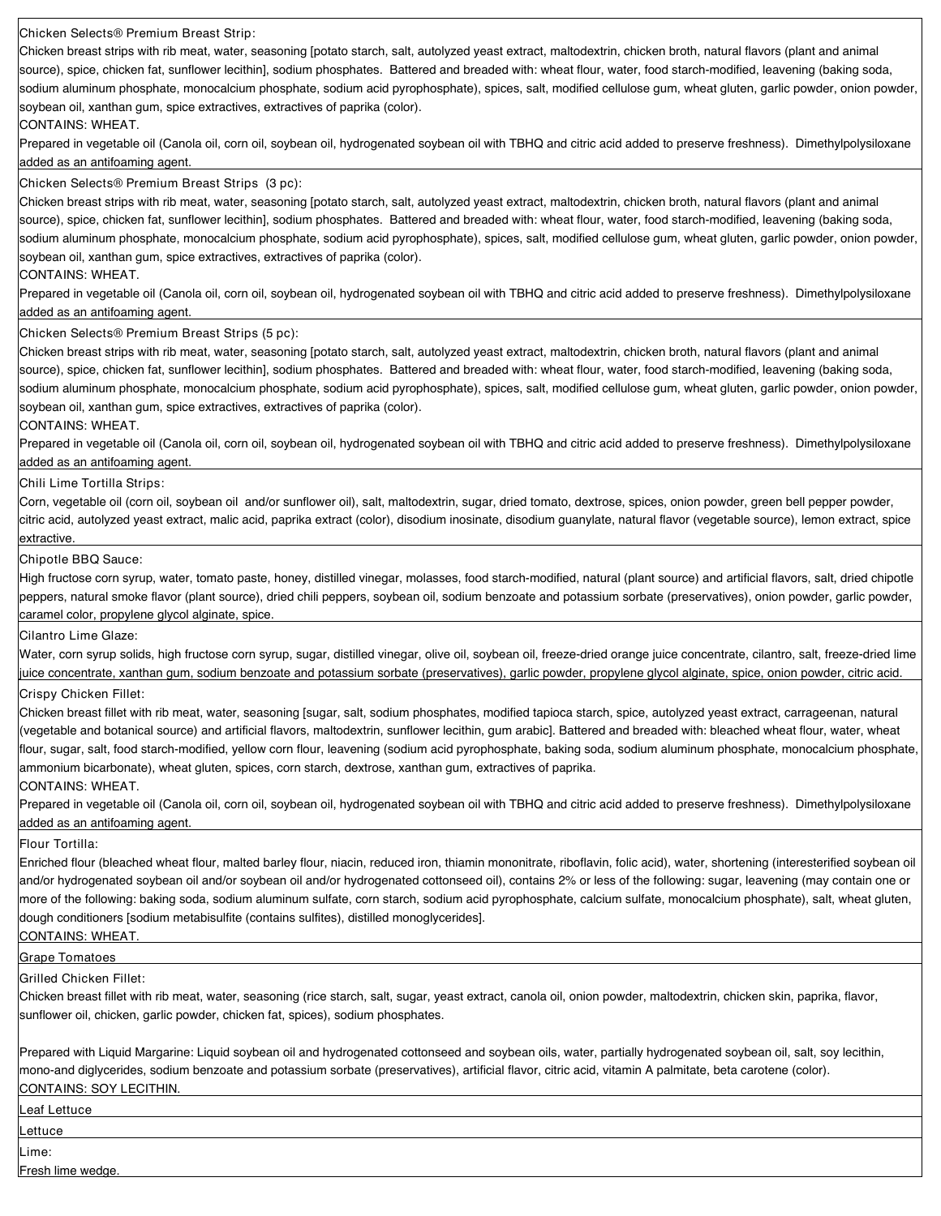| |
|---|
| Chicken Selects® Premium Breast Strip:<br>Chicken breast strips with rib meat, water, seasoning [potato starch, salt, autolyzed yeast extract, maltodextrin, chicken broth, natural flavors (plant and animal source), spice, chicken fat, sunflower lecithin], sodium phosphates. Battered and breaded with: wheat flour, water, food starch-modified, leavening (baking soda, sodium aluminum phosphate, monocalcium phosphate, sodium acid pyrophosphate), spices, salt, modified cellulose gum, wheat gluten, garlic powder, onion powder, soybean oil, xanthan gum, spice extractives, extractives of paprika (color).<br>CONTAINS: WHEAT.<br>Prepared in vegetable oil (Canola oil, corn oil, soybean oil, hydrogenated soybean oil with TBHQ and citric acid added to preserve freshness). Dimethylpolysiloxane added as an antifoaming agent. |
| Chicken Selects® Premium Breast Strips (3 pc):<br>Chicken breast strips with rib meat, water, seasoning [potato starch, salt, autolyzed yeast extract, maltodextrin, chicken broth, natural flavors (plant and animal source), spice, chicken fat, sunflower lecithin], sodium phosphates. Battered and breaded with: wheat flour, water, food starch-modified, leavening (baking soda, sodium aluminum phosphate, monocalcium phosphate, sodium acid pyrophosphate), spices, salt, modified cellulose gum, wheat gluten, garlic powder, onion powder, soybean oil, xanthan gum, spice extractives, extractives of paprika (color).<br>CONTAINS: WHEAT.<br>Prepared in vegetable oil (Canola oil, corn oil, soybean oil, hydrogenated soybean oil with TBHQ and citric acid added to preserve freshness). Dimethylpolysiloxane added as an antifoaming agent. |
| Chicken Selects® Premium Breast Strips (5 pc):<br>Chicken breast strips with rib meat, water, seasoning [potato starch, salt, autolyzed yeast extract, maltodextrin, chicken broth, natural flavors (plant and animal source), spice, chicken fat, sunflower lecithin], sodium phosphates. Battered and breaded with: wheat flour, water, food starch-modified, leavening (baking soda, sodium aluminum phosphate, monocalcium phosphate, sodium acid pyrophosphate), spices, salt, modified cellulose gum, wheat gluten, garlic powder, onion powder, soybean oil, xanthan gum, spice extractives, extractives of paprika (color).<br>CONTAINS: WHEAT.<br>Prepared in vegetable oil (Canola oil, corn oil, soybean oil, hydrogenated soybean oil with TBHQ and citric acid added to preserve freshness). Dimethylpolysiloxane added as an antifoaming agent. |
| Chili Lime Tortilla Strips:<br>Corn, vegetable oil (corn oil, soybean oil and/or sunflower oil), salt, maltodextrin, sugar, dried tomato, dextrose, spices, onion powder, green bell pepper powder, citric acid, autolyzed yeast extract, malic acid, paprika extract (color), disodium inosinate, disodium guanylate, natural flavor (vegetable source), lemon extract, spice extractive. |
| Chipotle BBQ Sauce:<br>High fructose corn syrup, water, tomato paste, honey, distilled vinegar, molasses, food starch-modified, natural (plant source) and artificial flavors, salt, dried chipotle peppers, natural smoke flavor (plant source), dried chili peppers, soybean oil, sodium benzoate and potassium sorbate (preservatives), onion powder, garlic powder, caramel color, propylene glycol alginate, spice. |
| Cilantro Lime Glaze:<br>Water, corn syrup solids, high fructose corn syrup, sugar, distilled vinegar, olive oil, soybean oil, freeze-dried orange juice concentrate, cilantro, salt, freeze-dried lime juice concentrate, xanthan gum, sodium benzoate and potassium sorbate (preservatives), garlic powder, propylene glycol alginate, spice, onion powder, citric acid. |
| Crispy Chicken Fillet:<br>Chicken breast fillet with rib meat, water, seasoning [sugar, salt, sodium phosphates, modified tapioca starch, spice, autolyzed yeast extract, carrageenan, natural (vegetable and botanical source) and artificial flavors, maltodextrin, sunflower lecithin, gum arabic]. Battered and breaded with: bleached wheat flour, water, wheat flour, sugar, salt, food starch-modified, yellow corn flour, leavening (sodium acid pyrophosphate, baking soda, sodium aluminum phosphate, monocalcium phosphate, ammonium bicarbonate), wheat gluten, spices, corn starch, dextrose, xanthan gum, extractives of paprika.<br>CONTAINS: WHEAT.<br>Prepared in vegetable oil (Canola oil, corn oil, soybean oil, hydrogenated soybean oil with TBHQ and citric acid added to preserve freshness). Dimethylpolysiloxane added as an antifoaming agent. |
| Flour Tortilla:<br>Enriched flour (bleached wheat flour, malted barley flour, niacin, reduced iron, thiamin mononitrate, riboflavin, folic acid), water, shortening (interesterified soybean oil and/or hydrogenated soybean oil and/or soybean oil and/or hydrogenated cottonseed oil), contains 2% or less of the following: sugar, leavening (may contain one or more of the following: baking soda, sodium aluminum sulfate, corn starch, sodium acid pyrophosphate, calcium sulfate, monocalcium phosphate), salt, wheat gluten, dough conditioners [sodium metabisulfite (contains sulfites), distilled monoglycerides].<br>CONTAINS: WHEAT. |
| Grape Tomatoes |
| Grilled Chicken Fillet:<br>Chicken breast fillet with rib meat, water, seasoning (rice starch, salt, sugar, yeast extract, canola oil, onion powder, maltodextrin, chicken skin, paprika, flavor, sunflower oil, chicken, garlic powder, chicken fat, spices), sodium phosphates.<br><br>Prepared with Liquid Margarine: Liquid soybean oil and hydrogenated cottonseed and soybean oils, water, partially hydrogenated soybean oil, salt, soy lecithin, mono-and diglycerides, sodium benzoate and potassium sorbate (preservatives), artificial flavor, citric acid, vitamin A palmitate, beta carotene (color).<br>CONTAINS: SOY LECITHIN. |
| Leaf Lettuce |
| Lettuce |
| Lime:<br>Fresh lime wedge. |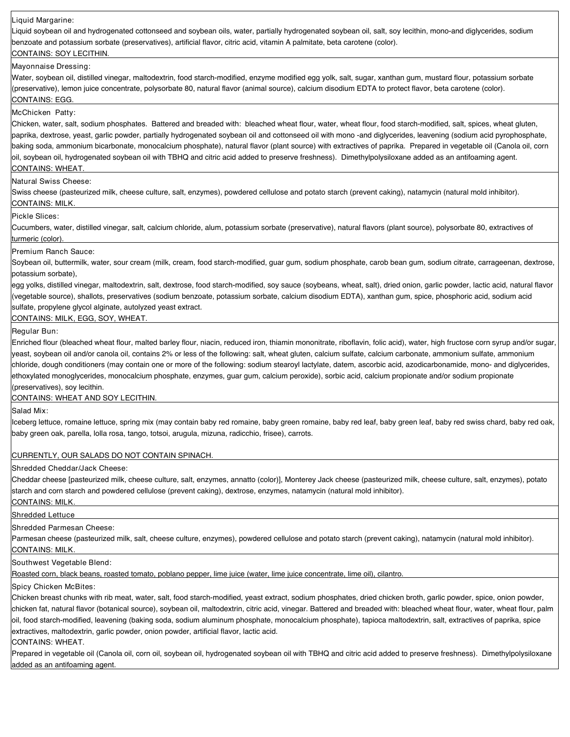Liquid Margarine:
Liquid soybean oil and hydrogenated cottonseed and soybean oils, water, partially hydrogenated soybean oil, salt, soy lecithin, mono-and diglycerides, sodium benzoate and potassium sorbate (preservatives), artificial flavor, citric acid, vitamin A palmitate, beta carotene (color).
CONTAINS: SOY LECITHIN.

Mayonnaise Dressing:
Water, soybean oil, distilled vinegar, maltodextrin, food starch-modified, enzyme modified egg yolk, salt, sugar, xanthan gum, mustard flour, potassium sorbate (preservative), lemon juice concentrate, polysorbate 80, natural flavor (animal source), calcium disodium EDTA to protect flavor, beta carotene (color).
CONTAINS: EGG.

McChicken Patty:
Chicken, water, salt, sodium phosphates. Battered and breaded with: bleached wheat flour, water, wheat flour, food starch-modified, salt, spices, wheat gluten, paprika, dextrose, yeast, garlic powder, partially hydrogenated soybean oil and cottonseed oil with mono -and diglycerides, leavening (sodium acid pyrophosphate, baking soda, ammonium bicarbonate, monocalcium phosphate), natural flavor (plant source) with extractives of paprika. Prepared in vegetable oil (Canola oil, corn oil, soybean oil, hydrogenated soybean oil with TBHQ and citric acid added to preserve freshness). Dimethylpolysiloxane added as an antifoaming agent.
CONTAINS: WHEAT.

Natural Swiss Cheese:
Swiss cheese (pasteurized milk, cheese culture, salt, enzymes), powdered cellulose and potato starch (prevent caking), natamycin (natural mold inhibitor).
CONTAINS: MILK.

Pickle Slices:
Cucumbers, water, distilled vinegar, salt, calcium chloride, alum, potassium sorbate (preservative), natural flavors (plant source), polysorbate 80, extractives of turmeric (color).

Premium Ranch Sauce:
Soybean oil, buttermilk, water, sour cream (milk, cream, food starch-modified, guar gum, sodium phosphate, carob bean gum, sodium citrate, carrageenan, dextrose, potassium sorbate),
egg yolks, distilled vinegar, maltodextrin, salt, dextrose, food starch-modified, soy sauce (soybeans, wheat, salt), dried onion, garlic powder, lactic acid, natural flavor (vegetable source), shallots, preservatives (sodium benzoate, potassium sorbate, calcium disodium EDTA), xanthan gum, spice, phosphoric acid, sodium acid sulfate, propylene glycol alginate, autolyzed yeast extract.
CONTAINS: MILK, EGG, SOY, WHEAT.

Regular Bun:
Enriched flour (bleached wheat flour, malted barley flour, niacin, reduced iron, thiamin mononitrate, riboflavin, folic acid), water, high fructose corn syrup and/or sugar, yeast, soybean oil and/or canola oil, contains 2% or less of the following: salt, wheat gluten, calcium sulfate, calcium carbonate, ammonium sulfate, ammonium chloride, dough conditioners (may contain one or more of the following: sodium stearoyl lactylate, datem, ascorbic acid, azodicarbonamide, mono- and diglycerides, ethoxylated monoglycerides, monocalcium phosphate, enzymes, guar gum, calcium peroxide), sorbic acid, calcium propionate and/or sodium propionate (preservatives), soy lecithin.
CONTAINS: WHEAT AND SOY LECITHIN.

Salad Mix:
Iceberg lettuce, romaine lettuce, spring mix (may contain baby red romaine, baby green romaine, baby red leaf, baby green leaf, baby red swiss chard, baby red oak, baby green oak, parella, lolla rosa, tango, totsoi, arugula, mizuna, radicchio, frisee), carrots.

CURRENTLY, OUR SALADS DO NOT CONTAIN SPINACH.

Shredded Cheddar/Jack Cheese:
Cheddar cheese [pasteurized milk, cheese culture, salt, enzymes, annatto (color)], Monterey Jack cheese (pasteurized milk, cheese culture, salt, enzymes), potato starch and corn starch and powdered cellulose (prevent caking), dextrose, enzymes, natamycin (natural mold inhibitor).
CONTAINS: MILK.

Shredded Lettuce

Shredded Parmesan Cheese:
Parmesan cheese (pasteurized milk, salt, cheese culture, enzymes), powdered cellulose and potato starch (prevent caking), natamycin (natural mold inhibitor).
CONTAINS: MILK.

Southwest Vegetable Blend:
Roasted corn, black beans, roasted tomato, poblano pepper, lime juice (water, lime juice concentrate, lime oil), cilantro.

Spicy Chicken McBites:
Chicken breast chunks with rib meat, water, salt, food starch-modified, yeast extract, sodium phosphates, dried chicken broth, garlic powder, spice, onion powder, chicken fat, natural flavor (botanical source), soybean oil, maltodextrin, citric acid, vinegar. Battered and breaded with: bleached wheat flour, water, wheat flour, palm oil, food starch-modified, leavening (baking soda, sodium aluminum phosphate, monocalcium phosphate), tapioca maltodextrin, salt, extractives of paprika, spice extractives, maltodextrin, garlic powder, onion powder, artificial flavor, lactic acid.
CONTAINS: WHEAT.
Prepared in vegetable oil (Canola oil, corn oil, soybean oil, hydrogenated soybean oil with TBHQ and citric acid added to preserve freshness). Dimethylpolysiloxane added as an antifoaming agent.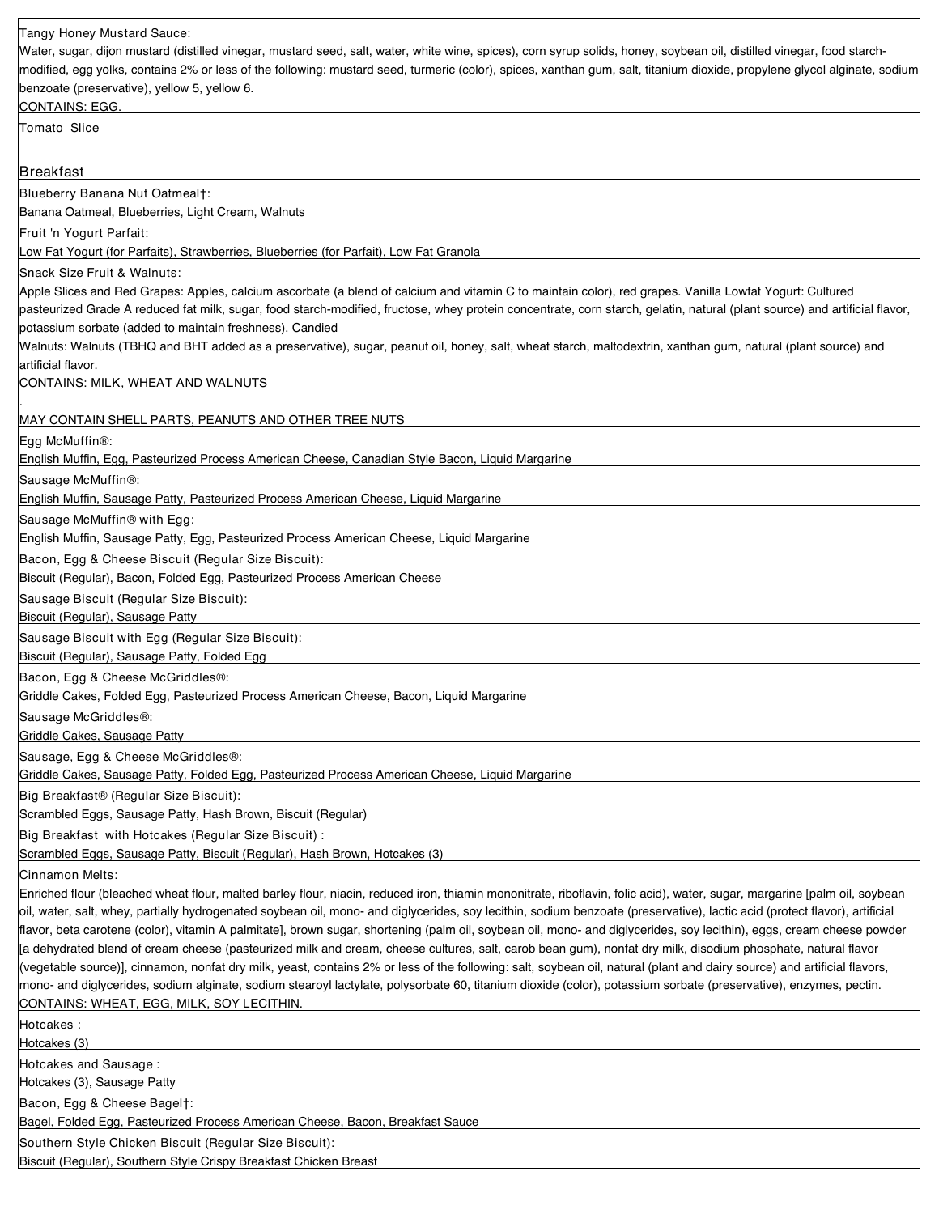Tangy Honey Mustard Sauce:
Water, sugar, dijon mustard (distilled vinegar, mustard seed, salt, water, white wine, spices), corn syrup solids, honey, soybean oil, distilled vinegar, food starch-modified, egg yolks, contains 2% or less of the following: mustard seed, turmeric (color), spices, xanthan gum, salt, titanium dioxide, propylene glycol alginate, sodium benzoate (preservative), yellow 5, yellow 6.
CONTAINS: EGG.

Tomato Slice

## Breakfast

Blueberry Banana Nut Oatmeal†:
Banana Oatmeal, Blueberries, Light Cream, Walnuts

Fruit 'n Yogurt Parfait:
Low Fat Yogurt (for Parfaits), Strawberries, Blueberries (for Parfait), Low Fat Granola

Snack Size Fruit & Walnuts:
Apple Slices and Red Grapes: Apples, calcium ascorbate (a blend of calcium and vitamin C to maintain color), red grapes. Vanilla Lowfat Yogurt: Cultured pasteurized Grade A reduced fat milk, sugar, food starch-modified, fructose, whey protein concentrate, corn starch, gelatin, natural (plant source) and artificial flavor, potassium sorbate (added to maintain freshness). Candied
Walnuts: Walnuts (TBHQ and BHT added as a preservative), sugar, peanut oil, honey, salt, wheat starch, maltodextrin, xanthan gum, natural (plant source) and artificial flavor.
CONTAINS: MILK, WHEAT AND WALNUTS
.
MAY CONTAIN SHELL PARTS, PEANUTS AND OTHER TREE NUTS

Egg McMuffin®:
English Muffin, Egg, Pasteurized Process American Cheese, Canadian Style Bacon, Liquid Margarine

Sausage McMuffin®:
English Muffin, Sausage Patty, Pasteurized Process American Cheese, Liquid Margarine

Sausage McMuffin® with Egg:
English Muffin, Sausage Patty, Egg, Pasteurized Process American Cheese, Liquid Margarine

Bacon, Egg & Cheese Biscuit (Regular Size Biscuit):
Biscuit (Regular), Bacon, Folded Egg, Pasteurized Process American Cheese

Sausage Biscuit (Regular Size Biscuit):
Biscuit (Regular), Sausage Patty

Sausage Biscuit with Egg (Regular Size Biscuit):
Biscuit (Regular), Sausage Patty, Folded Egg

Bacon, Egg & Cheese McGriddles®:
Griddle Cakes, Folded Egg, Pasteurized Process American Cheese, Bacon, Liquid Margarine

Sausage McGriddles®:
Griddle Cakes, Sausage Patty

Sausage, Egg & Cheese McGriddles®:
Griddle Cakes, Sausage Patty, Folded Egg, Pasteurized Process American Cheese, Liquid Margarine

Big Breakfast® (Regular Size Biscuit):
Scrambled Eggs, Sausage Patty, Hash Brown, Biscuit (Regular)

Big Breakfast with Hotcakes (Regular Size Biscuit) :
Scrambled Eggs, Sausage Patty, Biscuit (Regular), Hash Brown, Hotcakes (3)

Cinnamon Melts:
Enriched flour (bleached wheat flour, malted barley flour, niacin, reduced iron, thiamin mononitrate, riboflavin, folic acid), water, sugar, margarine [palm oil, soybean oil, water, salt, whey, partially hydrogenated soybean oil, mono- and diglycerides, soy lecithin, sodium benzoate (preservative), lactic acid (protect flavor), artificial flavor, beta carotene (color), vitamin A palmitate], brown sugar, shortening (palm oil, soybean oil, mono- and diglycerides, soy lecithin), eggs, cream cheese powder [a dehydrated blend of cream cheese (pasteurized milk and cream, cheese cultures, salt, carob bean gum), nonfat dry milk, disodium phosphate, natural flavor (vegetable source)], cinnamon, nonfat dry milk, yeast, contains 2% or less of the following: salt, soybean oil, natural (plant and dairy source) and artificial flavors, mono- and diglycerides, sodium alginate, sodium stearoyl lactylate, polysorbate 60, titanium dioxide (color), potassium sorbate (preservative), enzymes, pectin.
CONTAINS: WHEAT, EGG, MILK, SOY LECITHIN.

Hotcakes :
Hotcakes (3)

Hotcakes and Sausage :
Hotcakes (3), Sausage Patty

Bacon, Egg & Cheese Bagel†:
Bagel, Folded Egg, Pasteurized Process American Cheese, Bacon, Breakfast Sauce

Southern Style Chicken Biscuit (Regular Size Biscuit):
Biscuit (Regular), Southern Style Crispy Breakfast Chicken Breast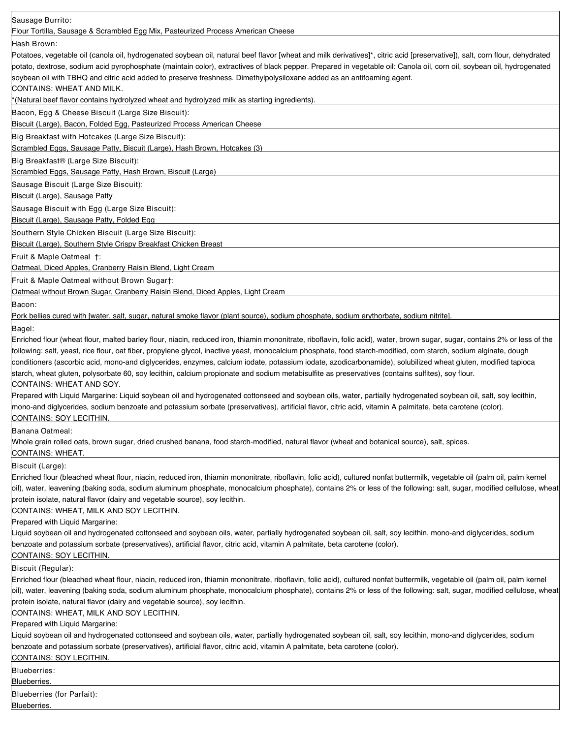**Sausage Burrito:**
Flour Tortilla, Sausage & Scrambled Egg Mix, Pasteurized Process American Cheese

**Hash Brown:**
Potatoes, vegetable oil (canola oil, hydrogenated soybean oil, natural beef flavor [wheat and milk derivatives]*, citric acid [preservative]), salt, corn flour, dehydrated potato, dextrose, sodium acid pyrophosphate (maintain color), extractives of black pepper. Prepared in vegetable oil: Canola oil, corn oil, soybean oil, hydrogenated soybean oil with TBHQ and citric acid added to preserve freshness. Dimethylpolysiloxane added as an antifoaming agent.
CONTAINS: WHEAT AND MILK.
*(Natural beef flavor contains hydrolyzed wheat and hydrolyzed milk as starting ingredients).

**Bacon, Egg & Cheese Biscuit (Large Size Biscuit):**
Biscuit (Large), Bacon, Folded Egg, Pasteurized Process American Cheese

**Big Breakfast with Hotcakes (Large Size Biscuit):**
Scrambled Eggs, Sausage Patty, Biscuit (Large), Hash Brown, Hotcakes (3)

**Big Breakfast® (Large Size Biscuit):**
Scrambled Eggs, Sausage Patty, Hash Brown, Biscuit (Large)

**Sausage Biscuit (Large Size Biscuit):**
Biscuit (Large), Sausage Patty

**Sausage Biscuit with Egg (Large Size Biscuit):**
Biscuit (Large), Sausage Patty, Folded Egg

**Southern Style Chicken Biscuit (Large Size Biscuit):**
Biscuit (Large), Southern Style Crispy Breakfast Chicken Breast

**Fruit & Maple Oatmeal †:**
Oatmeal, Diced Apples, Cranberry Raisin Blend, Light Cream

**Fruit & Maple Oatmeal without Brown Sugar†:**
Oatmeal without Brown Sugar, Cranberry Raisin Blend, Diced Apples, Light Cream

**Bacon:**
Pork bellies cured with [water, salt, sugar, natural smoke flavor (plant source), sodium phosphate, sodium erythorbate, sodium nitrite].

**Bagel:**
Enriched flour (wheat flour, malted barley flour, niacin, reduced iron, thiamin mononitrate, riboflavin, folic acid), water, brown sugar, sugar, contains 2% or less of the following: salt, yeast, rice flour, oat fiber, propylene glycol, inactive yeast, monocalcium phosphate, food starch-modified, corn starch, sodium alginate, dough conditioners (ascorbic acid, mono-and diglycerides, enzymes, calcium iodate, potassium iodate, azodicarbonamide), solubilized wheat gluten, modified tapioca starch, wheat gluten, polysorbate 60, soy lecithin, calcium propionate and sodium metabisulfite as preservatives (contains sulfites), soy flour.
CONTAINS: WHEAT AND SOY.
Prepared with Liquid Margarine: Liquid soybean oil and hydrogenated cottonseed and soybean oils, water, partially hydrogenated soybean oil, salt, soy lecithin, mono-and diglycerides, sodium benzoate and potassium sorbate (preservatives), artificial flavor, citric acid, vitamin A palmitate, beta carotene (color).
CONTAINS: SOY LECITHIN.

**Banana Oatmeal:**
Whole grain rolled oats, brown sugar, dried crushed banana, food starch-modified, natural flavor (wheat and botanical source), salt, spices.
CONTAINS: WHEAT.

**Biscuit (Large):**
Enriched flour (bleached wheat flour, niacin, reduced iron, thiamin mononitrate, riboflavin, folic acid), cultured nonfat buttermilk, vegetable oil (palm oil, palm kernel oil), water, leavening (baking soda, sodium aluminum phosphate, monocalcium phosphate), contains 2% or less of the following: salt, sugar, modified cellulose, wheat protein isolate, natural flavor (dairy and vegetable source), soy lecithin.
CONTAINS: WHEAT, MILK AND SOY LECITHIN.
Prepared with Liquid Margarine:
Liquid soybean oil and hydrogenated cottonseed and soybean oils, water, partially hydrogenated soybean oil, salt, soy lecithin, mono-and diglycerides, sodium benzoate and potassium sorbate (preservatives), artificial flavor, citric acid, vitamin A palmitate, beta carotene (color).
CONTAINS: SOY LECITHIN.

**Biscuit (Regular):**
Enriched flour (bleached wheat flour, niacin, reduced iron, thiamin mononitrate, riboflavin, folic acid), cultured nonfat buttermilk, vegetable oil (palm oil, palm kernel oil), water, leavening (baking soda, sodium aluminum phosphate, monocalcium phosphate), contains 2% or less of the following: salt, sugar, modified cellulose, wheat protein isolate, natural flavor (dairy and vegetable source), soy lecithin.
CONTAINS: WHEAT, MILK AND SOY LECITHIN.
Prepared with Liquid Margarine:
Liquid soybean oil and hydrogenated cottonseed and soybean oils, water, partially hydrogenated soybean oil, salt, soy lecithin, mono-and diglycerides, sodium benzoate and potassium sorbate (preservatives), artificial flavor, citric acid, vitamin A palmitate, beta carotene (color).
CONTAINS: SOY LECITHIN.

**Blueberries:**
Blueberries.

**Blueberries (for Parfait):**
Blueberries.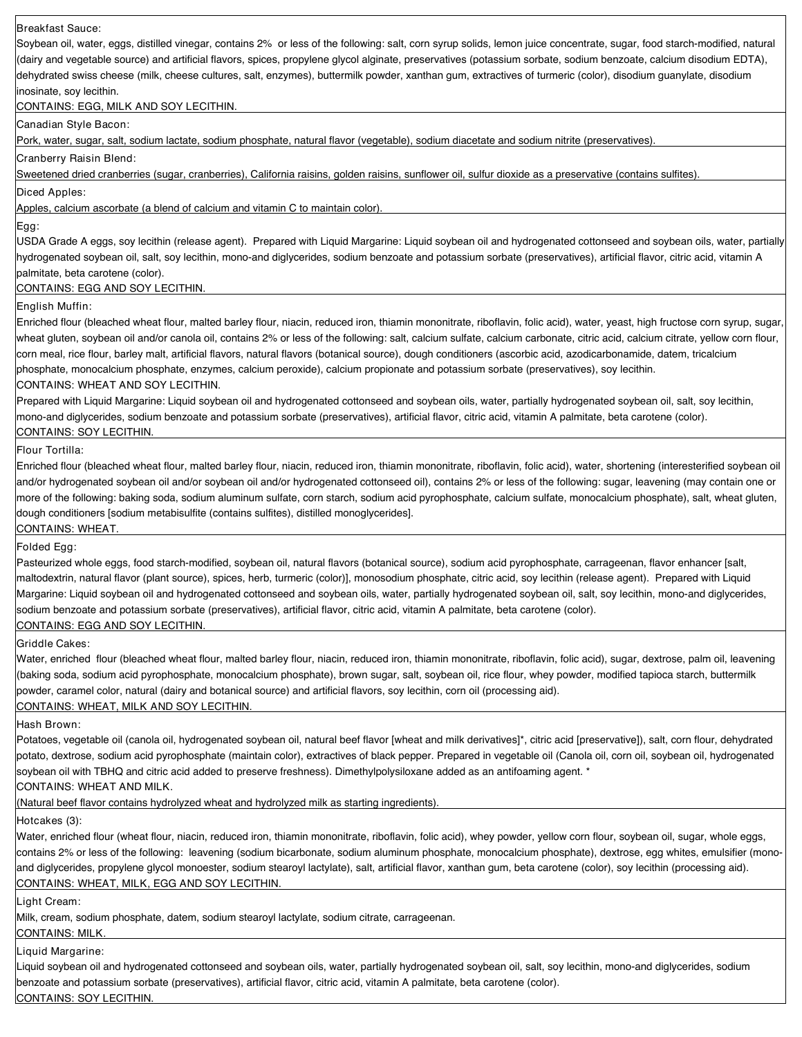Breakfast Sauce:

Soybean oil, water, eggs, distilled vinegar, contains 2% or less of the following: salt, corn syrup solids, lemon juice concentrate, sugar, food starch-modified, natural (dairy and vegetable source) and artificial flavors, spices, propylene glycol alginate, preservatives (potassium sorbate, sodium benzoate, calcium disodium EDTA), dehydrated swiss cheese (milk, cheese cultures, salt, enzymes), buttermilk powder, xanthan gum, extractives of turmeric (color), disodium guanylate, disodium inosinate, soy lecithin.

CONTAINS: EGG, MILK AND SOY LECITHIN.

Canadian Style Bacon:

Pork, water, sugar, salt, sodium lactate, sodium phosphate, natural flavor (vegetable), sodium diacetate and sodium nitrite (preservatives).

Cranberry Raisin Blend:

Sweetened dried cranberries (sugar, cranberries), California raisins, golden raisins, sunflower oil, sulfur dioxide as a preservative (contains sulfites).

Diced Apples:

Apples, calcium ascorbate (a blend of calcium and vitamin C to maintain color).

Egg:

USDA Grade A eggs, soy lecithin (release agent). Prepared with Liquid Margarine: Liquid soybean oil and hydrogenated cottonseed and soybean oils, water, partially hydrogenated soybean oil, salt, soy lecithin, mono-and diglycerides, sodium benzoate and potassium sorbate (preservatives), artificial flavor, citric acid, vitamin A palmitate, beta carotene (color).

CONTAINS: EGG AND SOY LECITHIN.

English Muffin:

Enriched flour (bleached wheat flour, malted barley flour, niacin, reduced iron, thiamin mononitrate, riboflavin, folic acid), water, yeast, high fructose corn syrup, sugar, wheat gluten, soybean oil and/or canola oil, contains 2% or less of the following: salt, calcium sulfate, calcium carbonate, citric acid, calcium citrate, yellow corn flour, corn meal, rice flour, barley malt, artificial flavors, natural flavors (botanical source), dough conditioners (ascorbic acid, azodicarbonamide, datem, tricalcium phosphate, monocalcium phosphate, enzymes, calcium peroxide), calcium propionate and potassium sorbate (preservatives), soy lecithin.

CONTAINS: WHEAT AND SOY LECITHIN.

Prepared with Liquid Margarine: Liquid soybean oil and hydrogenated cottonseed and soybean oils, water, partially hydrogenated soybean oil, salt, soy lecithin, mono-and diglycerides, sodium benzoate and potassium sorbate (preservatives), artificial flavor, citric acid, vitamin A palmitate, beta carotene (color).

CONTAINS: SOY LECITHIN.

Flour Tortilla:

Enriched flour (bleached wheat flour, malted barley flour, niacin, reduced iron, thiamin mononitrate, riboflavin, folic acid), water, shortening (interesterified soybean oil and/or hydrogenated soybean oil and/or soybean oil and/or hydrogenated cottonseed oil), contains 2% or less of the following: sugar, leavening (may contain one or more of the following: baking soda, sodium aluminum sulfate, corn starch, sodium acid pyrophosphate, calcium sulfate, monocalcium phosphate), salt, wheat gluten, dough conditioners [sodium metabisulfite (contains sulfites), distilled monoglycerides].

CONTAINS: WHEAT.

Folded Egg:

Pasteurized whole eggs, food starch-modified, soybean oil, natural flavors (botanical source), sodium acid pyrophosphate, carrageenan, flavor enhancer [salt, maltodextrin, natural flavor (plant source), spices, herb, turmeric (color)], monosodium phosphate, citric acid, soy lecithin (release agent). Prepared with Liquid Margarine: Liquid soybean oil and hydrogenated cottonseed and soybean oils, water, partially hydrogenated soybean oil, salt, soy lecithin, mono-and diglycerides, sodium benzoate and potassium sorbate (preservatives), artificial flavor, citric acid, vitamin A palmitate, beta carotene (color).

CONTAINS: EGG AND SOY LECITHIN.

Griddle Cakes:

Water, enriched flour (bleached wheat flour, malted barley flour, niacin, reduced iron, thiamin mononitrate, riboflavin, folic acid), sugar, dextrose, palm oil, leavening (baking soda, sodium acid pyrophosphate, monocalcium phosphate), brown sugar, salt, soybean oil, rice flour, whey powder, modified tapioca starch, buttermilk powder, caramel color, natural (dairy and botanical source) and artificial flavors, soy lecithin, corn oil (processing aid).

CONTAINS: WHEAT, MILK AND SOY LECITHIN.

Hash Brown:

Potatoes, vegetable oil (canola oil, hydrogenated soybean oil, natural beef flavor [wheat and milk derivatives]*, citric acid [preservative]), salt, corn flour, dehydrated potato, dextrose, sodium acid pyrophosphate (maintain color), extractives of black pepper. Prepared in vegetable oil (Canola oil, corn oil, soybean oil, hydrogenated soybean oil with TBHQ and citric acid added to preserve freshness). Dimethylpolysiloxane added as an antifoaming agent. *

CONTAINS: WHEAT AND MILK.

(Natural beef flavor contains hydrolyzed wheat and hydrolyzed milk as starting ingredients).

Hotcakes (3):

Water, enriched flour (wheat flour, niacin, reduced iron, thiamin mononitrate, riboflavin, folic acid), whey powder, yellow corn flour, soybean oil, sugar, whole eggs, contains 2% or less of the following: leavening (sodium bicarbonate, sodium aluminum phosphate, monocalcium phosphate), dextrose, egg whites, emulsifier (mono-and diglycerides, propylene glycol monoester, sodium stearoyl lactylate), salt, artificial flavor, xanthan gum, beta carotene (color), soy lecithin (processing aid).

CONTAINS: WHEAT, MILK, EGG AND SOY LECITHIN.

Light Cream:

Milk, cream, sodium phosphate, datem, sodium stearoyl lactylate, sodium citrate, carrageenan.

CONTAINS: MILK.

Liquid Margarine:

Liquid soybean oil and hydrogenated cottonseed and soybean oils, water, partially hydrogenated soybean oil, salt, soy lecithin, mono-and diglycerides, sodium benzoate and potassium sorbate (preservatives), artificial flavor, citric acid, vitamin A palmitate, beta carotene (color).

CONTAINS: SOY LECITHIN.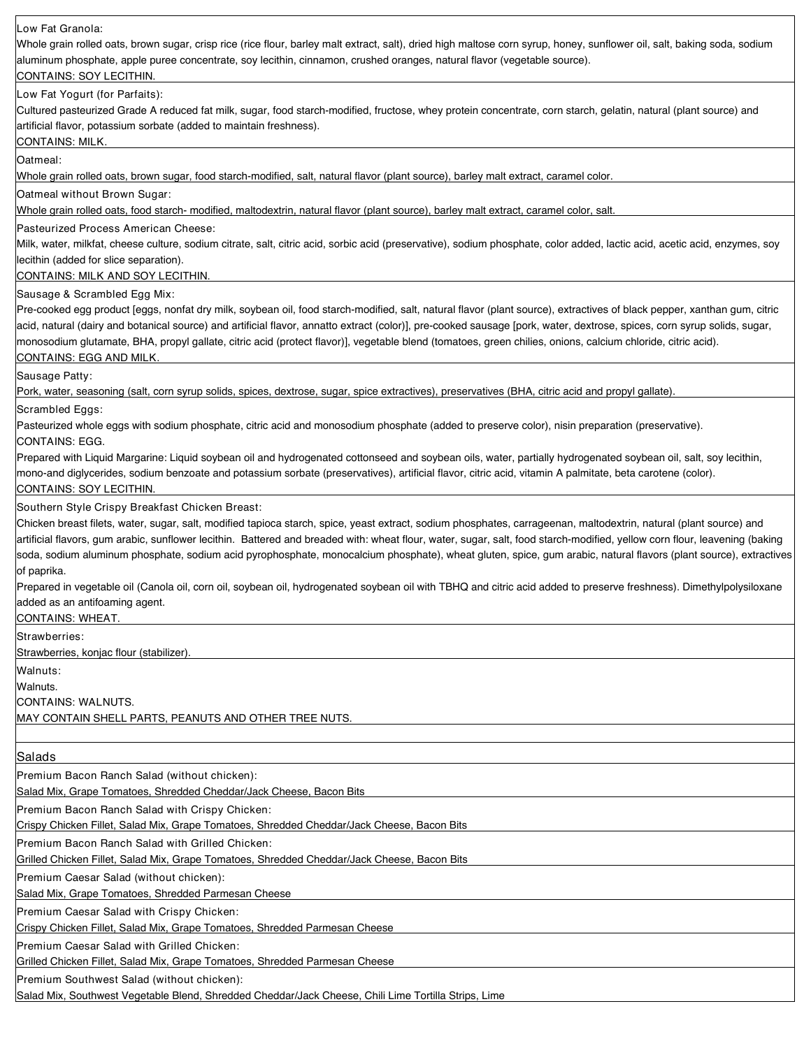**Low Fat Granola:**
Whole grain rolled oats, brown sugar, crisp rice (rice flour, barley malt extract, salt), dried high maltose corn syrup, honey, sunflower oil, salt, baking soda, sodium aluminum phosphate, apple puree concentrate, soy lecithin, cinnamon, crushed oranges, natural flavor (vegetable source).
CONTAINS: SOY LECITHIN.

**Low Fat Yogurt (for Parfaits):**
Cultured pasteurized Grade A reduced fat milk, sugar, food starch-modified, fructose, whey protein concentrate, corn starch, gelatin, natural (plant source) and artificial flavor, potassium sorbate (added to maintain freshness).
CONTAINS: MILK.

**Oatmeal:**
Whole grain rolled oats, brown sugar, food starch-modified, salt, natural flavor (plant source), barley malt extract, caramel color.

**Oatmeal without Brown Sugar:**
Whole grain rolled oats, food starch- modified, maltodextrin, natural flavor (plant source), barley malt extract, caramel color, salt.

**Pasteurized Process American Cheese:**
Milk, water, milkfat, cheese culture, sodium citrate, salt, citric acid, sorbic acid (preservative), sodium phosphate, color added, lactic acid, acetic acid, enzymes, soy lecithin (added for slice separation).
CONTAINS: MILK AND SOY LECITHIN.

**Sausage & Scrambled Egg Mix:**
Pre-cooked egg product [eggs, nonfat dry milk, soybean oil, food starch-modified, salt, natural flavor (plant source), extractives of black pepper, xanthan gum, citric acid, natural (dairy and botanical source) and artificial flavor, annatto extract (color)], pre-cooked sausage [pork, water, dextrose, spices, corn syrup solids, sugar, monosodium glutamate, BHA, propyl gallate, citric acid (protect flavor)], vegetable blend (tomatoes, green chilies, onions, calcium chloride, citric acid).
CONTAINS: EGG AND MILK.

**Sausage Patty:**
Pork, water, seasoning (salt, corn syrup solids, spices, dextrose, sugar, spice extractives), preservatives (BHA, citric acid and propyl gallate).

**Scrambled Eggs:**
Pasteurized whole eggs with sodium phosphate, citric acid and monosodium phosphate (added to preserve color), nisin preparation (preservative).
CONTAINS: EGG.
Prepared with Liquid Margarine: Liquid soybean oil and hydrogenated cottonseed and soybean oils, water, partially hydrogenated soybean oil, salt, soy lecithin, mono-and diglycerides, sodium benzoate and potassium sorbate (preservatives), artificial flavor, citric acid, vitamin A palmitate, beta carotene (color).
CONTAINS: SOY LECITHIN.

**Southern Style Crispy Breakfast Chicken Breast:**
Chicken breast filets, water, sugar, salt, modified tapioca starch, spice, yeast extract, sodium phosphates, carrageenan, maltodextrin, natural (plant source) and artificial flavors, gum arabic, sunflower lecithin. Battered and breaded with: wheat flour, water, sugar, salt, food starch-modified, yellow corn flour, leavening (baking soda, sodium aluminum phosphate, sodium acid pyrophosphate, monocalcium phosphate), wheat gluten, spice, gum arabic, natural flavors (plant source), extractives of paprika.
Prepared in vegetable oil (Canola oil, corn oil, soybean oil, hydrogenated soybean oil with TBHQ and citric acid added to preserve freshness). Dimethylpolysiloxane added as an antifoaming agent.
CONTAINS: WHEAT.

**Strawberries:**
Strawberries, konjac flour (stabilizer).

**Walnuts:**
Walnuts.
CONTAINS: WALNUTS.
MAY CONTAIN SHELL PARTS, PEANUTS AND OTHER TREE NUTS.

## Salads

**Premium Bacon Ranch Salad (without chicken):**
Salad Mix, Grape Tomatoes, Shredded Cheddar/Jack Cheese, Bacon Bits

**Premium Bacon Ranch Salad with Crispy Chicken:**
Crispy Chicken Fillet, Salad Mix, Grape Tomatoes, Shredded Cheddar/Jack Cheese, Bacon Bits

**Premium Bacon Ranch Salad with Grilled Chicken:**
Grilled Chicken Fillet, Salad Mix, Grape Tomatoes, Shredded Cheddar/Jack Cheese, Bacon Bits

**Premium Caesar Salad (without chicken):**
Salad Mix, Grape Tomatoes, Shredded Parmesan Cheese

**Premium Caesar Salad with Crispy Chicken:**
Crispy Chicken Fillet, Salad Mix, Grape Tomatoes, Shredded Parmesan Cheese

**Premium Caesar Salad with Grilled Chicken:**
Grilled Chicken Fillet, Salad Mix, Grape Tomatoes, Shredded Parmesan Cheese

**Premium Southwest Salad (without chicken):**
Salad Mix, Southwest Vegetable Blend, Shredded Cheddar/Jack Cheese, Chili Lime Tortilla Strips, Lime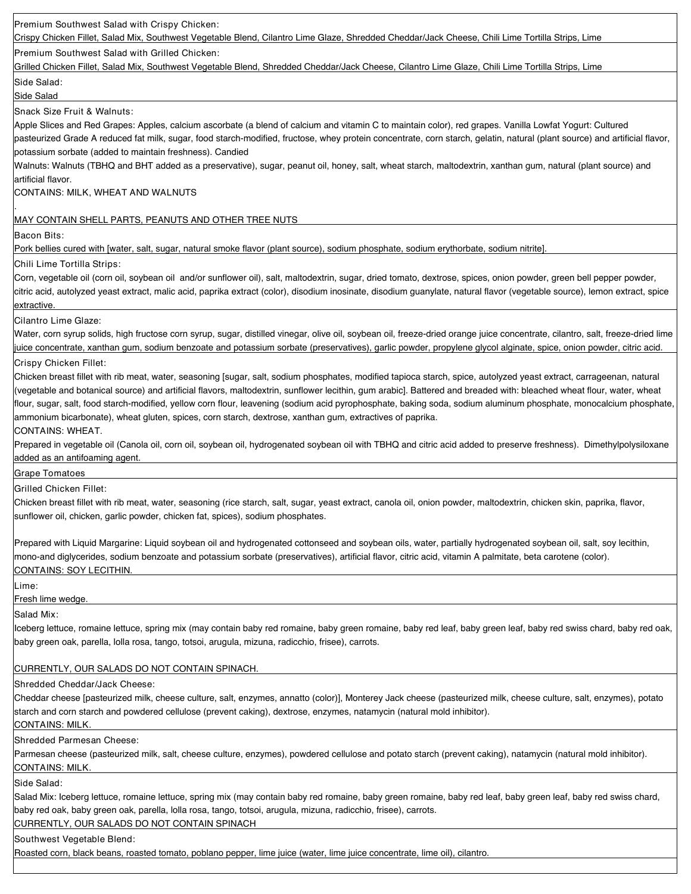Premium Southwest Salad with Crispy Chicken:
Crispy Chicken Fillet, Salad Mix, Southwest Vegetable Blend, Cilantro Lime Glaze, Shredded Cheddar/Jack Cheese, Chili Lime Tortilla Strips, Lime

Premium Southwest Salad with Grilled Chicken:
Grilled Chicken Fillet, Salad Mix, Southwest Vegetable Blend, Shredded Cheddar/Jack Cheese, Cilantro Lime Glaze, Chili Lime Tortilla Strips, Lime

Side Salad:
Side Salad

Snack Size Fruit & Walnuts:
Apple Slices and Red Grapes: Apples, calcium ascorbate (a blend of calcium and vitamin C to maintain color), red grapes. Vanilla Lowfat Yogurt: Cultured pasteurized Grade A reduced fat milk, sugar, food starch-modified, fructose, whey protein concentrate, corn starch, gelatin, natural (plant source) and artificial flavor, potassium sorbate (added to maintain freshness). Candied
Walnuts: Walnuts (TBHQ and BHT added as a preservative), sugar, peanut oil, honey, salt, wheat starch, maltodextrin, xanthan gum, natural (plant source) and artificial flavor.
CONTAINS: MILK, WHEAT AND WALNUTS
.
MAY CONTAIN SHELL PARTS, PEANUTS AND OTHER TREE NUTS

Bacon Bits:
Pork bellies cured with [water, salt, sugar, natural smoke flavor (plant source), sodium phosphate, sodium erythorbate, sodium nitrite].

Chili Lime Tortilla Strips:
Corn, vegetable oil (corn oil, soybean oil and/or sunflower oil), salt, maltodextrin, sugar, dried tomato, dextrose, spices, onion powder, green bell pepper powder, citric acid, autolyzed yeast extract, malic acid, paprika extract (color), disodium inosinate, disodium guanylate, natural flavor (vegetable source), lemon extract, spice extractive.

Cilantro Lime Glaze:
Water, corn syrup solids, high fructose corn syrup, sugar, distilled vinegar, olive oil, soybean oil, freeze-dried orange juice concentrate, cilantro, salt, freeze-dried lime juice concentrate, xanthan gum, sodium benzoate and potassium sorbate (preservatives), garlic powder, propylene glycol alginate, spice, onion powder, citric acid.

Crispy Chicken Fillet:
Chicken breast fillet with rib meat, water, seasoning [sugar, salt, sodium phosphates, modified tapioca starch, spice, autolyzed yeast extract, carrageenan, natural (vegetable and botanical source) and artificial flavors, maltodextrin, sunflower lecithin, gum arabic]. Battered and breaded with: bleached wheat flour, water, wheat flour, sugar, salt, food starch-modified, yellow corn flour, leavening (sodium acid pyrophosphate, baking soda, sodium aluminum phosphate, monocalcium phosphate, ammonium bicarbonate), wheat gluten, spices, corn starch, dextrose, xanthan gum, extractives of paprika.
CONTAINS: WHEAT.
Prepared in vegetable oil (Canola oil, corn oil, soybean oil, hydrogenated soybean oil with TBHQ and citric acid added to preserve freshness). Dimethylpolysiloxane added as an antifoaming agent.

Grape Tomatoes

Grilled Chicken Fillet:
Chicken breast fillet with rib meat, water, seasoning (rice starch, salt, sugar, yeast extract, canola oil, onion powder, maltodextrin, chicken skin, paprika, flavor, sunflower oil, chicken, garlic powder, chicken fat, spices), sodium phosphates.

Prepared with Liquid Margarine: Liquid soybean oil and hydrogenated cottonseed and soybean oils, water, partially hydrogenated soybean oil, salt, soy lecithin, mono-and diglycerides, sodium benzoate and potassium sorbate (preservatives), artificial flavor, citric acid, vitamin A palmitate, beta carotene (color).
CONTAINS: SOY LECITHIN.

Lime:
Fresh lime wedge.

Salad Mix:
Iceberg lettuce, romaine lettuce, spring mix (may contain baby red romaine, baby green romaine, baby red leaf, baby green leaf, baby red swiss chard, baby red oak, baby green oak, parella, lolla rosa, tango, totsoi, arugula, mizuna, radicchio, frisee), carrots.

CURRENTLY, OUR SALADS DO NOT CONTAIN SPINACH.

Shredded Cheddar/Jack Cheese:
Cheddar cheese [pasteurized milk, cheese culture, salt, enzymes, annatto (color)], Monterey Jack cheese (pasteurized milk, cheese culture, salt, enzymes), potato starch and corn starch and powdered cellulose (prevent caking), dextrose, enzymes, natamycin (natural mold inhibitor).
CONTAINS: MILK.

Shredded Parmesan Cheese:
Parmesan cheese (pasteurized milk, salt, cheese culture, enzymes), powdered cellulose and potato starch (prevent caking), natamycin (natural mold inhibitor).
CONTAINS: MILK.

Side Salad:
Salad Mix: Iceberg lettuce, romaine lettuce, spring mix (may contain baby red romaine, baby green romaine, baby red leaf, baby green leaf, baby red swiss chard, baby red oak, baby green oak, parella, lolla rosa, tango, totsoi, arugula, mizuna, radicchio, frisee), carrots.
CURRENTLY, OUR SALADS DO NOT CONTAIN SPINACH

Southwest Vegetable Blend:
Roasted corn, black beans, roasted tomato, poblano pepper, lime juice (water, lime juice concentrate, lime oil), cilantro.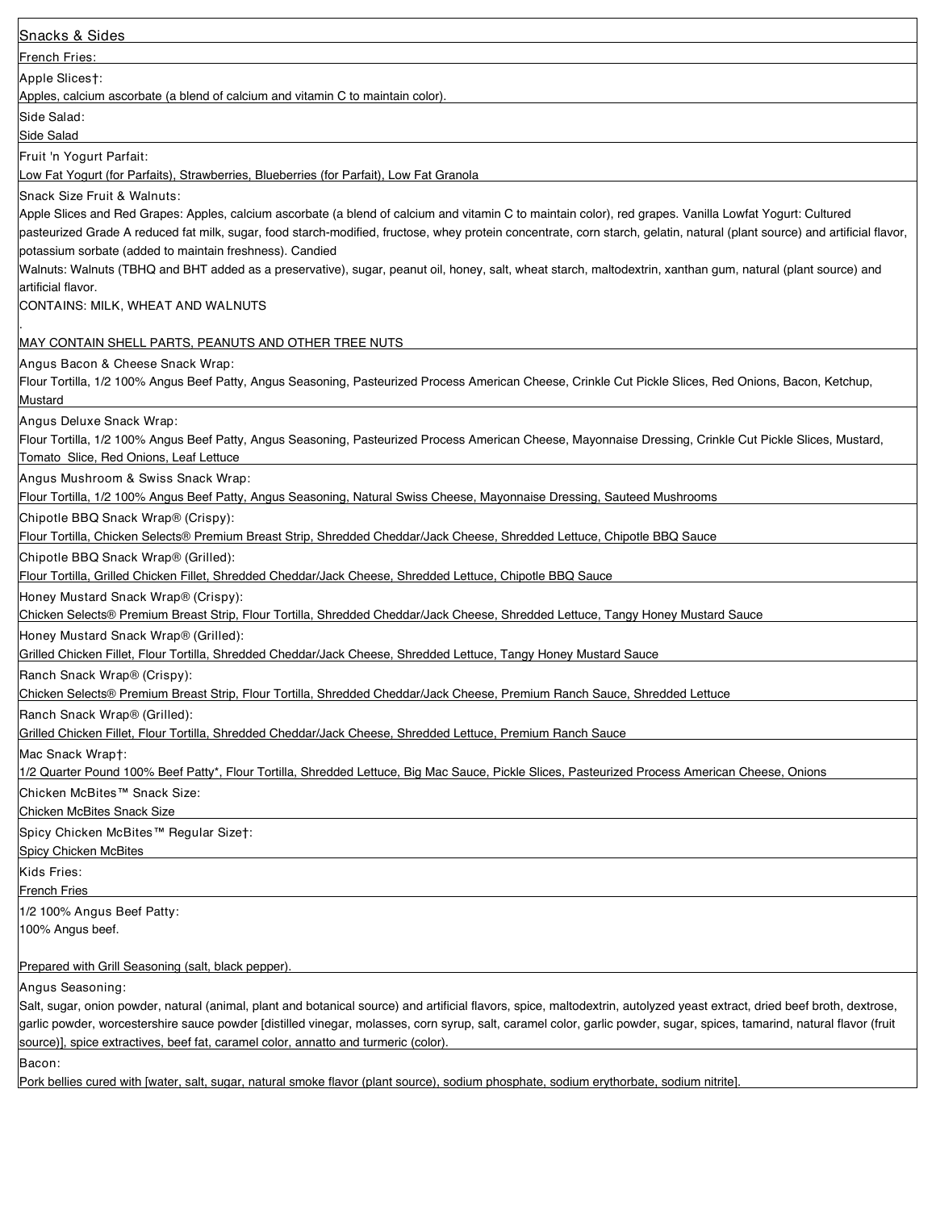## Snacks & Sides

**French Fries:**

**Apple Slices†:**
Apples, calcium ascorbate (a blend of calcium and vitamin C to maintain color).

**Side Salad:**
Side Salad

**Fruit 'n Yogurt Parfait:**
Low Fat Yogurt (for Parfaits), Strawberries, Blueberries (for Parfait), Low Fat Granola

**Snack Size Fruit & Walnuts:**
Apple Slices and Red Grapes: Apples, calcium ascorbate (a blend of calcium and vitamin C to maintain color), red grapes. Vanilla Lowfat Yogurt: Cultured pasteurized Grade A reduced fat milk, sugar, food starch-modified, fructose, whey protein concentrate, corn starch, gelatin, natural (plant source) and artificial flavor, potassium sorbate (added to maintain freshness). Candied
Walnuts: Walnuts (TBHQ and BHT added as a preservative), sugar, peanut oil, honey, salt, wheat starch, maltodextrin, xanthan gum, natural (plant source) and artificial flavor.
CONTAINS: MILK, WHEAT AND WALNUTS
.
MAY CONTAIN SHELL PARTS, PEANUTS AND OTHER TREE NUTS

**Angus Bacon & Cheese Snack Wrap:**
Flour Tortilla, 1/2 100% Angus Beef Patty, Angus Seasoning, Pasteurized Process American Cheese, Crinkle Cut Pickle Slices, Red Onions, Bacon, Ketchup, Mustard

**Angus Deluxe Snack Wrap:**
Flour Tortilla, 1/2 100% Angus Beef Patty, Angus Seasoning, Pasteurized Process American Cheese, Mayonnaise Dressing, Crinkle Cut Pickle Slices, Mustard, Tomato Slice, Red Onions, Leaf Lettuce

**Angus Mushroom & Swiss Snack Wrap:**
Flour Tortilla, 1/2 100% Angus Beef Patty, Angus Seasoning, Natural Swiss Cheese, Mayonnaise Dressing, Sauteed Mushrooms

**Chipotle BBQ Snack Wrap® (Crispy):**
Flour Tortilla, Chicken Selects® Premium Breast Strip, Shredded Cheddar/Jack Cheese, Shredded Lettuce, Chipotle BBQ Sauce

**Chipotle BBQ Snack Wrap® (Grilled):**
Flour Tortilla, Grilled Chicken Fillet, Shredded Cheddar/Jack Cheese, Shredded Lettuce, Chipotle BBQ Sauce

**Honey Mustard Snack Wrap® (Crispy):**
Chicken Selects® Premium Breast Strip, Flour Tortilla, Shredded Cheddar/Jack Cheese, Shredded Lettuce, Tangy Honey Mustard Sauce

**Honey Mustard Snack Wrap® (Grilled):**
Grilled Chicken Fillet, Flour Tortilla, Shredded Cheddar/Jack Cheese, Shredded Lettuce, Tangy Honey Mustard Sauce

**Ranch Snack Wrap® (Crispy):**
Chicken Selects® Premium Breast Strip, Flour Tortilla, Shredded Cheddar/Jack Cheese, Premium Ranch Sauce, Shredded Lettuce

**Ranch Snack Wrap® (Grilled):**
Grilled Chicken Fillet, Flour Tortilla, Shredded Cheddar/Jack Cheese, Shredded Lettuce, Premium Ranch Sauce

**Mac Snack Wrap†:**
1/2 Quarter Pound 100% Beef Patty*, Flour Tortilla, Shredded Lettuce, Big Mac Sauce, Pickle Slices, Pasteurized Process American Cheese, Onions

**Chicken McBites™ Snack Size:**
Chicken McBites Snack Size

**Spicy Chicken McBites™ Regular Size†:**
Spicy Chicken McBites

**Kids Fries:**
French Fries

**1/2 100% Angus Beef Patty:**
100% Angus beef.

Prepared with Grill Seasoning (salt, black pepper).

**Angus Seasoning:**
Salt, sugar, onion powder, natural (animal, plant and botanical source) and artificial flavors, spice, maltodextrin, autolyzed yeast extract, dried beef broth, dextrose, garlic powder, worcestershire sauce powder [distilled vinegar, molasses, corn syrup, salt, caramel color, garlic powder, sugar, spices, tamarind, natural flavor (fruit source)], spice extractives, beef fat, caramel color, annatto and turmeric (color).

**Bacon:**
Pork bellies cured with [water, salt, sugar, natural smoke flavor (plant source), sodium phosphate, sodium erythorbate, sodium nitrite].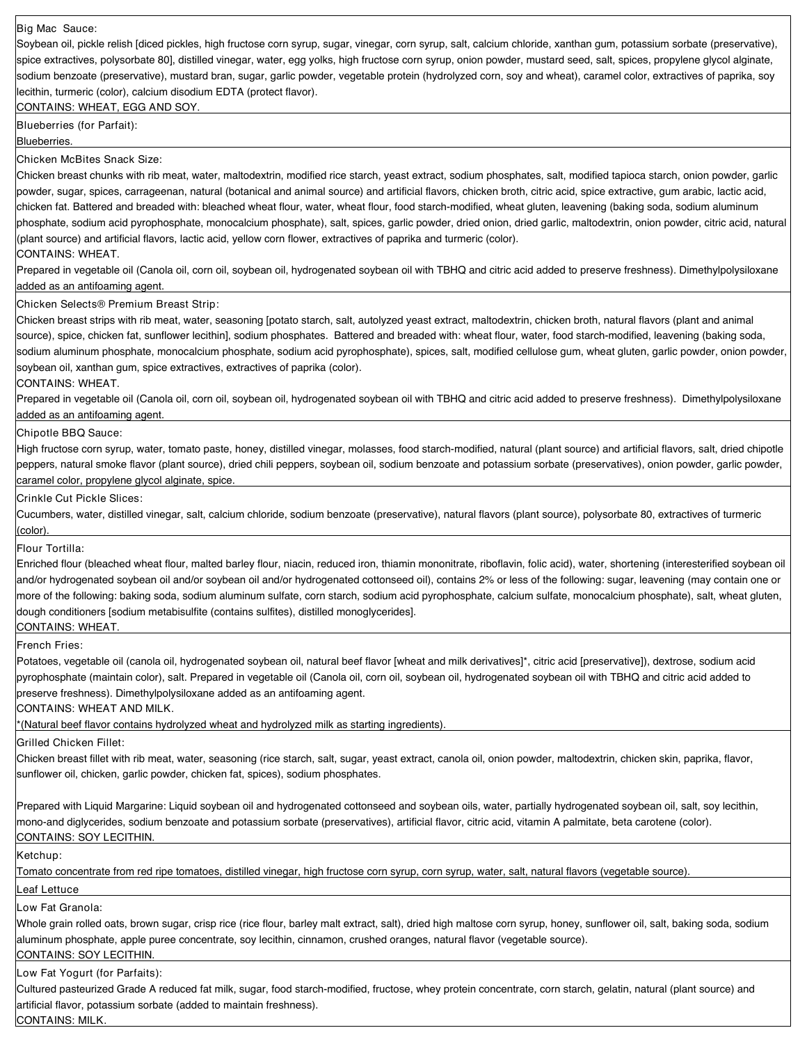| Big Mac Sauce: |
| --- |
| Soybean oil, pickle relish [diced pickles, high fructose corn syrup, sugar, vinegar, corn syrup, salt, calcium chloride, xanthan gum, potassium sorbate (preservative), spice extractives, polysorbate 80], distilled vinegar, water, egg yolks, high fructose corn syrup, onion powder, mustard seed, salt, spices, propylene glycol alginate, sodium benzoate (preservative), mustard bran, sugar, garlic powder, vegetable protein (hydrolyzed corn, soy and wheat), caramel color, extractives of paprika, soy lecithin, turmeric (color), calcium disodium EDTA (protect flavor).<br>CONTAINS: WHEAT, EGG AND SOY. |
| Blueberries (for Parfait):<br>Blueberries. |
| Chicken McBites Snack Size:<br>Chicken breast chunks with rib meat, water, maltodextrin, modified rice starch, yeast extract, sodium phosphates, salt, modified tapioca starch, onion powder, garlic powder, sugar, spices, carrageenan, natural (botanical and animal source) and artificial flavors, chicken broth, citric acid, spice extractive, gum arabic, lactic acid, chicken fat. Battered and breaded with: bleached wheat flour, water, wheat flour, food starch-modified, wheat gluten, leavening (baking soda, sodium aluminum phosphate, sodium acid pyrophosphate, monocalcium phosphate), salt, spices, garlic powder, dried onion, dried garlic, maltodextrin, onion powder, citric acid, natural (plant source) and artificial flavors, lactic acid, yellow corn flower, extractives of paprika and turmeric (color).<br>CONTAINS: WHEAT.<br>Prepared in vegetable oil (Canola oil, corn oil, soybean oil, hydrogenated soybean oil with TBHQ and citric acid added to preserve freshness). Dimethylpolysiloxane added as an antifoaming agent. |
| Chicken Selects® Premium Breast Strip:<br>Chicken breast strips with rib meat, water, seasoning [potato starch, salt, autolyzed yeast extract, maltodextrin, chicken broth, natural flavors (plant and animal source), spice, chicken fat, sunflower lecithin], sodium phosphates. Battered and breaded with: wheat flour, water, food starch-modified, leavening (baking soda, sodium aluminum phosphate, monocalcium phosphate, sodium acid pyrophosphate), spices, salt, modified cellulose gum, wheat gluten, garlic powder, onion powder, soybean oil, xanthan gum, spice extractives, extractives of paprika (color).<br>CONTAINS: WHEAT.<br>Prepared in vegetable oil (Canola oil, corn oil, soybean oil, hydrogenated soybean oil with TBHQ and citric acid added to preserve freshness). Dimethylpolysiloxane added as an antifoaming agent. |
| Chipotle BBQ Sauce:<br>High fructose corn syrup, water, tomato paste, honey, distilled vinegar, molasses, food starch-modified, natural (plant source) and artificial flavors, salt, dried chipotle peppers, natural smoke flavor (plant source), dried chili peppers, soybean oil, sodium benzoate and potassium sorbate (preservatives), onion powder, garlic powder, caramel color, propylene glycol alginate, spice. |
| Crinkle Cut Pickle Slices:<br>Cucumbers, water, distilled vinegar, salt, calcium chloride, sodium benzoate (preservative), natural flavors (plant source), polysorbate 80, extractives of turmeric (color). |
| Flour Tortilla:<br>Enriched flour (bleached wheat flour, malted barley flour, niacin, reduced iron, thiamin mononitrate, riboflavin, folic acid), water, shortening (interesterified soybean oil and/or hydrogenated soybean oil and/or soybean oil and/or hydrogenated cottonseed oil), contains 2% or less of the following: sugar, leavening (may contain one or more of the following: baking soda, sodium aluminum sulfate, corn starch, sodium acid pyrophosphate, calcium sulfate, monocalcium phosphate), salt, wheat gluten, dough conditioners [sodium metabisulfite (contains sulfites), distilled monoglycerides].<br>CONTAINS: WHEAT. |
| French Fries:<br>Potatoes, vegetable oil (canola oil, hydrogenated soybean oil, natural beef flavor [wheat and milk derivatives]*, citric acid [preservative]), dextrose, sodium acid pyrophosphate (maintain color), salt. Prepared in vegetable oil (Canola oil, corn oil, soybean oil, hydrogenated soybean oil with TBHQ and citric acid added to preserve freshness). Dimethylpolysiloxane added as an antifoaming agent.<br>CONTAINS: WHEAT AND MILK.<br>*(Natural beef flavor contains hydrolyzed wheat and hydrolyzed milk as starting ingredients). |
| Grilled Chicken Fillet:<br>Chicken breast fillet with rib meat, water, seasoning (rice starch, salt, sugar, yeast extract, canola oil, onion powder, maltodextrin, chicken skin, paprika, flavor, sunflower oil, chicken, garlic powder, chicken fat, spices), sodium phosphates.<br><br>Prepared with Liquid Margarine: Liquid soybean oil and hydrogenated cottonseed and soybean oils, water, partially hydrogenated soybean oil, salt, soy lecithin, mono-and diglycerides, sodium benzoate and potassium sorbate (preservatives), artificial flavor, citric acid, vitamin A palmitate, beta carotene (color).<br>CONTAINS: SOY LECITHIN. |
| Ketchup:<br>Tomato concentrate from red ripe tomatoes, distilled vinegar, high fructose corn syrup, corn syrup, water, salt, natural flavors (vegetable source). |
| Leaf Lettuce |
| Low Fat Granola:<br>Whole grain rolled oats, brown sugar, crisp rice (rice flour, barley malt extract, salt), dried high maltose corn syrup, honey, sunflower oil, salt, baking soda, sodium aluminum phosphate, apple puree concentrate, soy lecithin, cinnamon, crushed oranges, natural flavor (vegetable source).<br>CONTAINS: SOY LECITHIN. |
| Low Fat Yogurt (for Parfaits):<br>Cultured pasteurized Grade A reduced fat milk, sugar, food starch-modified, fructose, whey protein concentrate, corn starch, gelatin, natural (plant source) and artificial flavor, potassium sorbate (added to maintain freshness).<br>CONTAINS: MILK. |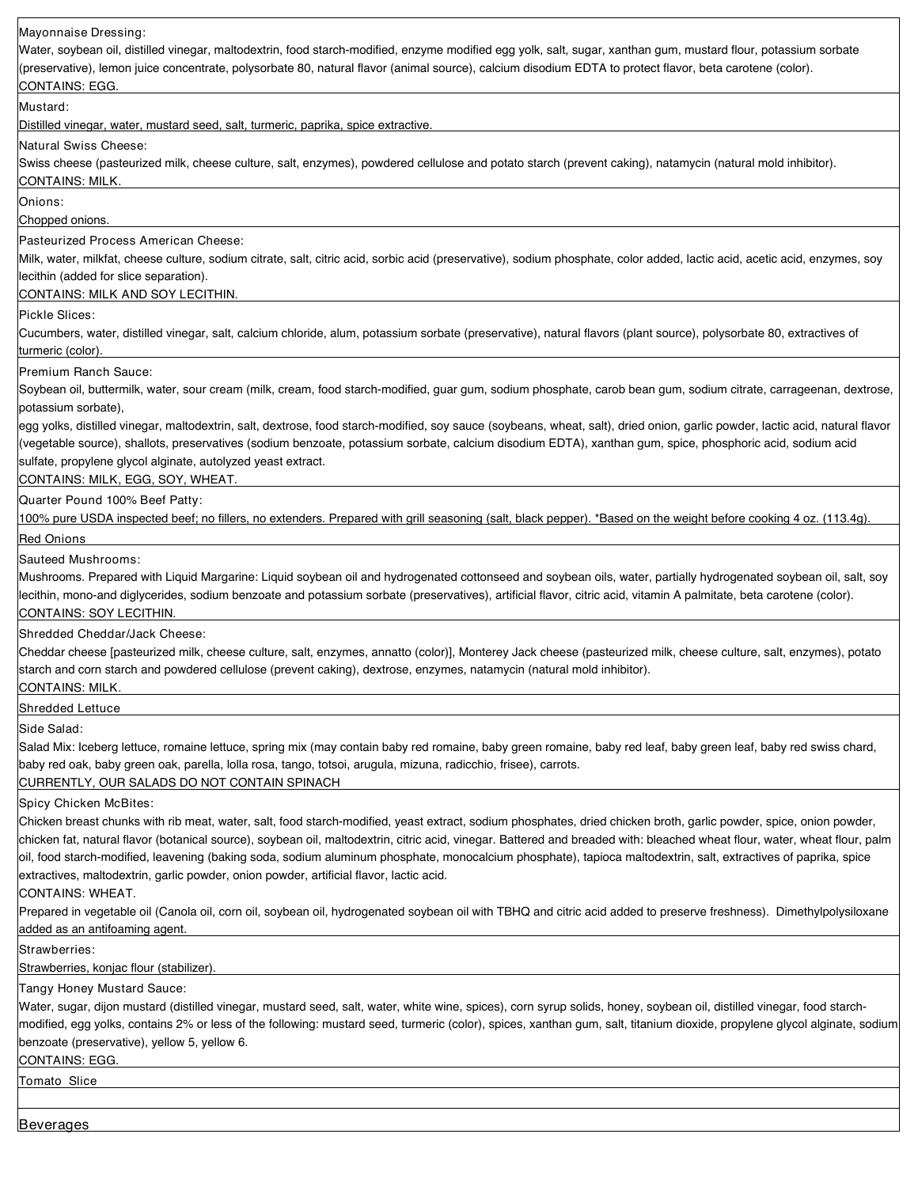Mayonnaise Dressing:
Water, soybean oil, distilled vinegar, maltodextrin, food starch-modified, enzyme modified egg yolk, salt, sugar, xanthan gum, mustard flour, potassium sorbate (preservative), lemon juice concentrate, polysorbate 80, natural flavor (animal source), calcium disodium EDTA to protect flavor, beta carotene (color).
CONTAINS: EGG.

Mustard:
Distilled vinegar, water, mustard seed, salt, turmeric, paprika, spice extractive.

Natural Swiss Cheese:
Swiss cheese (pasteurized milk, cheese culture, salt, enzymes), powdered cellulose and potato starch (prevent caking), natamycin (natural mold inhibitor).
CONTAINS: MILK.

Onions:
Chopped onions.

Pasteurized Process American Cheese:
Milk, water, milkfat, cheese culture, sodium citrate, salt, citric acid, sorbic acid (preservative), sodium phosphate, color added, lactic acid, acetic acid, enzymes, soy lecithin (added for slice separation).
CONTAINS: MILK AND SOY LECITHIN.

Pickle Slices:
Cucumbers, water, distilled vinegar, salt, calcium chloride, alum, potassium sorbate (preservative), natural flavors (plant source), polysorbate 80, extractives of turmeric (color).

Premium Ranch Sauce:
Soybean oil, buttermilk, water, sour cream (milk, cream, food starch-modified, guar gum, sodium phosphate, carob bean gum, sodium citrate, carrageenan, dextrose, potassium sorbate),
egg yolks, distilled vinegar, maltodextrin, salt, dextrose, food starch-modified, soy sauce (soybeans, wheat, salt), dried onion, garlic powder, lactic acid, natural flavor (vegetable source), shallots, preservatives (sodium benzoate, potassium sorbate, calcium disodium EDTA), xanthan gum, spice, phosphoric acid, sodium acid sulfate, propylene glycol alginate, autolyzed yeast extract.
CONTAINS: MILK, EGG, SOY, WHEAT.

Quarter Pound 100% Beef Patty:
100% pure USDA inspected beef; no fillers, no extenders. Prepared with grill seasoning (salt, black pepper). *Based on the weight before cooking 4 oz. (113.4g).

Red Onions

Sauteed Mushrooms:
Mushrooms. Prepared with Liquid Margarine: Liquid soybean oil and hydrogenated cottonseed and soybean oils, water, partially hydrogenated soybean oil, salt, soy lecithin, mono-and diglycerides, sodium benzoate and potassium sorbate (preservatives), artificial flavor, citric acid, vitamin A palmitate, beta carotene (color).
CONTAINS: SOY LECITHIN.

Shredded Cheddar/Jack Cheese:
Cheddar cheese [pasteurized milk, cheese culture, salt, enzymes, annatto (color)], Monterey Jack cheese (pasteurized milk, cheese culture, salt, enzymes), potato starch and corn starch and powdered cellulose (prevent caking), dextrose, enzymes, natamycin (natural mold inhibitor).
CONTAINS: MILK.

Shredded Lettuce

Side Salad:
Salad Mix: Iceberg lettuce, romaine lettuce, spring mix (may contain baby red romaine, baby green romaine, baby red leaf, baby green leaf, baby red swiss chard, baby red oak, baby green oak, parella, lolla rosa, tango, totsoi, arugula, mizuna, radicchio, frisee), carrots.
CURRENTLY, OUR SALADS DO NOT CONTAIN SPINACH

Spicy Chicken McBites:
Chicken breast chunks with rib meat, water, salt, food starch-modified, yeast extract, sodium phosphates, dried chicken broth, garlic powder, spice, onion powder, chicken fat, natural flavor (botanical source), soybean oil, maltodextrin, citric acid, vinegar. Battered and breaded with: bleached wheat flour, water, wheat flour, palm oil, food starch-modified, leavening (baking soda, sodium aluminum phosphate, monocalcium phosphate), tapioca maltodextrin, salt, extractives of paprika, spice extractives, maltodextrin, garlic powder, onion powder, artificial flavor, lactic acid.
CONTAINS: WHEAT.
Prepared in vegetable oil (Canola oil, corn oil, soybean oil, hydrogenated soybean oil with TBHQ and citric acid added to preserve freshness). Dimethylpolysiloxane added as an antifoaming agent.

Strawberries:
Strawberries, konjac flour (stabilizer).

Tangy Honey Mustard Sauce:
Water, sugar, dijon mustard (distilled vinegar, mustard seed, salt, water, white wine, spices), corn syrup solids, honey, soybean oil, distilled vinegar, food starch-modified, egg yolks, contains 2% or less of the following: mustard seed, turmeric (color), spices, xanthan gum, salt, titanium dioxide, propylene glycol alginate, sodium benzoate (preservative), yellow 5, yellow 6.
CONTAINS: EGG.

Tomato Slice

Beverages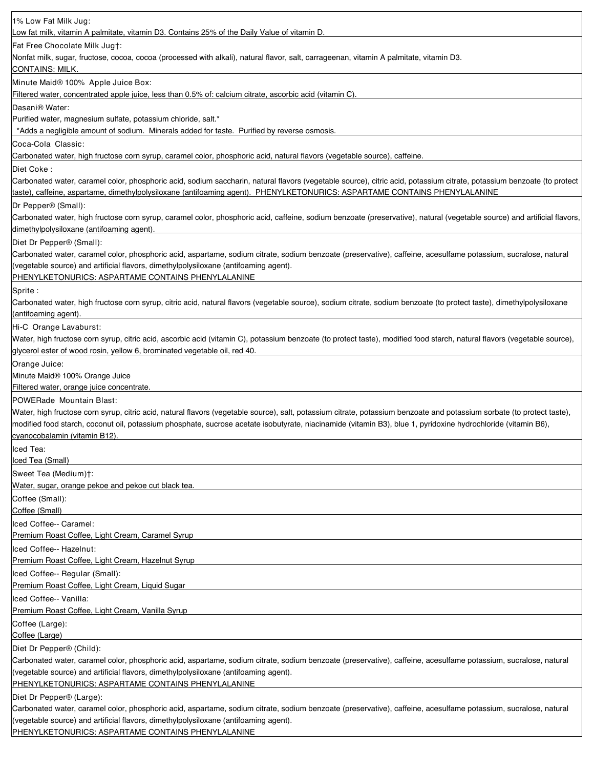1% Low Fat Milk Jug:
Low fat milk, vitamin A palmitate, vitamin D3. Contains 25% of the Daily Value of vitamin D.

Fat Free Chocolate Milk Jug†:
Nonfat milk, sugar, fructose, cocoa, cocoa (processed with alkali), natural flavor, salt, carrageenan, vitamin A palmitate, vitamin D3.
CONTAINS: MILK.

Minute Maid® 100% Apple Juice Box:
Filtered water, concentrated apple juice, less than 0.5% of: calcium citrate, ascorbic acid (vitamin C).

Dasani® Water:
Purified water, magnesium sulfate, potassium chloride, salt.*
*Adds a negligible amount of sodium. Minerals added for taste. Purified by reverse osmosis.

Coca-Cola Classic:
Carbonated water, high fructose corn syrup, caramel color, phosphoric acid, natural flavors (vegetable source), caffeine.

Diet Coke :
Carbonated water, caramel color, phosphoric acid, sodium saccharin, natural flavors (vegetable source), citric acid, potassium citrate, potassium benzoate (to protect taste), caffeine, aspartame, dimethylpolysiloxane (antifoaming agent). PHENYLKETONURICS: ASPARTAME CONTAINS PHENYLALANINE

Dr Pepper® (Small):
Carbonated water, high fructose corn syrup, caramel color, phosphoric acid, caffeine, sodium benzoate (preservative), natural (vegetable source) and artificial flavors, dimethylpolysiloxane (antifoaming agent).

Diet Dr Pepper® (Small):
Carbonated water, caramel color, phosphoric acid, aspartame, sodium citrate, sodium benzoate (preservative), caffeine, acesulfame potassium, sucralose, natural (vegetable source) and artificial flavors, dimethylpolysiloxane (antifoaming agent).
PHENYLKETONURICS: ASPARTAME CONTAINS PHENYLALANINE

Sprite :
Carbonated water, high fructose corn syrup, citric acid, natural flavors (vegetable source), sodium citrate, sodium benzoate (to protect taste), dimethylpolysiloxane (antifoaming agent).

Hi-C Orange Lavaburst:
Water, high fructose corn syrup, citric acid, ascorbic acid (vitamin C), potassium benzoate (to protect taste), modified food starch, natural flavors (vegetable source), glycerol ester of wood rosin, yellow 6, brominated vegetable oil, red 40.

Orange Juice:
Minute Maid® 100% Orange Juice
Filtered water, orange juice concentrate.

POWERade Mountain Blast:
Water, high fructose corn syrup, citric acid, natural flavors (vegetable source), salt, potassium citrate, potassium benzoate and potassium sorbate (to protect taste), modified food starch, coconut oil, potassium phosphate, sucrose acetate isobutyrate, niacinamide (vitamin B3), blue 1, pyridoxine hydrochloride (vitamin B6), cyanocobalamin (vitamin B12).

Iced Tea:
Iced Tea (Small)

Sweet Tea (Medium)†:
Water, sugar, orange pekoe and pekoe cut black tea.

Coffee (Small):
Coffee (Small)

Iced Coffee-- Caramel:
Premium Roast Coffee, Light Cream, Caramel Syrup

Iced Coffee-- Hazelnut:
Premium Roast Coffee, Light Cream, Hazelnut Syrup

Iced Coffee-- Regular (Small):
Premium Roast Coffee, Light Cream, Liquid Sugar

Iced Coffee-- Vanilla:
Premium Roast Coffee, Light Cream, Vanilla Syrup

Coffee (Large):
Coffee (Large)

Diet Dr Pepper® (Child):
Carbonated water, caramel color, phosphoric acid, aspartame, sodium citrate, sodium benzoate (preservative), caffeine, acesulfame potassium, sucralose, natural (vegetable source) and artificial flavors, dimethylpolysiloxane (antifoaming agent).
PHENYLKETONURICS: ASPARTAME CONTAINS PHENYLALANINE

Diet Dr Pepper® (Large):
Carbonated water, caramel color, phosphoric acid, aspartame, sodium citrate, sodium benzoate (preservative), caffeine, acesulfame potassium, sucralose, natural (vegetable source) and artificial flavors, dimethylpolysiloxane (antifoaming agent).
PHENYLKETONURICS: ASPARTAME CONTAINS PHENYLALANINE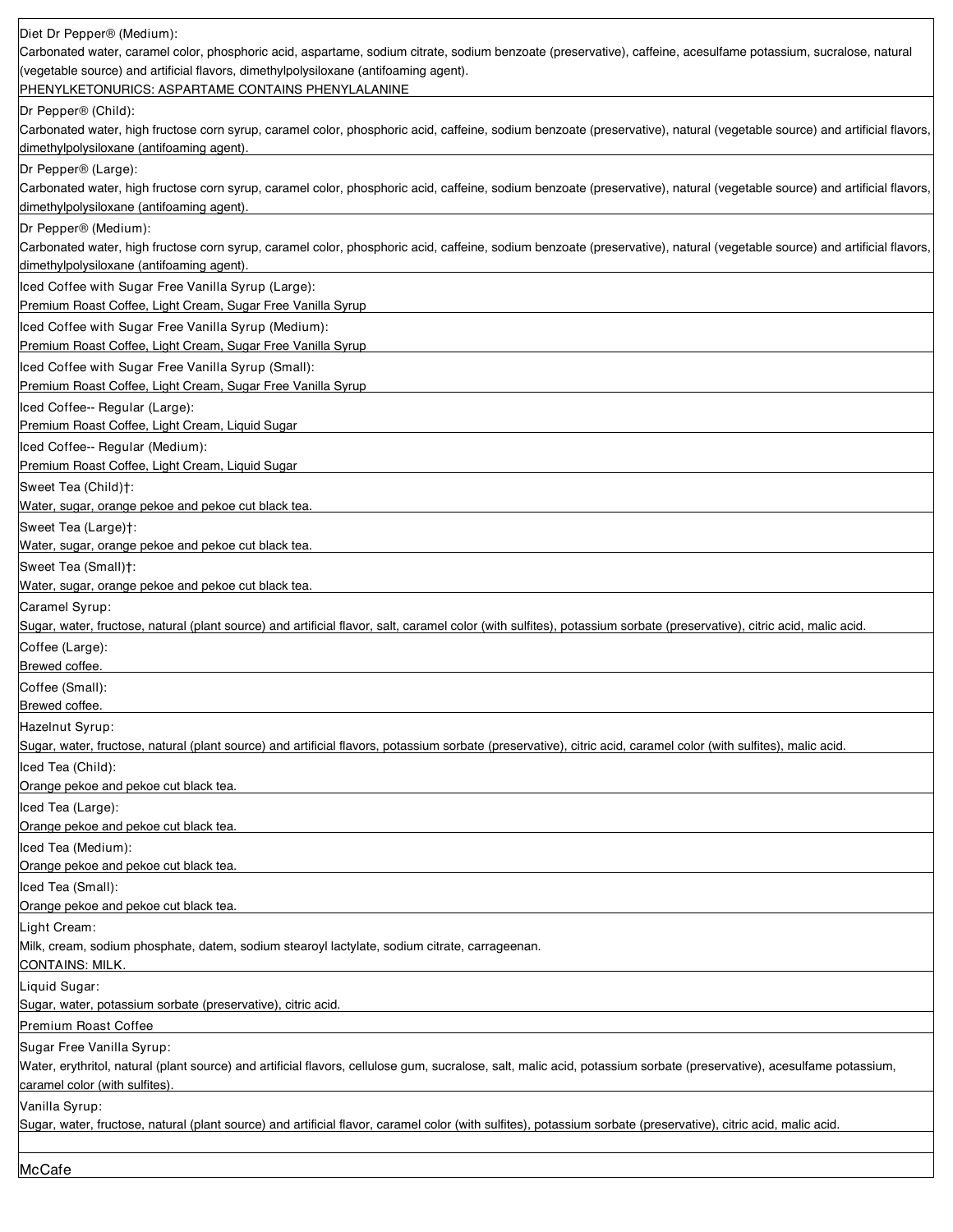Diet Dr Pepper® (Medium):
Carbonated water, caramel color, phosphoric acid, aspartame, sodium citrate, sodium benzoate (preservative), caffeine, acesulfame potassium, sucralose, natural (vegetable source) and artificial flavors, dimethylpolysiloxane (antifoaming agent).
PHENYLKETONURICS: ASPARTAME CONTAINS PHENYLALANINE

Dr Pepper® (Child):
Carbonated water, high fructose corn syrup, caramel color, phosphoric acid, caffeine, sodium benzoate (preservative), natural (vegetable source) and artificial flavors, dimethylpolysiloxane (antifoaming agent).

Dr Pepper® (Large):
Carbonated water, high fructose corn syrup, caramel color, phosphoric acid, caffeine, sodium benzoate (preservative), natural (vegetable source) and artificial flavors, dimethylpolysiloxane (antifoaming agent).

Dr Pepper® (Medium):
Carbonated water, high fructose corn syrup, caramel color, phosphoric acid, caffeine, sodium benzoate (preservative), natural (vegetable source) and artificial flavors, dimethylpolysiloxane (antifoaming agent).

Iced Coffee with Sugar Free Vanilla Syrup (Large):
Premium Roast Coffee, Light Cream, Sugar Free Vanilla Syrup

Iced Coffee with Sugar Free Vanilla Syrup (Medium):
Premium Roast Coffee, Light Cream, Sugar Free Vanilla Syrup

Iced Coffee with Sugar Free Vanilla Syrup (Small):
Premium Roast Coffee, Light Cream, Sugar Free Vanilla Syrup

Iced Coffee-- Regular (Large):
Premium Roast Coffee, Light Cream, Liquid Sugar

Iced Coffee-- Regular (Medium):
Premium Roast Coffee, Light Cream, Liquid Sugar

Sweet Tea (Child)†:
Water, sugar, orange pekoe and pekoe cut black tea.

Sweet Tea (Large)†:
Water, sugar, orange pekoe and pekoe cut black tea.

Sweet Tea (Small)†:
Water, sugar, orange pekoe and pekoe cut black tea.

Caramel Syrup:
Sugar, water, fructose, natural (plant source) and artificial flavor, salt, caramel color (with sulfites), potassium sorbate (preservative), citric acid, malic acid.

Coffee (Large):
Brewed coffee.

Coffee (Small):
Brewed coffee.

Hazelnut Syrup:
Sugar, water, fructose, natural (plant source) and artificial flavors, potassium sorbate (preservative), citric acid, caramel color (with sulfites), malic acid.

Iced Tea (Child):
Orange pekoe and pekoe cut black tea.

Iced Tea (Large):
Orange pekoe and pekoe cut black tea.

Iced Tea (Medium):
Orange pekoe and pekoe cut black tea.

Iced Tea (Small):
Orange pekoe and pekoe cut black tea.

Light Cream:
Milk, cream, sodium phosphate, datem, sodium stearoyl lactylate, sodium citrate, carrageenan.
CONTAINS: MILK.

Liquid Sugar:
Sugar, water, potassium sorbate (preservative), citric acid.

Premium Roast Coffee

Sugar Free Vanilla Syrup:
Water, erythritol, natural (plant source) and artificial flavors, cellulose gum, sucralose, salt, malic acid, potassium sorbate (preservative), acesulfame potassium, caramel color (with sulfites).

Vanilla Syrup:
Sugar, water, fructose, natural (plant source) and artificial flavor, caramel color (with sulfites), potassium sorbate (preservative), citric acid, malic acid.

## McCafe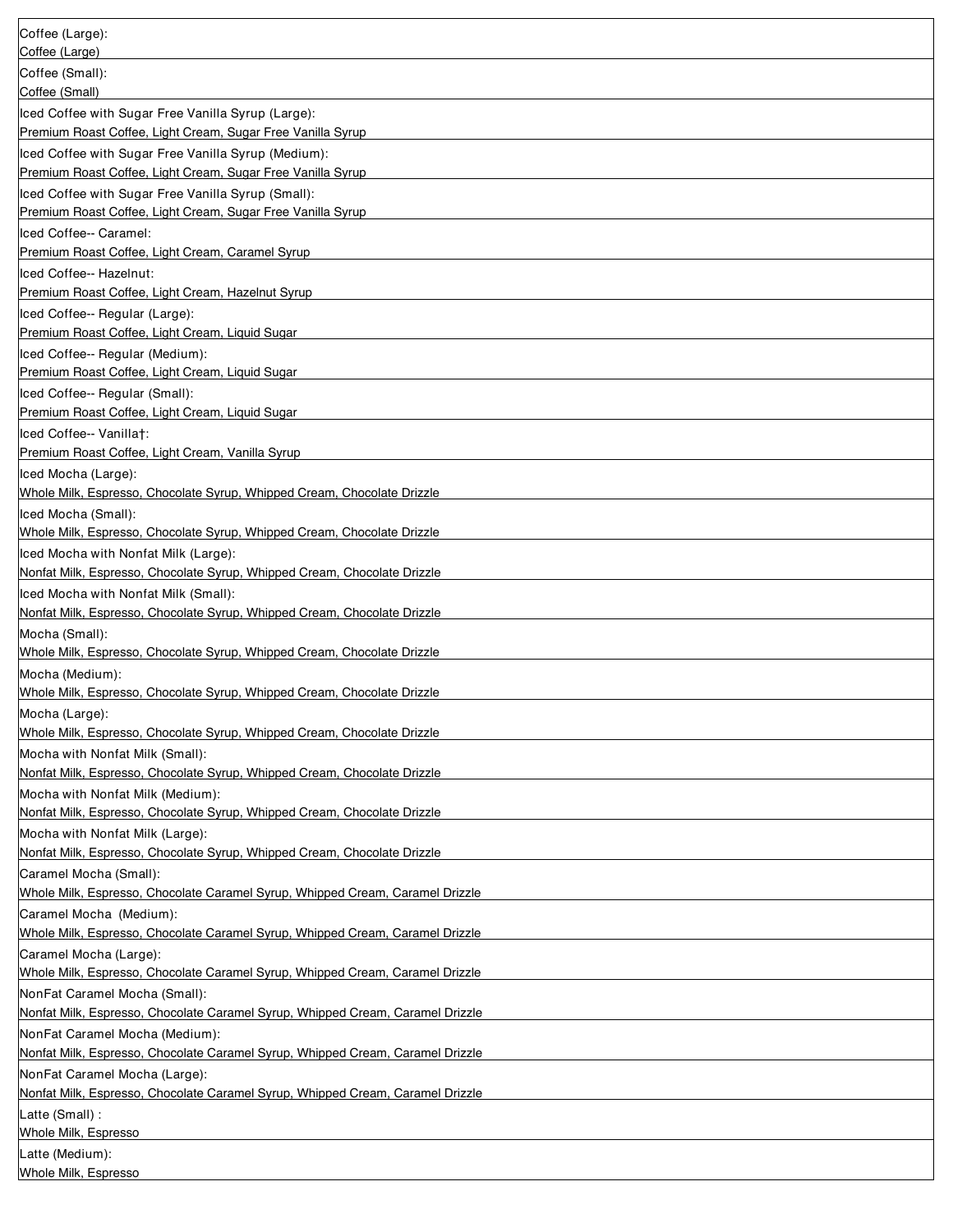| |
|---|
| Coffee (Large):<br>Coffee (Large) |
| Coffee (Small):<br>Coffee (Small) |
| Iced Coffee with Sugar Free Vanilla Syrup (Large):<br>Premium Roast Coffee, Light Cream, Sugar Free Vanilla Syrup |
| Iced Coffee with Sugar Free Vanilla Syrup (Medium):<br>Premium Roast Coffee, Light Cream, Sugar Free Vanilla Syrup |
| Iced Coffee with Sugar Free Vanilla Syrup (Small):<br>Premium Roast Coffee, Light Cream, Sugar Free Vanilla Syrup |
| Iced Coffee-- Caramel:<br>Premium Roast Coffee, Light Cream, Caramel Syrup |
| Iced Coffee-- Hazelnut:<br>Premium Roast Coffee, Light Cream, Hazelnut Syrup |
| Iced Coffee-- Regular (Large):<br>Premium Roast Coffee, Light Cream, Liquid Sugar |
| Iced Coffee-- Regular (Medium):<br>Premium Roast Coffee, Light Cream, Liquid Sugar |
| Iced Coffee-- Regular (Small):<br>Premium Roast Coffee, Light Cream, Liquid Sugar |
| Iced Coffee-- Vanilla†:<br>Premium Roast Coffee, Light Cream, Vanilla Syrup |
| Iced Mocha (Large):<br>Whole Milk, Espresso, Chocolate Syrup, Whipped Cream, Chocolate Drizzle |
| Iced Mocha (Small):<br>Whole Milk, Espresso, Chocolate Syrup, Whipped Cream, Chocolate Drizzle |
| Iced Mocha with Nonfat Milk (Large):<br>Nonfat Milk, Espresso, Chocolate Syrup, Whipped Cream, Chocolate Drizzle |
| Iced Mocha with Nonfat Milk (Small):<br>Nonfat Milk, Espresso, Chocolate Syrup, Whipped Cream, Chocolate Drizzle |
| Mocha (Small):<br>Whole Milk, Espresso, Chocolate Syrup, Whipped Cream, Chocolate Drizzle |
| Mocha (Medium):<br>Whole Milk, Espresso, Chocolate Syrup, Whipped Cream, Chocolate Drizzle |
| Mocha (Large):<br>Whole Milk, Espresso, Chocolate Syrup, Whipped Cream, Chocolate Drizzle |
| Mocha with Nonfat Milk (Small):<br>Nonfat Milk, Espresso, Chocolate Syrup, Whipped Cream, Chocolate Drizzle |
| Mocha with Nonfat Milk (Medium):<br>Nonfat Milk, Espresso, Chocolate Syrup, Whipped Cream, Chocolate Drizzle |
| Mocha with Nonfat Milk (Large):<br>Nonfat Milk, Espresso, Chocolate Syrup, Whipped Cream, Chocolate Drizzle |
| Caramel Mocha (Small):<br>Whole Milk, Espresso, Chocolate Caramel Syrup, Whipped Cream, Caramel Drizzle |
| Caramel Mocha (Medium):<br>Whole Milk, Espresso, Chocolate Caramel Syrup, Whipped Cream, Caramel Drizzle |
| Caramel Mocha (Large):<br>Whole Milk, Espresso, Chocolate Caramel Syrup, Whipped Cream, Caramel Drizzle |
| NonFat Caramel Mocha (Small):<br>Nonfat Milk, Espresso, Chocolate Caramel Syrup, Whipped Cream, Caramel Drizzle |
| NonFat Caramel Mocha (Medium):<br>Nonfat Milk, Espresso, Chocolate Caramel Syrup, Whipped Cream, Caramel Drizzle |
| NonFat Caramel Mocha (Large):<br>Nonfat Milk, Espresso, Chocolate Caramel Syrup, Whipped Cream, Caramel Drizzle |
| Latte (Small) :<br>Whole Milk, Espresso |
| Latte (Medium):<br>Whole Milk, Espresso |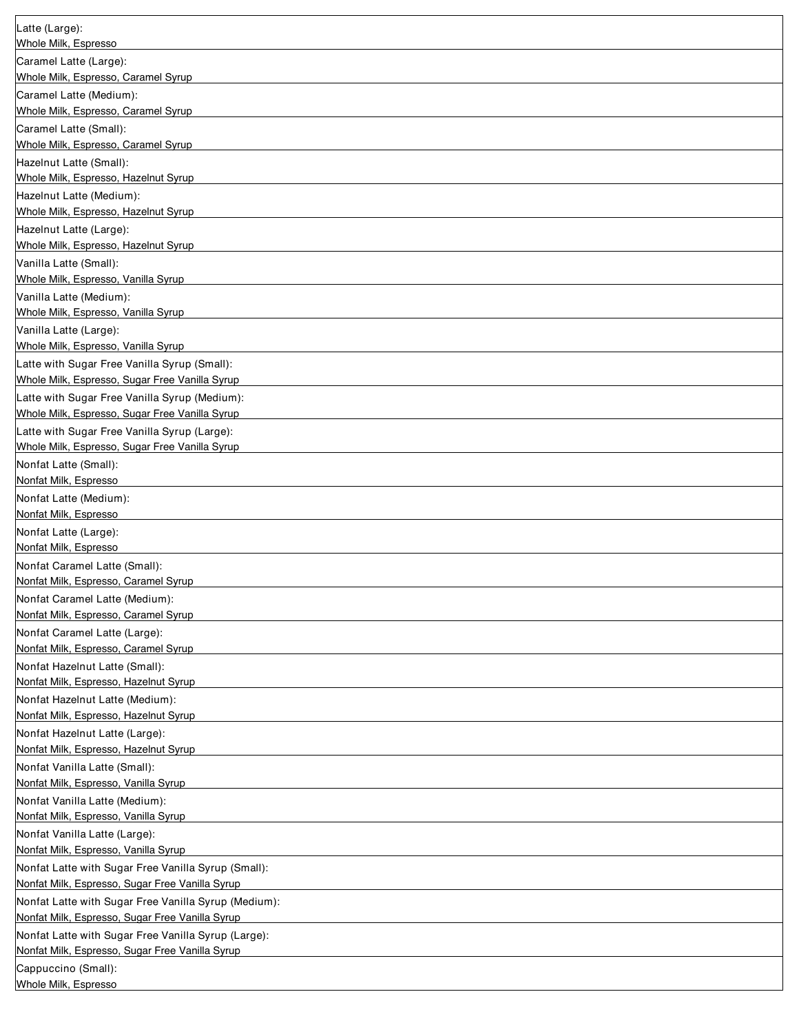| |
|---|
| Latte (Large):<br>Whole Milk, Espresso |
| Caramel Latte (Large):<br>Whole Milk, Espresso, Caramel Syrup |
| Caramel Latte (Medium):<br>Whole Milk, Espresso, Caramel Syrup |
| Caramel Latte (Small):<br>Whole Milk, Espresso, Caramel Syrup |
| Hazelnut Latte (Small):<br>Whole Milk, Espresso, Hazelnut Syrup |
| Hazelnut Latte (Medium):<br>Whole Milk, Espresso, Hazelnut Syrup |
| Hazelnut Latte (Large):<br>Whole Milk, Espresso, Hazelnut Syrup |
| Vanilla Latte (Small):<br>Whole Milk, Espresso, Vanilla Syrup |
| Vanilla Latte (Medium):<br>Whole Milk, Espresso, Vanilla Syrup |
| Vanilla Latte (Large):<br>Whole Milk, Espresso, Vanilla Syrup |
| Latte with Sugar Free Vanilla Syrup (Small):<br>Whole Milk, Espresso, Sugar Free Vanilla Syrup |
| Latte with Sugar Free Vanilla Syrup (Medium):<br>Whole Milk, Espresso, Sugar Free Vanilla Syrup |
| Latte with Sugar Free Vanilla Syrup (Large):<br>Whole Milk, Espresso, Sugar Free Vanilla Syrup |
| Nonfat Latte (Small):<br>Nonfat Milk, Espresso |
| Nonfat Latte (Medium):<br>Nonfat Milk, Espresso |
| Nonfat Latte (Large):<br>Nonfat Milk, Espresso |
| Nonfat Caramel Latte (Small):<br>Nonfat Milk, Espresso, Caramel Syrup |
| Nonfat Caramel Latte (Medium):<br>Nonfat Milk, Espresso, Caramel Syrup |
| Nonfat Caramel Latte (Large):<br>Nonfat Milk, Espresso, Caramel Syrup |
| Nonfat Hazelnut Latte (Small):<br>Nonfat Milk, Espresso, Hazelnut Syrup |
| Nonfat Hazelnut Latte (Medium):<br>Nonfat Milk, Espresso, Hazelnut Syrup |
| Nonfat Hazelnut Latte (Large):<br>Nonfat Milk, Espresso, Hazelnut Syrup |
| Nonfat Vanilla Latte (Small):<br>Nonfat Milk, Espresso, Vanilla Syrup |
| Nonfat Vanilla Latte (Medium):<br>Nonfat Milk, Espresso, Vanilla Syrup |
| Nonfat Vanilla Latte (Large):<br>Nonfat Milk, Espresso, Vanilla Syrup |
| Nonfat Latte with Sugar Free Vanilla Syrup (Small):<br>Nonfat Milk, Espresso, Sugar Free Vanilla Syrup |
| Nonfat Latte with Sugar Free Vanilla Syrup (Medium):<br>Nonfat Milk, Espresso, Sugar Free Vanilla Syrup |
| Nonfat Latte with Sugar Free Vanilla Syrup (Large):<br>Nonfat Milk, Espresso, Sugar Free Vanilla Syrup |
| Cappuccino (Small):<br>Whole Milk, Espresso |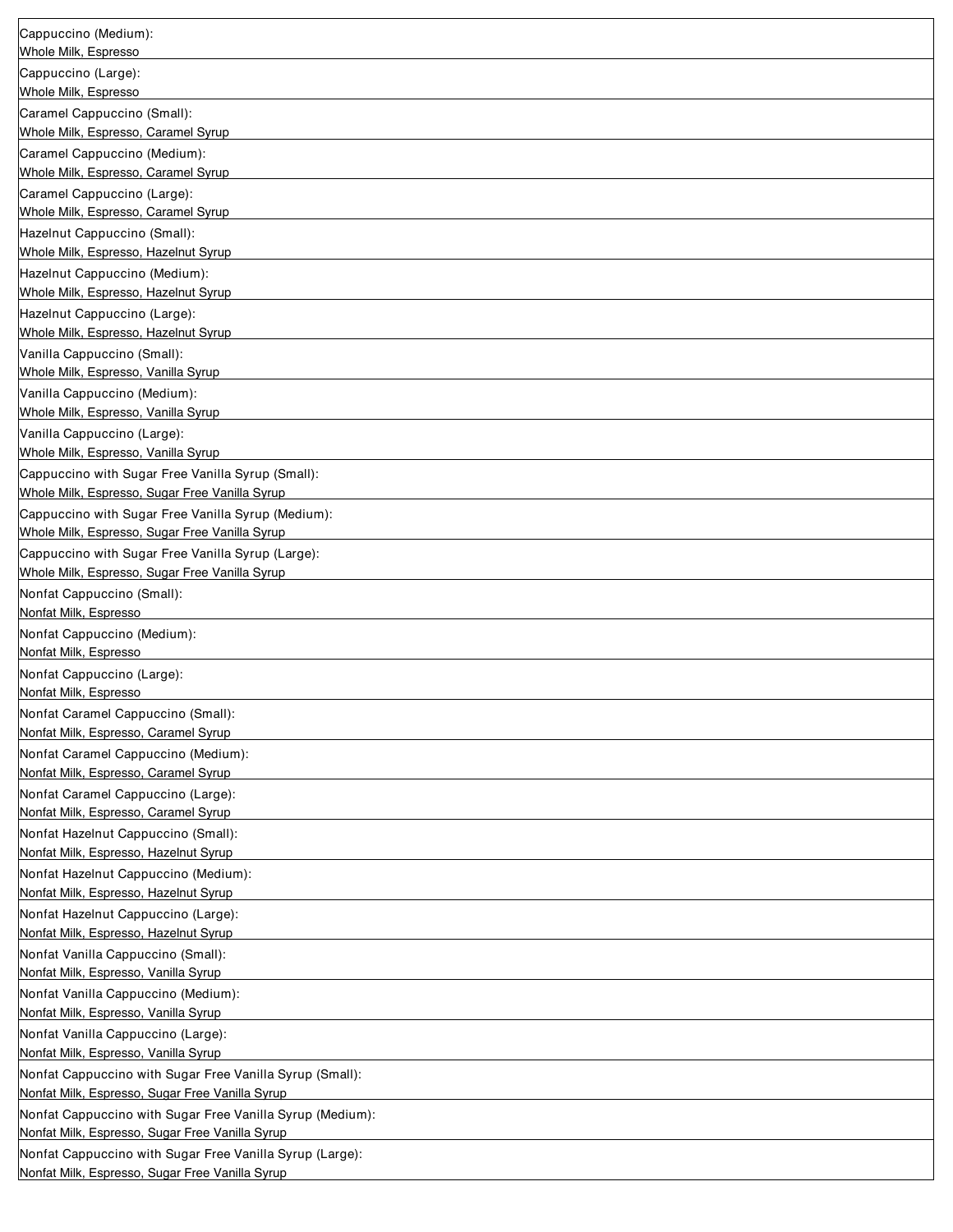| |
|---|
| Cappuccino (Medium):<br>Whole Milk, Espresso |
| Cappuccino (Large):<br>Whole Milk, Espresso |
| Caramel Cappuccino (Small):<br>Whole Milk, Espresso, Caramel Syrup |
| Caramel Cappuccino (Medium):<br>Whole Milk, Espresso, Caramel Syrup |
| Caramel Cappuccino (Large):<br>Whole Milk, Espresso, Caramel Syrup |
| Hazelnut Cappuccino (Small):<br>Whole Milk, Espresso, Hazelnut Syrup |
| Hazelnut Cappuccino (Medium):<br>Whole Milk, Espresso, Hazelnut Syrup |
| Hazelnut Cappuccino (Large):<br>Whole Milk, Espresso, Hazelnut Syrup |
| Vanilla Cappuccino (Small):<br>Whole Milk, Espresso, Vanilla Syrup |
| Vanilla Cappuccino (Medium):<br>Whole Milk, Espresso, Vanilla Syrup |
| Vanilla Cappuccino (Large):<br>Whole Milk, Espresso, Vanilla Syrup |
| Cappuccino with Sugar Free Vanilla Syrup (Small):<br>Whole Milk, Espresso, Sugar Free Vanilla Syrup |
| Cappuccino with Sugar Free Vanilla Syrup (Medium):<br>Whole Milk, Espresso, Sugar Free Vanilla Syrup |
| Cappuccino with Sugar Free Vanilla Syrup (Large):<br>Whole Milk, Espresso, Sugar Free Vanilla Syrup |
| Nonfat Cappuccino (Small):<br>Nonfat Milk, Espresso |
| Nonfat Cappuccino (Medium):<br>Nonfat Milk, Espresso |
| Nonfat Cappuccino (Large):<br>Nonfat Milk, Espresso |
| Nonfat Caramel Cappuccino (Small):<br>Nonfat Milk, Espresso, Caramel Syrup |
| Nonfat Caramel Cappuccino (Medium):<br>Nonfat Milk, Espresso, Caramel Syrup |
| Nonfat Caramel Cappuccino (Large):<br>Nonfat Milk, Espresso, Caramel Syrup |
| Nonfat Hazelnut Cappuccino (Small):<br>Nonfat Milk, Espresso, Hazelnut Syrup |
| Nonfat Hazelnut Cappuccino (Medium):<br>Nonfat Milk, Espresso, Hazelnut Syrup |
| Nonfat Hazelnut Cappuccino (Large):<br>Nonfat Milk, Espresso, Hazelnut Syrup |
| Nonfat Vanilla Cappuccino (Small):<br>Nonfat Milk, Espresso, Vanilla Syrup |
| Nonfat Vanilla Cappuccino (Medium):<br>Nonfat Milk, Espresso, Vanilla Syrup |
| Nonfat Vanilla Cappuccino (Large):<br>Nonfat Milk, Espresso, Vanilla Syrup |
| Nonfat Cappuccino with Sugar Free Vanilla Syrup (Small):<br>Nonfat Milk, Espresso, Sugar Free Vanilla Syrup |
| Nonfat Cappuccino with Sugar Free Vanilla Syrup (Medium):<br>Nonfat Milk, Espresso, Sugar Free Vanilla Syrup |
| Nonfat Cappuccino with Sugar Free Vanilla Syrup (Large):<br>Nonfat Milk, Espresso, Sugar Free Vanilla Syrup |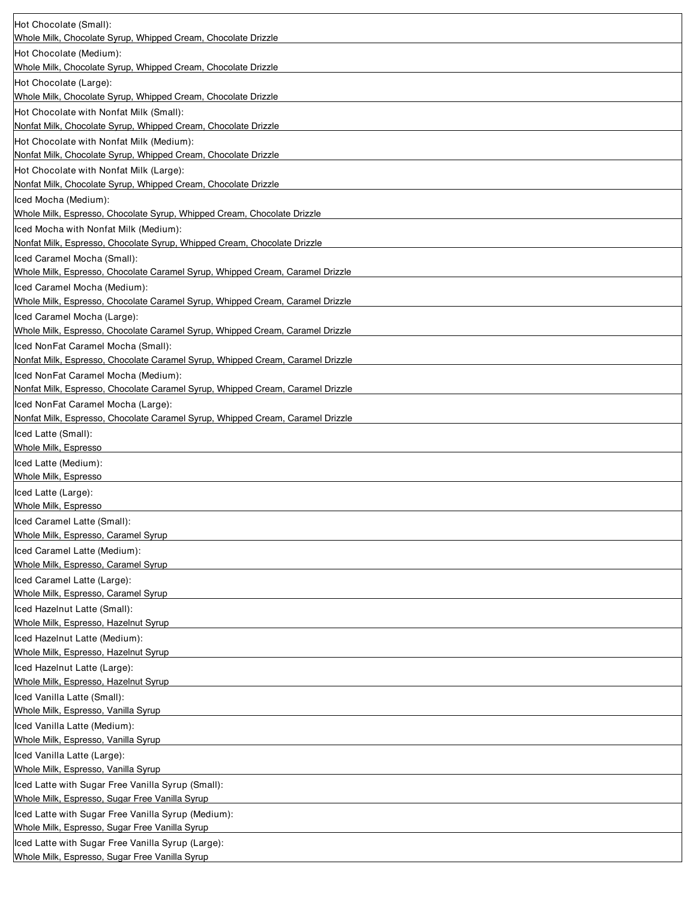| Hot Chocolate (Small):<br>Whole Milk, Chocolate Syrup, Whipped Cream, Chocolate Drizzle |
|---|
| Hot Chocolate (Medium):<br>Whole Milk, Chocolate Syrup, Whipped Cream, Chocolate Drizzle |
| Hot Chocolate (Large):<br>Whole Milk, Chocolate Syrup, Whipped Cream, Chocolate Drizzle |
| Hot Chocolate with Nonfat Milk (Small):<br>Nonfat Milk, Chocolate Syrup, Whipped Cream, Chocolate Drizzle |
| Hot Chocolate with Nonfat Milk (Medium):<br>Nonfat Milk, Chocolate Syrup, Whipped Cream, Chocolate Drizzle |
| Hot Chocolate with Nonfat Milk (Large):<br>Nonfat Milk, Chocolate Syrup, Whipped Cream, Chocolate Drizzle |
| Iced Mocha (Medium):<br>Whole Milk, Espresso, Chocolate Syrup, Whipped Cream, Chocolate Drizzle |
| Iced Mocha with Nonfat Milk (Medium):<br>Nonfat Milk, Espresso, Chocolate Syrup, Whipped Cream, Chocolate Drizzle |
| Iced Caramel Mocha (Small):<br>Whole Milk, Espresso, Chocolate Caramel Syrup, Whipped Cream, Caramel Drizzle |
| Iced Caramel Mocha (Medium):<br>Whole Milk, Espresso, Chocolate Caramel Syrup, Whipped Cream, Caramel Drizzle |
| Iced Caramel Mocha (Large):<br>Whole Milk, Espresso, Chocolate Caramel Syrup, Whipped Cream, Caramel Drizzle |
| Iced NonFat Caramel Mocha (Small):<br>Nonfat Milk, Espresso, Chocolate Caramel Syrup, Whipped Cream, Caramel Drizzle |
| Iced NonFat Caramel Mocha (Medium):<br>Nonfat Milk, Espresso, Chocolate Caramel Syrup, Whipped Cream, Caramel Drizzle |
| Iced NonFat Caramel Mocha (Large):<br>Nonfat Milk, Espresso, Chocolate Caramel Syrup, Whipped Cream, Caramel Drizzle |
| Iced Latte (Small):<br>Whole Milk, Espresso |
| Iced Latte (Medium):<br>Whole Milk, Espresso |
| Iced Latte (Large):<br>Whole Milk, Espresso |
| Iced Caramel Latte (Small):<br>Whole Milk, Espresso, Caramel Syrup |
| Iced Caramel Latte (Medium):<br>Whole Milk, Espresso, Caramel Syrup |
| Iced Caramel Latte (Large):<br>Whole Milk, Espresso, Caramel Syrup |
| Iced Hazelnut Latte (Small):<br>Whole Milk, Espresso, Hazelnut Syrup |
| Iced Hazelnut Latte (Medium):<br>Whole Milk, Espresso, Hazelnut Syrup |
| Iced Hazelnut Latte (Large):<br>Whole Milk, Espresso, Hazelnut Syrup |
| Iced Vanilla Latte (Small):<br>Whole Milk, Espresso, Vanilla Syrup |
| Iced Vanilla Latte (Medium):<br>Whole Milk, Espresso, Vanilla Syrup |
| Iced Vanilla Latte (Large):<br>Whole Milk, Espresso, Vanilla Syrup |
| Iced Latte with Sugar Free Vanilla Syrup (Small):<br>Whole Milk, Espresso, Sugar Free Vanilla Syrup |
| Iced Latte with Sugar Free Vanilla Syrup (Medium):<br>Whole Milk, Espresso, Sugar Free Vanilla Syrup |
| Iced Latte with Sugar Free Vanilla Syrup (Large):<br>Whole Milk, Espresso, Sugar Free Vanilla Syrup |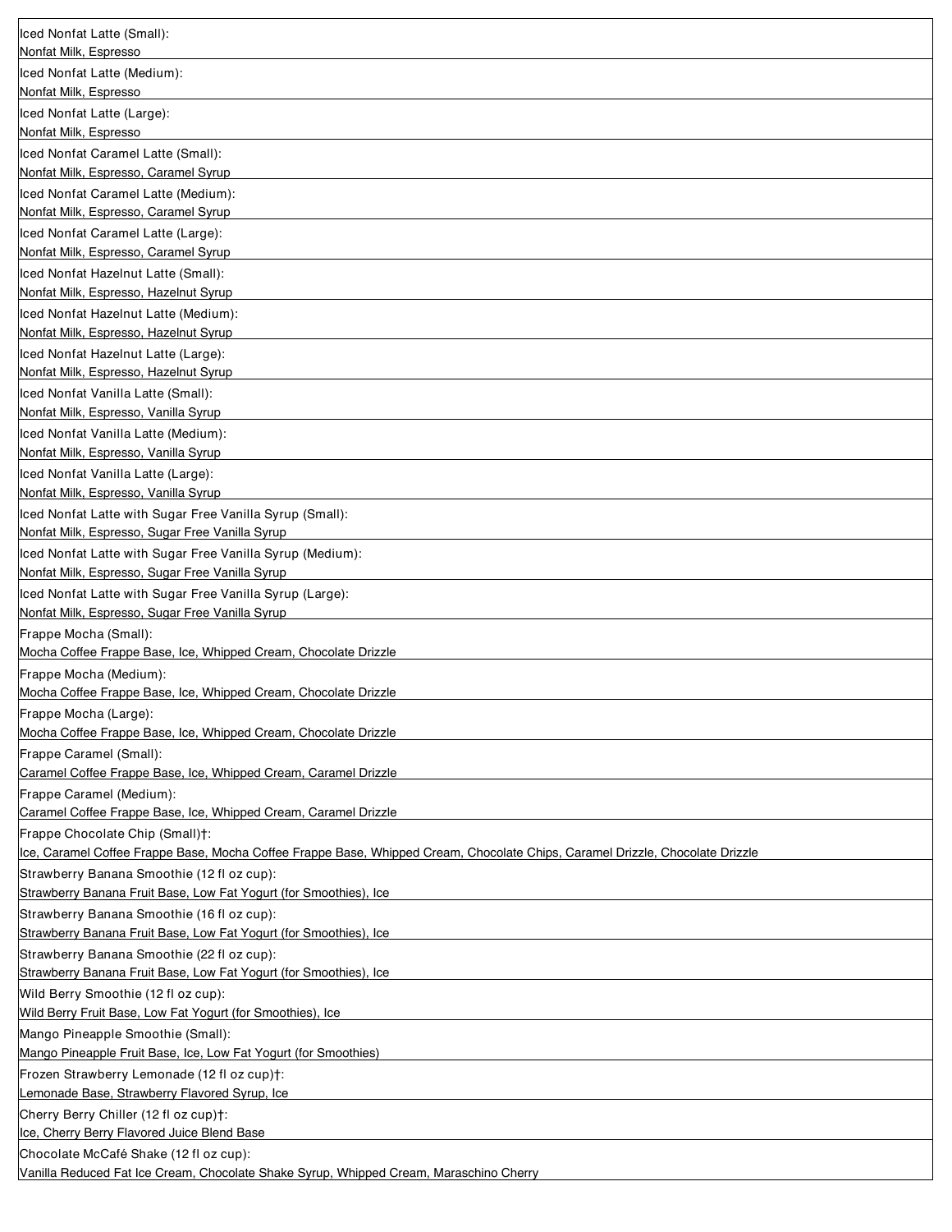| |
|---|
| Iced Nonfat Latte (Small):<br>Nonfat Milk, Espresso |
| Iced Nonfat Latte (Medium):<br>Nonfat Milk, Espresso |
| Iced Nonfat Latte (Large):<br>Nonfat Milk, Espresso |
| Iced Nonfat Caramel Latte (Small):<br>Nonfat Milk, Espresso, Caramel Syrup |
| Iced Nonfat Caramel Latte (Medium):<br>Nonfat Milk, Espresso, Caramel Syrup |
| Iced Nonfat Caramel Latte (Large):<br>Nonfat Milk, Espresso, Caramel Syrup |
| Iced Nonfat Hazelnut Latte (Small):<br>Nonfat Milk, Espresso, Hazelnut Syrup |
| Iced Nonfat Hazelnut Latte (Medium):<br>Nonfat Milk, Espresso, Hazelnut Syrup |
| Iced Nonfat Hazelnut Latte (Large):<br>Nonfat Milk, Espresso, Hazelnut Syrup |
| Iced Nonfat Vanilla Latte (Small):<br>Nonfat Milk, Espresso, Vanilla Syrup |
| Iced Nonfat Vanilla Latte (Medium):<br>Nonfat Milk, Espresso, Vanilla Syrup |
| Iced Nonfat Vanilla Latte (Large):<br>Nonfat Milk, Espresso, Vanilla Syrup |
| Iced Nonfat Latte with Sugar Free Vanilla Syrup (Small):<br>Nonfat Milk, Espresso, Sugar Free Vanilla Syrup |
| Iced Nonfat Latte with Sugar Free Vanilla Syrup (Medium):<br>Nonfat Milk, Espresso, Sugar Free Vanilla Syrup |
| Iced Nonfat Latte with Sugar Free Vanilla Syrup (Large):<br>Nonfat Milk, Espresso, Sugar Free Vanilla Syrup |
| Frappe Mocha (Small):<br>Mocha Coffee Frappe Base, Ice, Whipped Cream, Chocolate Drizzle |
| Frappe Mocha (Medium):<br>Mocha Coffee Frappe Base, Ice, Whipped Cream, Chocolate Drizzle |
| Frappe Mocha (Large):<br>Mocha Coffee Frappe Base, Ice, Whipped Cream, Chocolate Drizzle |
| Frappe Caramel (Small):<br>Caramel Coffee Frappe Base, Ice, Whipped Cream, Caramel Drizzle |
| Frappe Caramel (Medium):<br>Caramel Coffee Frappe Base, Ice, Whipped Cream, Caramel Drizzle |
| Frappe Chocolate Chip (Small)†:<br>Ice, Caramel Coffee Frappe Base, Mocha Coffee Frappe Base, Whipped Cream, Chocolate Chips, Caramel Drizzle, Chocolate Drizzle |
| Strawberry Banana Smoothie (12 fl oz cup):<br>Strawberry Banana Fruit Base, Low Fat Yogurt (for Smoothies), Ice |
| Strawberry Banana Smoothie (16 fl oz cup):<br>Strawberry Banana Fruit Base, Low Fat Yogurt (for Smoothies), Ice |
| Strawberry Banana Smoothie (22 fl oz cup):<br>Strawberry Banana Fruit Base, Low Fat Yogurt (for Smoothies), Ice |
| Wild Berry Smoothie (12 fl oz cup):<br>Wild Berry Fruit Base, Low Fat Yogurt (for Smoothies), Ice |
| Mango Pineapple Smoothie (Small):<br>Mango Pineapple Fruit Base, Ice, Low Fat Yogurt (for Smoothies) |
| Frozen Strawberry Lemonade (12 fl oz cup)†:<br>Lemonade Base, Strawberry Flavored Syrup, Ice |
| Cherry Berry Chiller (12 fl oz cup)†:<br>Ice, Cherry Berry Flavored Juice Blend Base |
| Chocolate McCafé Shake (12 fl oz cup):<br>Vanilla Reduced Fat Ice Cream, Chocolate Shake Syrup, Whipped Cream, Maraschino Cherry |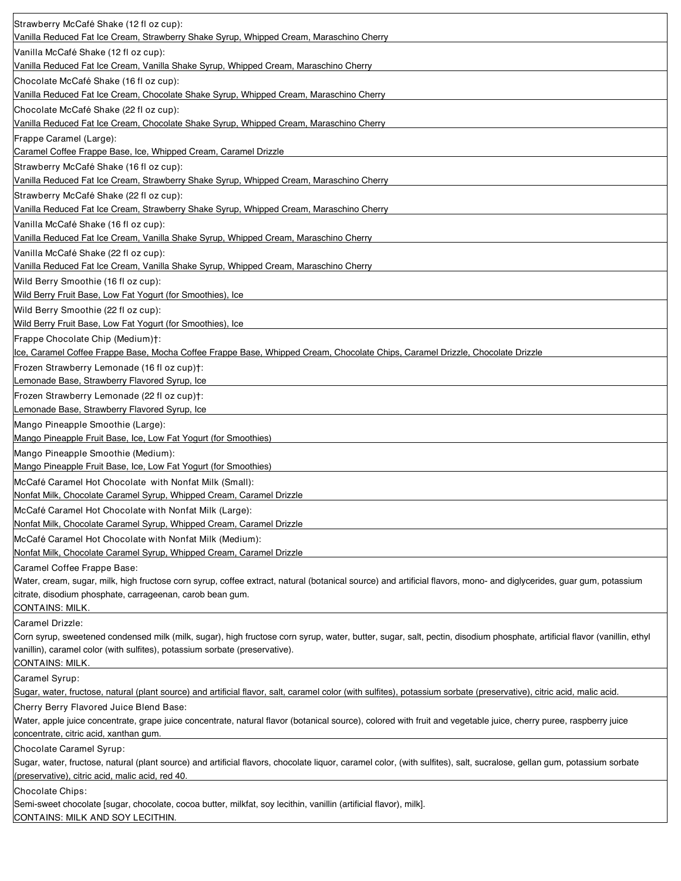| |
|---|
| Strawberry McCafé Shake (12 fl oz cup):<br>Vanilla Reduced Fat Ice Cream, Strawberry Shake Syrup, Whipped Cream, Maraschino Cherry |
| Vanilla McCafé Shake (12 fl oz cup):<br>Vanilla Reduced Fat Ice Cream, Vanilla Shake Syrup, Whipped Cream, Maraschino Cherry |
| Chocolate McCafé Shake (16 fl oz cup):<br>Vanilla Reduced Fat Ice Cream, Chocolate Shake Syrup, Whipped Cream, Maraschino Cherry |
| Chocolate McCafé Shake (22 fl oz cup):<br>Vanilla Reduced Fat Ice Cream, Chocolate Shake Syrup, Whipped Cream, Maraschino Cherry |
| Frappe Caramel (Large):<br>Caramel Coffee Frappe Base, Ice, Whipped Cream, Caramel Drizzle |
| Strawberry McCafé Shake (16 fl oz cup):<br>Vanilla Reduced Fat Ice Cream, Strawberry Shake Syrup, Whipped Cream, Maraschino Cherry |
| Strawberry McCafé Shake (22 fl oz cup):<br>Vanilla Reduced Fat Ice Cream, Strawberry Shake Syrup, Whipped Cream, Maraschino Cherry |
| Vanilla McCafé Shake (16 fl oz cup):<br>Vanilla Reduced Fat Ice Cream, Vanilla Shake Syrup, Whipped Cream, Maraschino Cherry |
| Vanilla McCafé Shake (22 fl oz cup):<br>Vanilla Reduced Fat Ice Cream, Vanilla Shake Syrup, Whipped Cream, Maraschino Cherry |
| Wild Berry Smoothie (16 fl oz cup):<br>Wild Berry Fruit Base, Low Fat Yogurt (for Smoothies), Ice |
| Wild Berry Smoothie (22 fl oz cup):<br>Wild Berry Fruit Base, Low Fat Yogurt (for Smoothies), Ice |
| Frappe Chocolate Chip (Medium)†:<br>Ice, Caramel Coffee Frappe Base, Mocha Coffee Frappe Base, Whipped Cream, Chocolate Chips, Caramel Drizzle, Chocolate Drizzle |
| Frozen Strawberry Lemonade (16 fl oz cup)†:<br>Lemonade Base, Strawberry Flavored Syrup, Ice |
| Frozen Strawberry Lemonade (22 fl oz cup)†:<br>Lemonade Base, Strawberry Flavored Syrup, Ice |
| Mango Pineapple Smoothie (Large):<br>Mango Pineapple Fruit Base, Ice, Low Fat Yogurt (for Smoothies) |
| Mango Pineapple Smoothie (Medium):<br>Mango Pineapple Fruit Base, Ice, Low Fat Yogurt (for Smoothies) |
| McCafé Caramel Hot Chocolate with Nonfat Milk (Small):<br>Nonfat Milk, Chocolate Caramel Syrup, Whipped Cream, Caramel Drizzle |
| McCafé Caramel Hot Chocolate with Nonfat Milk (Large):<br>Nonfat Milk, Chocolate Caramel Syrup, Whipped Cream, Caramel Drizzle |
| McCafé Caramel Hot Chocolate with Nonfat Milk (Medium):<br>Nonfat Milk, Chocolate Caramel Syrup, Whipped Cream, Caramel Drizzle |
| Caramel Coffee Frappe Base:<br>Water, cream, sugar, milk, high fructose corn syrup, coffee extract, natural (botanical source) and artificial flavors, mono- and diglycerides, guar gum, potassium citrate, disodium phosphate, carrageenan, carob bean gum.<br>CONTAINS: MILK. |
| Caramel Drizzle:<br>Corn syrup, sweetened condensed milk (milk, sugar), high fructose corn syrup, water, butter, sugar, salt, pectin, disodium phosphate, artificial flavor (vanillin, ethyl vanillin), caramel color (with sulfites), potassium sorbate (preservative).<br>CONTAINS: MILK. |
| Caramel Syrup:<br>Sugar, water, fructose, natural (plant source) and artificial flavor, salt, caramel color (with sulfites), potassium sorbate (preservative), citric acid, malic acid. |
| Cherry Berry Flavored Juice Blend Base:<br>Water, apple juice concentrate, grape juice concentrate, natural flavor (botanical source), colored with fruit and vegetable juice, cherry puree, raspberry juice concentrate, citric acid, xanthan gum. |
| Chocolate Caramel Syrup:<br>Sugar, water, fructose, natural (plant source) and artificial flavors, chocolate liquor, caramel color, (with sulfites), salt, sucralose, gellan gum, potassium sorbate (preservative), citric acid, malic acid, red 40. |
| Chocolate Chips:<br>Semi-sweet chocolate [sugar, chocolate, cocoa butter, milkfat, soy lecithin, vanillin (artificial flavor), milk].<br>CONTAINS: MILK AND SOY LECITHIN. |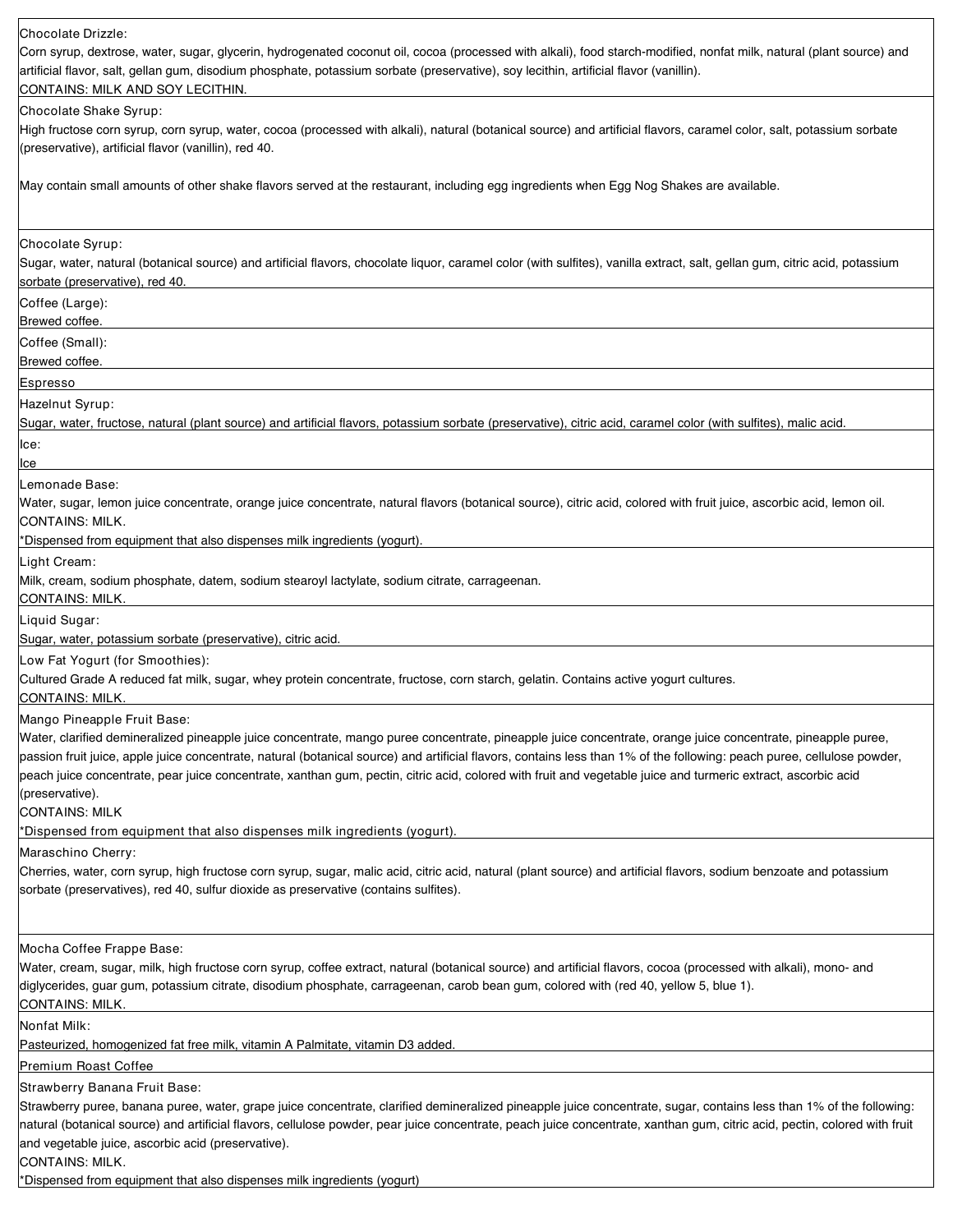| |
|---|
| Chocolate Drizzle:<br>Corn syrup, dextrose, water, sugar, glycerin, hydrogenated coconut oil, cocoa (processed with alkali), food starch-modified, nonfat milk, natural (plant source) and artificial flavor, salt, gellan gum, disodium phosphate, potassium sorbate (preservative), soy lecithin, artificial flavor (vanillin).<br>CONTAINS: MILK AND SOY LECITHIN. |
| Chocolate Shake Syrup:<br>High fructose corn syrup, corn syrup, water, cocoa (processed with alkali), natural (botanical source) and artificial flavors, caramel color, salt, potassium sorbate (preservative), artificial flavor (vanillin), red 40.<br><br>May contain small amounts of other shake flavors served at the restaurant, including egg ingredients when Egg Nog Shakes are available. |
| Chocolate Syrup:<br>Sugar, water, natural (botanical source) and artificial flavors, chocolate liquor, caramel color (with sulfites), vanilla extract, salt, gellan gum, citric acid, potassium sorbate (preservative), red 40. |
| Coffee (Large):<br>Brewed coffee. |
| Coffee (Small):<br>Brewed coffee. |
| Espresso |
| Hazelnut Syrup:<br>Sugar, water, fructose, natural (plant source) and artificial flavors, potassium sorbate (preservative), citric acid, caramel color (with sulfites), malic acid. |
| Ice:<br>Ice |
| Lemonade Base:<br>Water, sugar, lemon juice concentrate, orange juice concentrate, natural flavors (botanical source), citric acid, colored with fruit juice, ascorbic acid, lemon oil.<br>CONTAINS: MILK.<br>*Dispensed from equipment that also dispenses milk ingredients (yogurt). |
| Light Cream:<br>Milk, cream, sodium phosphate, datem, sodium stearoyl lactylate, sodium citrate, carrageenan.<br>CONTAINS: MILK. |
| Liquid Sugar:<br>Sugar, water, potassium sorbate (preservative), citric acid. |
| Low Fat Yogurt (for Smoothies):<br>Cultured Grade A reduced fat milk, sugar, whey protein concentrate, fructose, corn starch, gelatin. Contains active yogurt cultures.<br>CONTAINS: MILK. |
| Mango Pineapple Fruit Base:<br>Water, clarified demineralized pineapple juice concentrate, mango puree concentrate, pineapple juice concentrate, orange juice concentrate, pineapple puree, passion fruit juice, apple juice concentrate, natural (botanical source) and artificial flavors, contains less than 1% of the following: peach puree, cellulose powder, peach juice concentrate, pear juice concentrate, xanthan gum, pectin, citric acid, colored with fruit and vegetable juice and turmeric extract, ascorbic acid (preservative).<br>CONTAINS: MILK<br>*Dispensed from equipment that also dispenses milk ingredients (yogurt). |
| Maraschino Cherry:<br>Cherries, water, corn syrup, high fructose corn syrup, sugar, malic acid, citric acid, natural (plant source) and artificial flavors, sodium benzoate and potassium sorbate (preservatives), red 40, sulfur dioxide as preservative (contains sulfites). |
| Mocha Coffee Frappe Base:<br>Water, cream, sugar, milk, high fructose corn syrup, coffee extract, natural (botanical source) and artificial flavors, cocoa (processed with alkali), mono- and diglycerides, guar gum, potassium citrate, disodium phosphate, carrageenan, carob bean gum, colored with (red 40, yellow 5, blue 1).<br>CONTAINS: MILK. |
| Nonfat Milk:<br>Pasteurized, homogenized fat free milk, vitamin A Palmitate, vitamin D3 added. |
| Premium Roast Coffee |
| Strawberry Banana Fruit Base:<br>Strawberry puree, banana puree, water, grape juice concentrate, clarified demineralized pineapple juice concentrate, sugar, contains less than 1% of the following: natural (botanical source) and artificial flavors, cellulose powder, pear juice concentrate, peach juice concentrate, xanthan gum, citric acid, pectin, colored with fruit and vegetable juice, ascorbic acid (preservative).<br>CONTAINS: MILK.<br>*Dispensed from equipment that also dispenses milk ingredients (yogurt) |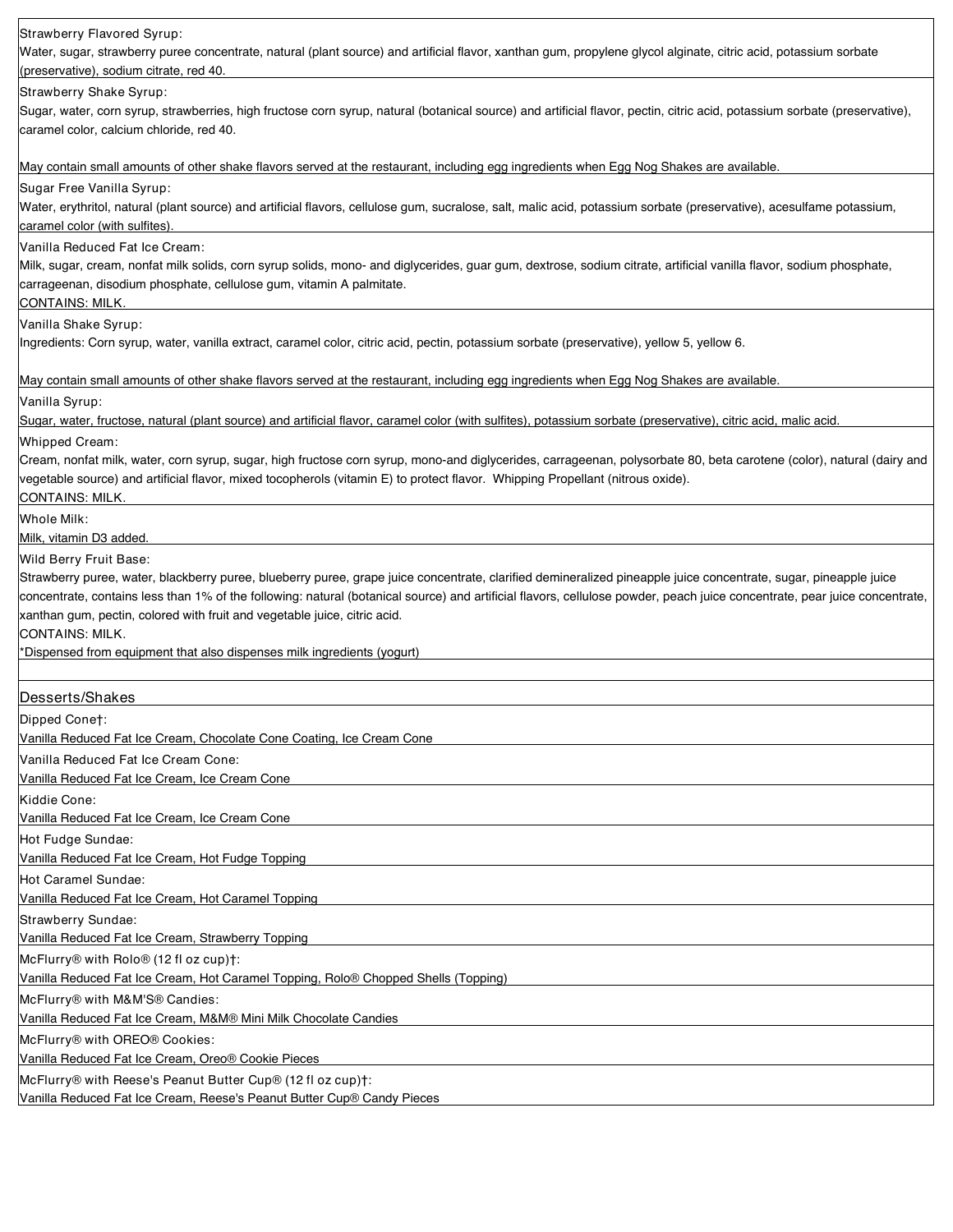Strawberry Flavored Syrup:
Water, sugar, strawberry puree concentrate, natural (plant source) and artificial flavor, xanthan gum, propylene glycol alginate, citric acid, potassium sorbate (preservative), sodium citrate, red 40.

Strawberry Shake Syrup:
Sugar, water, corn syrup, strawberries, high fructose corn syrup, natural (botanical source) and artificial flavor, pectin, citric acid, potassium sorbate (preservative), caramel color, calcium chloride, red 40.

May contain small amounts of other shake flavors served at the restaurant, including egg ingredients when Egg Nog Shakes are available.

Sugar Free Vanilla Syrup:
Water, erythritol, natural (plant source) and artificial flavors, cellulose gum, sucralose, salt, malic acid, potassium sorbate (preservative), acesulfame potassium, caramel color (with sulfites).

Vanilla Reduced Fat Ice Cream:
Milk, sugar, cream, nonfat milk solids, corn syrup solids, mono- and diglycerides, guar gum, dextrose, sodium citrate, artificial vanilla flavor, sodium phosphate, carrageenan, disodium phosphate, cellulose gum, vitamin A palmitate.
CONTAINS: MILK.

Vanilla Shake Syrup:
Ingredients: Corn syrup, water, vanilla extract, caramel color, citric acid, pectin, potassium sorbate (preservative), yellow 5, yellow 6.

May contain small amounts of other shake flavors served at the restaurant, including egg ingredients when Egg Nog Shakes are available.

Vanilla Syrup:
Sugar, water, fructose, natural (plant source) and artificial flavor, caramel color (with sulfites), potassium sorbate (preservative), citric acid, malic acid.

Whipped Cream:
Cream, nonfat milk, water, corn syrup, sugar, high fructose corn syrup, mono-and diglycerides, carrageenan, polysorbate 80, beta carotene (color), natural (dairy and vegetable source) and artificial flavor, mixed tocopherols (vitamin E) to protect flavor. Whipping Propellant (nitrous oxide).
CONTAINS: MILK.

Whole Milk:
Milk, vitamin D3 added.

Wild Berry Fruit Base:
Strawberry puree, water, blackberry puree, blueberry puree, grape juice concentrate, clarified demineralized pineapple juice concentrate, sugar, pineapple juice concentrate, contains less than 1% of the following: natural (botanical source) and artificial flavors, cellulose powder, peach juice concentrate, pear juice concentrate, xanthan gum, pectin, colored with fruit and vegetable juice, citric acid.
CONTAINS: MILK.
*Dispensed from equipment that also dispenses milk ingredients (yogurt)

## Desserts/Shakes

Dipped Cone†:
Vanilla Reduced Fat Ice Cream, Chocolate Cone Coating, Ice Cream Cone

Vanilla Reduced Fat Ice Cream Cone:
Vanilla Reduced Fat Ice Cream, Ice Cream Cone

Kiddie Cone:
Vanilla Reduced Fat Ice Cream, Ice Cream Cone

Hot Fudge Sundae:
Vanilla Reduced Fat Ice Cream, Hot Fudge Topping

Hot Caramel Sundae:
Vanilla Reduced Fat Ice Cream, Hot Caramel Topping

Strawberry Sundae:
Vanilla Reduced Fat Ice Cream, Strawberry Topping

McFlurry® with Rolo® (12 fl oz cup)†:
Vanilla Reduced Fat Ice Cream, Hot Caramel Topping, Rolo® Chopped Shells (Topping)

McFlurry® with M&M'S® Candies:
Vanilla Reduced Fat Ice Cream, M&M® Mini Milk Chocolate Candies

McFlurry® with OREO® Cookies:
Vanilla Reduced Fat Ice Cream, Oreo® Cookie Pieces

McFlurry® with Reese's Peanut Butter Cup® (12 fl oz cup)†:
Vanilla Reduced Fat Ice Cream, Reese's Peanut Butter Cup® Candy Pieces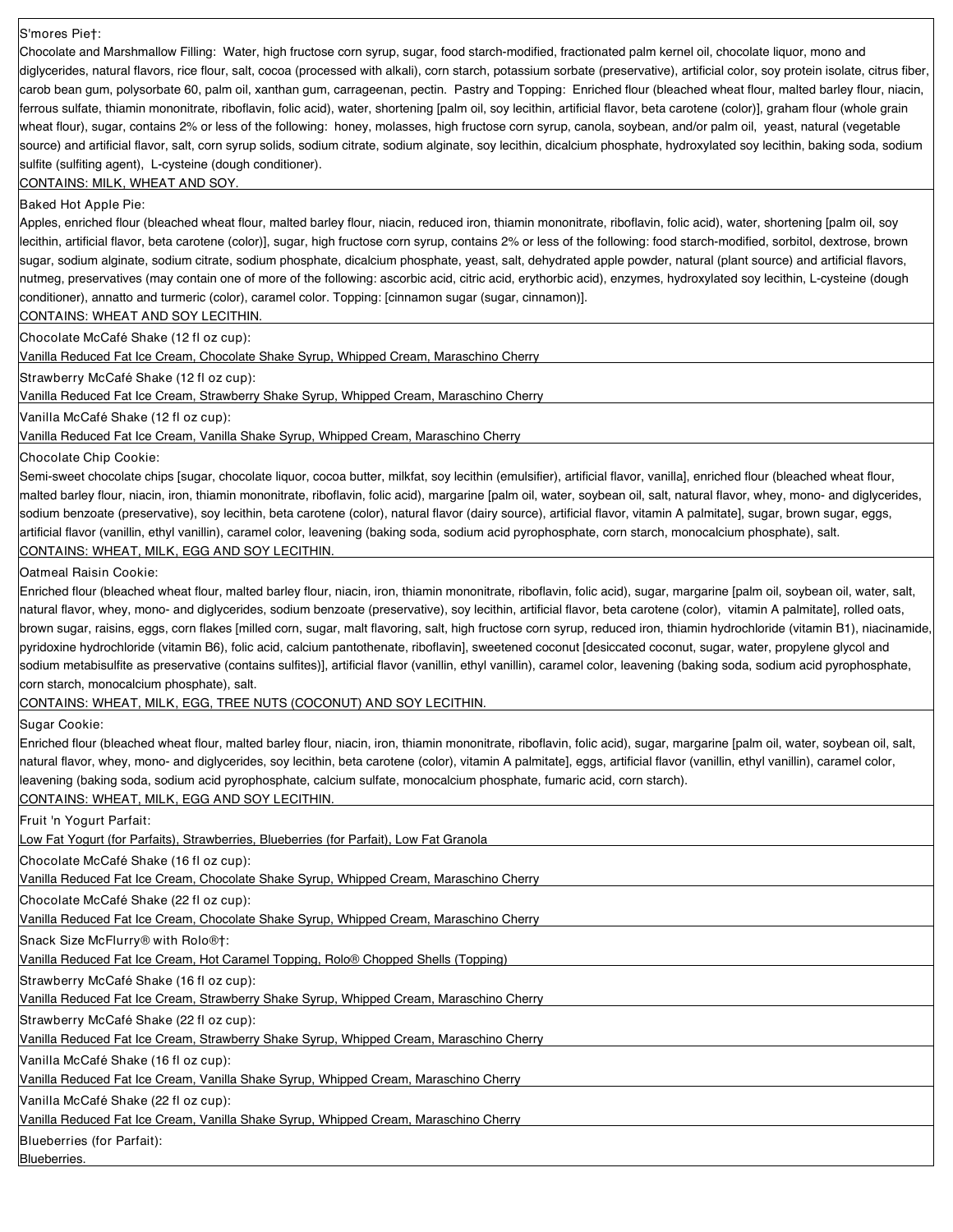S'mores Pie†:
Chocolate and Marshmallow Filling: Water, high fructose corn syrup, sugar, food starch-modified, fractionated palm kernel oil, chocolate liquor, mono and diglycerides, natural flavors, rice flour, salt, cocoa (processed with alkali), corn starch, potassium sorbate (preservative), artificial color, soy protein isolate, citrus fiber, carob bean gum, polysorbate 60, palm oil, xanthan gum, carrageenan, pectin. Pastry and Topping: Enriched flour (bleached wheat flour, malted barley flour, niacin, ferrous sulfate, thiamin mononitrate, riboflavin, folic acid), water, shortening [palm oil, soy lecithin, artificial flavor, beta carotene (color)], graham flour (whole grain wheat flour), sugar, contains 2% or less of the following: honey, molasses, high fructose corn syrup, canola, soybean, and/or palm oil, yeast, natural (vegetable source) and artificial flavor, salt, corn syrup solids, sodium citrate, sodium alginate, soy lecithin, dicalcium phosphate, hydroxylated soy lecithin, baking soda, sodium sulfite (sulfiting agent), L-cysteine (dough conditioner).
CONTAINS: MILK, WHEAT AND SOY.

Baked Hot Apple Pie:
Apples, enriched flour (bleached wheat flour, malted barley flour, niacin, reduced iron, thiamin mononitrate, riboflavin, folic acid), water, shortening [palm oil, soy lecithin, artificial flavor, beta carotene (color)], sugar, high fructose corn syrup, contains 2% or less of the following: food starch-modified, sorbitol, dextrose, brown sugar, sodium alginate, sodium citrate, sodium phosphate, dicalcium phosphate, yeast, salt, dehydrated apple powder, natural (plant source) and artificial flavors, nutmeg, preservatives (may contain one of more of the following: ascorbic acid, citric acid, erythorbic acid), enzymes, hydroxylated soy lecithin, L-cysteine (dough conditioner), annatto and turmeric (color), caramel color. Topping: [cinnamon sugar (sugar, cinnamon)].
CONTAINS: WHEAT AND SOY LECITHIN.

Chocolate McCafé Shake (12 fl oz cup):
Vanilla Reduced Fat Ice Cream, Chocolate Shake Syrup, Whipped Cream, Maraschino Cherry

Strawberry McCafé Shake (12 fl oz cup):
Vanilla Reduced Fat Ice Cream, Strawberry Shake Syrup, Whipped Cream, Maraschino Cherry

Vanilla McCafé Shake (12 fl oz cup):
Vanilla Reduced Fat Ice Cream, Vanilla Shake Syrup, Whipped Cream, Maraschino Cherry

Chocolate Chip Cookie:
Semi-sweet chocolate chips [sugar, chocolate liquor, cocoa butter, milkfat, soy lecithin (emulsifier), artificial flavor, vanilla], enriched flour (bleached wheat flour, malted barley flour, niacin, iron, thiamin mononitrate, riboflavin, folic acid), margarine [palm oil, water, soybean oil, salt, natural flavor, whey, mono- and diglycerides, sodium benzoate (preservative), soy lecithin, beta carotene (color), natural flavor (dairy source), artificial flavor, vitamin A palmitate], sugar, brown sugar, eggs, artificial flavor (vanillin, ethyl vanillin), caramel color, leavening (baking soda, sodium acid pyrophosphate, corn starch, monocalcium phosphate), salt.
CONTAINS: WHEAT, MILK, EGG AND SOY LECITHIN.

Oatmeal Raisin Cookie:
Enriched flour (bleached wheat flour, malted barley flour, niacin, iron, thiamin mononitrate, riboflavin, folic acid), sugar, margarine [palm oil, soybean oil, water, salt, natural flavor, whey, mono- and diglycerides, sodium benzoate (preservative), soy lecithin, artificial flavor, beta carotene (color), vitamin A palmitate], rolled oats, brown sugar, raisins, eggs, corn flakes [milled corn, sugar, malt flavoring, salt, high fructose corn syrup, reduced iron, thiamin hydrochloride (vitamin B1), niacinamide, pyridoxine hydrochloride (vitamin B6), folic acid, calcium pantothenate, riboflavin], sweetened coconut [desiccated coconut, sugar, water, propylene glycol and sodium metabisulfite as preservative (contains sulfites)], artificial flavor (vanillin, ethyl vanillin), caramel color, leavening (baking soda, sodium acid pyrophosphate, corn starch, monocalcium phosphate), salt.
CONTAINS: WHEAT, MILK, EGG, TREE NUTS (COCONUT) AND SOY LECITHIN.

Sugar Cookie:
Enriched flour (bleached wheat flour, malted barley flour, niacin, iron, thiamin mononitrate, riboflavin, folic acid), sugar, margarine [palm oil, water, soybean oil, salt, natural flavor, whey, mono- and diglycerides, soy lecithin, beta carotene (color), vitamin A palmitate], eggs, artificial flavor (vanillin, ethyl vanillin), caramel color, leavening (baking soda, sodium acid pyrophosphate, calcium sulfate, monocalcium phosphate, fumaric acid, corn starch).
CONTAINS: WHEAT, MILK, EGG AND SOY LECITHIN.

Fruit 'n Yogurt Parfait:
Low Fat Yogurt (for Parfaits), Strawberries, Blueberries (for Parfait), Low Fat Granola

Chocolate McCafé Shake (16 fl oz cup):
Vanilla Reduced Fat Ice Cream, Chocolate Shake Syrup, Whipped Cream, Maraschino Cherry

Chocolate McCafé Shake (22 fl oz cup):
Vanilla Reduced Fat Ice Cream, Chocolate Shake Syrup, Whipped Cream, Maraschino Cherry

Snack Size McFlurry® with Rolo®†:
Vanilla Reduced Fat Ice Cream, Hot Caramel Topping, Rolo® Chopped Shells (Topping)

Strawberry McCafé Shake (16 fl oz cup):
Vanilla Reduced Fat Ice Cream, Strawberry Shake Syrup, Whipped Cream, Maraschino Cherry

Strawberry McCafé Shake (22 fl oz cup):
Vanilla Reduced Fat Ice Cream, Strawberry Shake Syrup, Whipped Cream, Maraschino Cherry

Vanilla McCafé Shake (16 fl oz cup):
Vanilla Reduced Fat Ice Cream, Vanilla Shake Syrup, Whipped Cream, Maraschino Cherry

Vanilla McCafé Shake (22 fl oz cup):
Vanilla Reduced Fat Ice Cream, Vanilla Shake Syrup, Whipped Cream, Maraschino Cherry

Blueberries (for Parfait):
Blueberries.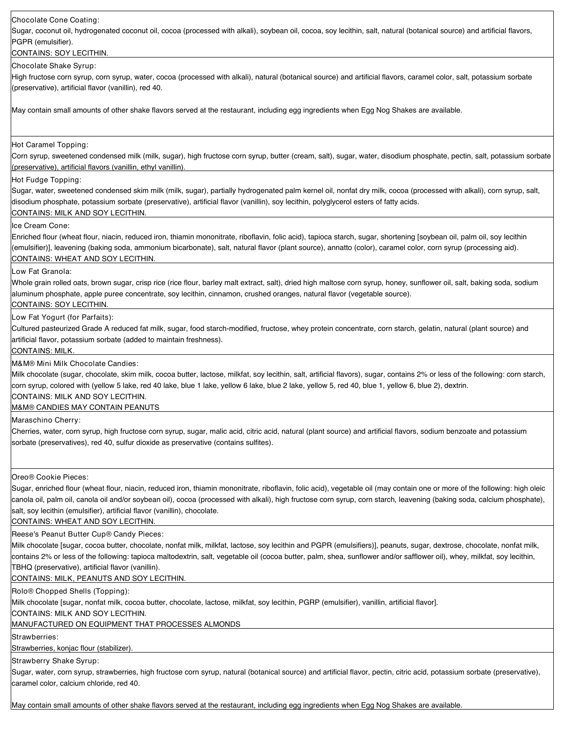Chocolate Cone Coating:
Sugar, coconut oil, hydrogenated coconut oil, cocoa (processed with alkali), soybean oil, cocoa, soy lecithin, salt, natural (botanical source) and artificial flavors, PGPR (emulsifier).
CONTAINS: SOY LECITHIN.

Chocolate Shake Syrup:
High fructose corn syrup, corn syrup, water, cocoa (processed with alkali), natural (botanical source) and artificial flavors, caramel color, salt, potassium sorbate (preservative), artificial flavor (vanillin), red 40.

May contain small amounts of other shake flavors served at the restaurant, including egg ingredients when Egg Nog Shakes are available.

Hot Caramel Topping:
Corn syrup, sweetened condensed milk (milk, sugar), high fructose corn syrup, butter (cream, salt), sugar, water, disodium phosphate, pectin, salt, potassium sorbate (preservative), artificial flavors (vanillin, ethyl vanillin).

Hot Fudge Topping:
Sugar, water, sweetened condensed skim milk (milk, sugar), partially hydrogenated palm kernel oil, nonfat dry milk, cocoa (processed with alkali), corn syrup, salt, disodium phosphate, potassium sorbate (preservative), artificial flavor (vanillin), soy lecithin, polyglycerol esters of fatty acids.
CONTAINS: MILK AND SOY LECITHIN.

Ice Cream Cone:
Enriched flour (wheat flour, niacin, reduced iron, thiamin mononitrate, riboflavin, folic acid), tapioca starch, sugar, shortening [soybean oil, palm oil, soy lecithin (emulsifier)], leavening (baking soda, ammonium bicarbonate), salt, natural flavor (plant source), annatto (color), caramel color, corn syrup (processing aid).
CONTAINS: WHEAT AND SOY LECITHIN.

Low Fat Granola:
Whole grain rolled oats, brown sugar, crisp rice (rice flour, barley malt extract, salt), dried high maltose corn syrup, honey, sunflower oil, salt, baking soda, sodium aluminum phosphate, apple puree concentrate, soy lecithin, cinnamon, crushed oranges, natural flavor (vegetable source).
CONTAINS: SOY LECITHIN.

Low Fat Yogurt (for Parfaits):
Cultured pasteurized Grade A reduced fat milk, sugar, food starch-modified, fructose, whey protein concentrate, corn starch, gelatin, natural (plant source) and artificial flavor, potassium sorbate (added to maintain freshness).
CONTAINS: MILK.

M&M® Mini Milk Chocolate Candies:
Milk chocolate (sugar, chocolate, skim milk, cocoa butter, lactose, milkfat, soy lecithin, salt, artificial flavors), sugar, contains 2% or less of the following: corn starch, corn syrup, colored with (yellow 5 lake, red 40 lake, blue 1 lake, yellow 6 lake, blue 2 lake, yellow 5, red 40, blue 1, yellow 6, blue 2), dextrin.
CONTAINS: MILK AND SOY LECITHIN.
M&M® CANDIES MAY CONTAIN PEANUTS

Maraschino Cherry:
Cherries, water, corn syrup, high fructose corn syrup, sugar, malic acid, citric acid, natural (plant source) and artificial flavors, sodium benzoate and potassium sorbate (preservatives), red 40, sulfur dioxide as preservative (contains sulfites).

Oreo® Cookie Pieces:
Sugar, enriched flour (wheat flour, niacin, reduced iron, thiamin mononitrate, riboflavin, folic acid), vegetable oil (may contain one or more of the following: high oleic canola oil, palm oil, canola oil and/or soybean oil), cocoa (processed with alkali), high fructose corn syrup, corn starch, leavening (baking soda, calcium phosphate), salt, soy lecithin (emulsifier), artificial flavor (vanillin), chocolate.
CONTAINS: WHEAT AND SOY LECITHIN.

Reese's Peanut Butter Cup® Candy Pieces:
Milk chocolate [sugar, cocoa butter, chocolate, nonfat milk, milkfat, lactose, soy lecithin and PGPR (emulsifiers)], peanuts, sugar, dextrose, chocolate, nonfat milk, contains 2% or less of the following: tapioca maltodextrin, salt, vegetable oil (cocoa butter, palm, shea, sunflower and/or safflower oil), whey, milkfat, soy lecithin, TBHQ (preservative), artificial flavor (vanillin).
CONTAINS: MILK, PEANUTS AND SOY LECITHIN.

Rolo® Chopped Shells (Topping):
Milk chocolate [sugar, nonfat milk, cocoa butter, chocolate, lactose, milkfat, soy lecithin, PGRP (emulsifier), vanillin, artificial flavor].
CONTAINS: MILK AND SOY LECITHIN.
MANUFACTURED ON EQUIPMENT THAT PROCESSES ALMONDS

Strawberries:
Strawberries, konjac flour (stabilizer).

Strawberry Shake Syrup:
Sugar, water, corn syrup, strawberries, high fructose corn syrup, natural (botanical source) and artificial flavor, pectin, citric acid, potassium sorbate (preservative), caramel color, calcium chloride, red 40.

May contain small amounts of other shake flavors served at the restaurant, including egg ingredients when Egg Nog Shakes are available.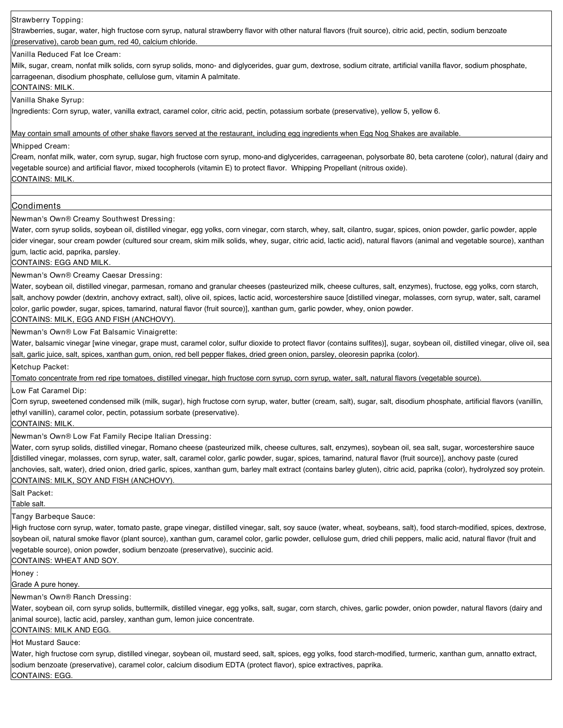Strawberry Topping:
Strawberries, sugar, water, high fructose corn syrup, natural strawberry flavor with other natural flavors (fruit source), citric acid, pectin, sodium benzoate (preservative), carob bean gum, red 40, calcium chloride.

Vanilla Reduced Fat Ice Cream:
Milk, sugar, cream, nonfat milk solids, corn syrup solids, mono- and diglycerides, guar gum, dextrose, sodium citrate, artificial vanilla flavor, sodium phosphate, carrageenan, disodium phosphate, cellulose gum, vitamin A palmitate.
CONTAINS: MILK.

Vanilla Shake Syrup:
Ingredients: Corn syrup, water, vanilla extract, caramel color, citric acid, pectin, potassium sorbate (preservative), yellow 5, yellow 6.

May contain small amounts of other shake flavors served at the restaurant, including egg ingredients when Egg Nog Shakes are available.

Whipped Cream:
Cream, nonfat milk, water, corn syrup, sugar, high fructose corn syrup, mono-and diglycerides, carrageenan, polysorbate 80, beta carotene (color), natural (dairy and vegetable source) and artificial flavor, mixed tocopherols (vitamin E) to protect flavor. Whipping Propellant (nitrous oxide).
CONTAINS: MILK.

## Condiments

Newman's Own® Creamy Southwest Dressing:
Water, corn syrup solids, soybean oil, distilled vinegar, egg yolks, corn vinegar, corn starch, whey, salt, cilantro, sugar, spices, onion powder, garlic powder, apple cider vinegar, sour cream powder (cultured sour cream, skim milk solids, whey, sugar, citric acid, lactic acid), natural flavors (animal and vegetable source), xanthan gum, lactic acid, paprika, parsley.
CONTAINS: EGG AND MILK.

Newman's Own® Creamy Caesar Dressing:
Water, soybean oil, distilled vinegar, parmesan, romano and granular cheeses (pasteurized milk, cheese cultures, salt, enzymes), fructose, egg yolks, corn starch, salt, anchovy powder (dextrin, anchovy extract, salt), olive oil, spices, lactic acid, worcestershire sauce [distilled vinegar, molasses, corn syrup, water, salt, caramel color, garlic powder, sugar, spices, tamarind, natural flavor (fruit source)], xanthan gum, garlic powder, whey, onion powder.
CONTAINS: MILK, EGG AND FISH (ANCHOVY).

Newman's Own® Low Fat Balsamic Vinaigrette:
Water, balsamic vinegar [wine vinegar, grape must, caramel color, sulfur dioxide to protect flavor (contains sulfites)], sugar, soybean oil, distilled vinegar, olive oil, sea salt, garlic juice, salt, spices, xanthan gum, onion, red bell pepper flakes, dried green onion, parsley, oleoresin paprika (color).

Ketchup Packet:
Tomato concentrate from red ripe tomatoes, distilled vinegar, high fructose corn syrup, corn syrup, water, salt, natural flavors (vegetable source).

Low Fat Caramel Dip:
Corn syrup, sweetened condensed milk (milk, sugar), high fructose corn syrup, water, butter (cream, salt), sugar, salt, disodium phosphate, artificial flavors (vanillin, ethyl vanillin), caramel color, pectin, potassium sorbate (preservative).
CONTAINS: MILK.

Newman's Own® Low Fat Family Recipe Italian Dressing:
Water, corn syrup solids, distilled vinegar, Romano cheese (pasteurized milk, cheese cultures, salt, enzymes), soybean oil, sea salt, sugar, worcestershire sauce [distilled vinegar, molasses, corn syrup, water, salt, caramel color, garlic powder, sugar, spices, tamarind, natural flavor (fruit source)], anchovy paste (cured anchovies, salt, water), dried onion, dried garlic, spices, xanthan gum, barley malt extract (contains barley gluten), citric acid, paprika (color), hydrolyzed soy protein.
CONTAINS: MILK, SOY AND FISH (ANCHOVY).

Salt Packet:
Table salt.

Tangy Barbeque Sauce:
High fructose corn syrup, water, tomato paste, grape vinegar, distilled vinegar, salt, soy sauce (water, wheat, soybeans, salt), food starch-modified, spices, dextrose, soybean oil, natural smoke flavor (plant source), xanthan gum, caramel color, garlic powder, cellulose gum, dried chili peppers, malic acid, natural flavor (fruit and vegetable source), onion powder, sodium benzoate (preservative), succinic acid.
CONTAINS: WHEAT AND SOY.

Honey :
Grade A pure honey.

Newman's Own® Ranch Dressing:
Water, soybean oil, corn syrup solids, buttermilk, distilled vinegar, egg yolks, salt, sugar, corn starch, chives, garlic powder, onion powder, natural flavors (dairy and animal source), lactic acid, parsley, xanthan gum, lemon juice concentrate.
CONTAINS: MILK AND EGG.

Hot Mustard Sauce:
Water, high fructose corn syrup, distilled vinegar, soybean oil, mustard seed, salt, spices, egg yolks, food starch-modified, turmeric, xanthan gum, annatto extract, sodium benzoate (preservative), caramel color, calcium disodium EDTA (protect flavor), spice extractives, paprika.
CONTAINS: EGG.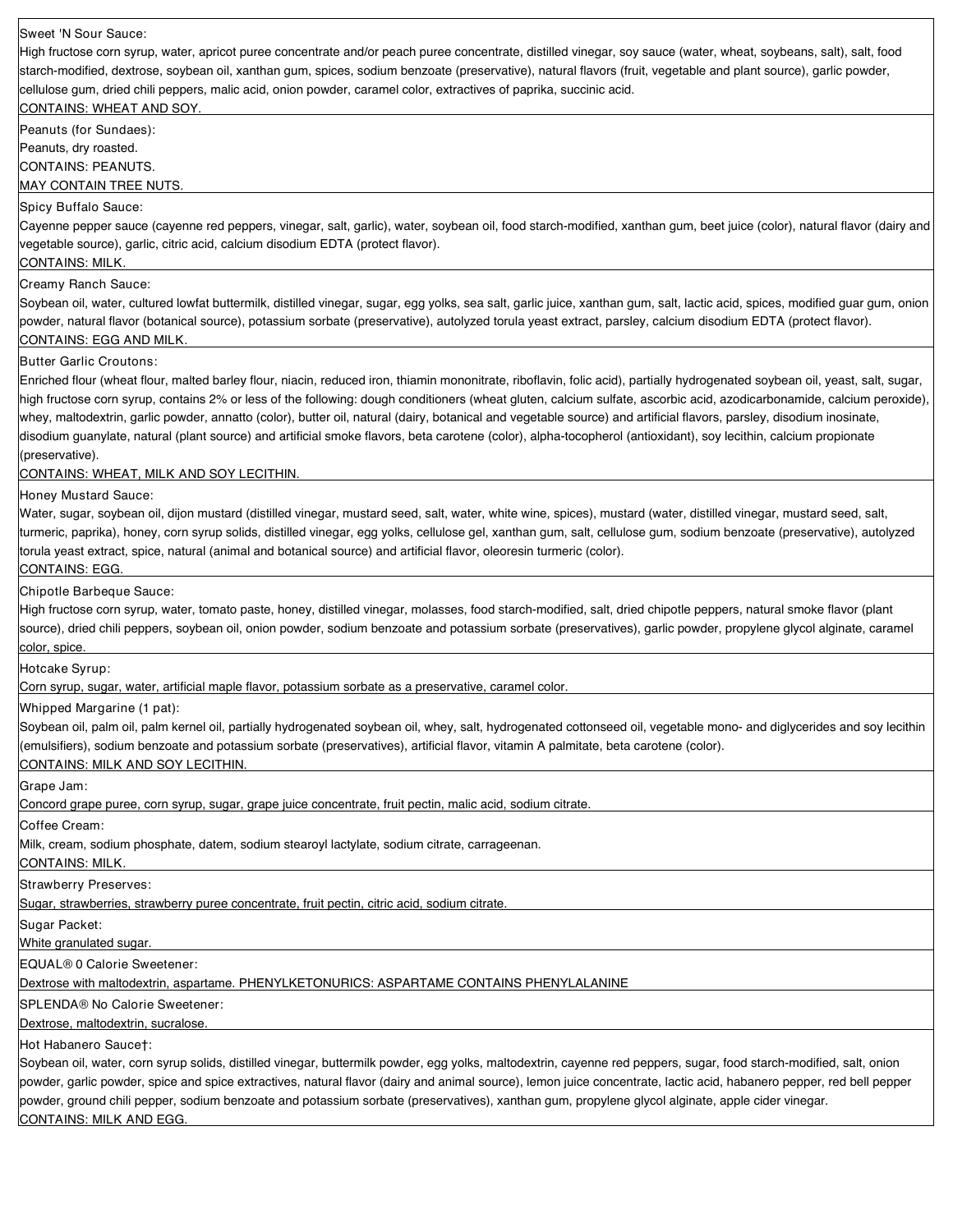Sweet 'N Sour Sauce:
High fructose corn syrup, water, apricot puree concentrate and/or peach puree concentrate, distilled vinegar, soy sauce (water, wheat, soybeans, salt), salt, food starch-modified, dextrose, soybean oil, xanthan gum, spices, sodium benzoate (preservative), natural flavors (fruit, vegetable and plant source), garlic powder, cellulose gum, dried chili peppers, malic acid, onion powder, caramel color, extractives of paprika, succinic acid.
CONTAINS: WHEAT AND SOY.

Peanuts (for Sundaes):
Peanuts, dry roasted.
CONTAINS: PEANUTS.
MAY CONTAIN TREE NUTS.

Spicy Buffalo Sauce:
Cayenne pepper sauce (cayenne red peppers, vinegar, salt, garlic), water, soybean oil, food starch-modified, xanthan gum, beet juice (color), natural flavor (dairy and vegetable source), garlic, citric acid, calcium disodium EDTA (protect flavor).
CONTAINS: MILK.

Creamy Ranch Sauce:
Soybean oil, water, cultured lowfat buttermilk, distilled vinegar, sugar, egg yolks, sea salt, garlic juice, xanthan gum, salt, lactic acid, spices, modified guar gum, onion powder, natural flavor (botanical source), potassium sorbate (preservative), autolyzed torula yeast extract, parsley, calcium disodium EDTA (protect flavor).
CONTAINS: EGG AND MILK.

Butter Garlic Croutons:
Enriched flour (wheat flour, malted barley flour, niacin, reduced iron, thiamin mononitrate, riboflavin, folic acid), partially hydrogenated soybean oil, yeast, salt, sugar, high fructose corn syrup, contains 2% or less of the following: dough conditioners (wheat gluten, calcium sulfate, ascorbic acid, azodicarbonamide, calcium peroxide), whey, maltodextrin, garlic powder, annatto (color), butter oil, natural (dairy, botanical and vegetable source) and artificial flavors, parsley, disodium inosinate, disodium guanylate, natural (plant source) and artificial smoke flavors, beta carotene (color), alpha-tocopherol (antioxidant), soy lecithin, calcium propionate (preservative).
CONTAINS: WHEAT, MILK AND SOY LECITHIN.

Honey Mustard Sauce:
Water, sugar, soybean oil, dijon mustard (distilled vinegar, mustard seed, salt, water, white wine, spices), mustard (water, distilled vinegar, mustard seed, salt, turmeric, paprika), honey, corn syrup solids, distilled vinegar, egg yolks, cellulose gel, xanthan gum, salt, cellulose gum, sodium benzoate (preservative), autolyzed torula yeast extract, spice, natural (animal and botanical source) and artificial flavor, oleoresin turmeric (color).
CONTAINS: EGG.

Chipotle Barbeque Sauce:
High fructose corn syrup, water, tomato paste, honey, distilled vinegar, molasses, food starch-modified, salt, dried chipotle peppers, natural smoke flavor (plant source), dried chili peppers, soybean oil, onion powder, sodium benzoate and potassium sorbate (preservatives), garlic powder, propylene glycol alginate, caramel color, spice.

Hotcake Syrup:
Corn syrup, sugar, water, artificial maple flavor, potassium sorbate as a preservative, caramel color.

Whipped Margarine (1 pat):
Soybean oil, palm oil, palm kernel oil, partially hydrogenated soybean oil, whey, salt, hydrogenated cottonseed oil, vegetable mono- and diglycerides and soy lecithin (emulsifiers), sodium benzoate and potassium sorbate (preservatives), artificial flavor, vitamin A palmitate, beta carotene (color).
CONTAINS: MILK AND SOY LECITHIN.

Grape Jam:
Concord grape puree, corn syrup, sugar, grape juice concentrate, fruit pectin, malic acid, sodium citrate.

Coffee Cream:
Milk, cream, sodium phosphate, datem, sodium stearoyl lactylate, sodium citrate, carrageenan.
CONTAINS: MILK.

Strawberry Preserves:
Sugar, strawberries, strawberry puree concentrate, fruit pectin, citric acid, sodium citrate.

Sugar Packet:
White granulated sugar.

EQUAL® 0 Calorie Sweetener:
Dextrose with maltodextrin, aspartame. PHENYLKETONURICS: ASPARTAME CONTAINS PHENYLALANINE

SPLENDA® No Calorie Sweetener:
Dextrose, maltodextrin, sucralose.

Hot Habanero Sauce†:
Soybean oil, water, corn syrup solids, distilled vinegar, buttermilk powder, egg yolks, maltodextrin, cayenne red peppers, sugar, food starch-modified, salt, onion powder, garlic powder, spice and spice extractives, natural flavor (dairy and animal source), lemon juice concentrate, lactic acid, habanero pepper, red bell pepper powder, ground chili pepper, sodium benzoate and potassium sorbate (preservatives), xanthan gum, propylene glycol alginate, apple cider vinegar.
CONTAINS: MILK AND EGG.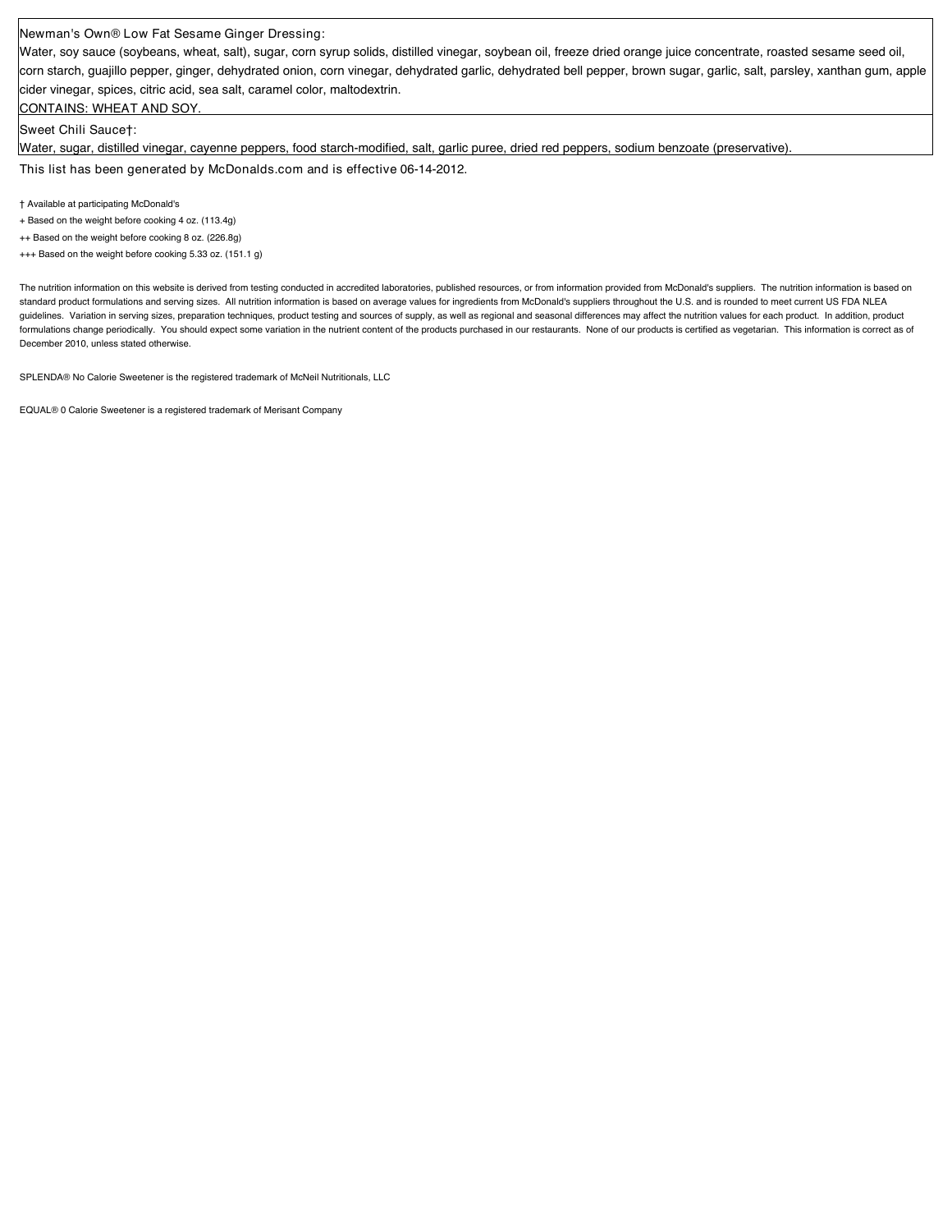Newman's Own® Low Fat Sesame Ginger Dressing:

Water, soy sauce (soybeans, wheat, salt), sugar, corn syrup solids, distilled vinegar, soybean oil, freeze dried orange juice concentrate, roasted sesame seed oil, corn starch, guajillo pepper, ginger, dehydrated onion, corn vinegar, dehydrated garlic, dehydrated bell pepper, brown sugar, garlic, salt, parsley, xanthan gum, apple cider vinegar, spices, citric acid, sea salt, caramel color, maltodextrin.

CONTAINS: WHEAT AND SOY.

Sweet Chili Sauce†:

Water, sugar, distilled vinegar, cayenne peppers, food starch-modified, salt, garlic puree, dried red peppers, sodium benzoate (preservative).

This list has been generated by McDonalds.com and is effective 06-14-2012.

† Available at participating McDonald's

+ Based on the weight before cooking 4 oz. (113.4g)

++ Based on the weight before cooking 8 oz. (226.8g)

+++ Based on the weight before cooking 5.33 oz. (151.1 g)

The nutrition information on this website is derived from testing conducted in accredited laboratories, published resources, or from information provided from McDonald's suppliers. The nutrition information is based on standard product formulations and serving sizes. All nutrition information is based on average values for ingredients from McDonald's suppliers throughout the U.S. and is rounded to meet current US FDA NLEA guidelines. Variation in serving sizes, preparation techniques, product testing and sources of supply, as well as regional and seasonal differences may affect the nutrition values for each product. In addition, product formulations change periodically. You should expect some variation in the nutrient content of the products purchased in our restaurants. None of our products is certified as vegetarian. This information is correct as of December 2010, unless stated otherwise.

SPLENDA® No Calorie Sweetener is the registered trademark of McNeil Nutritionals, LLC

EQUAL® 0 Calorie Sweetener is a registered trademark of Merisant Company